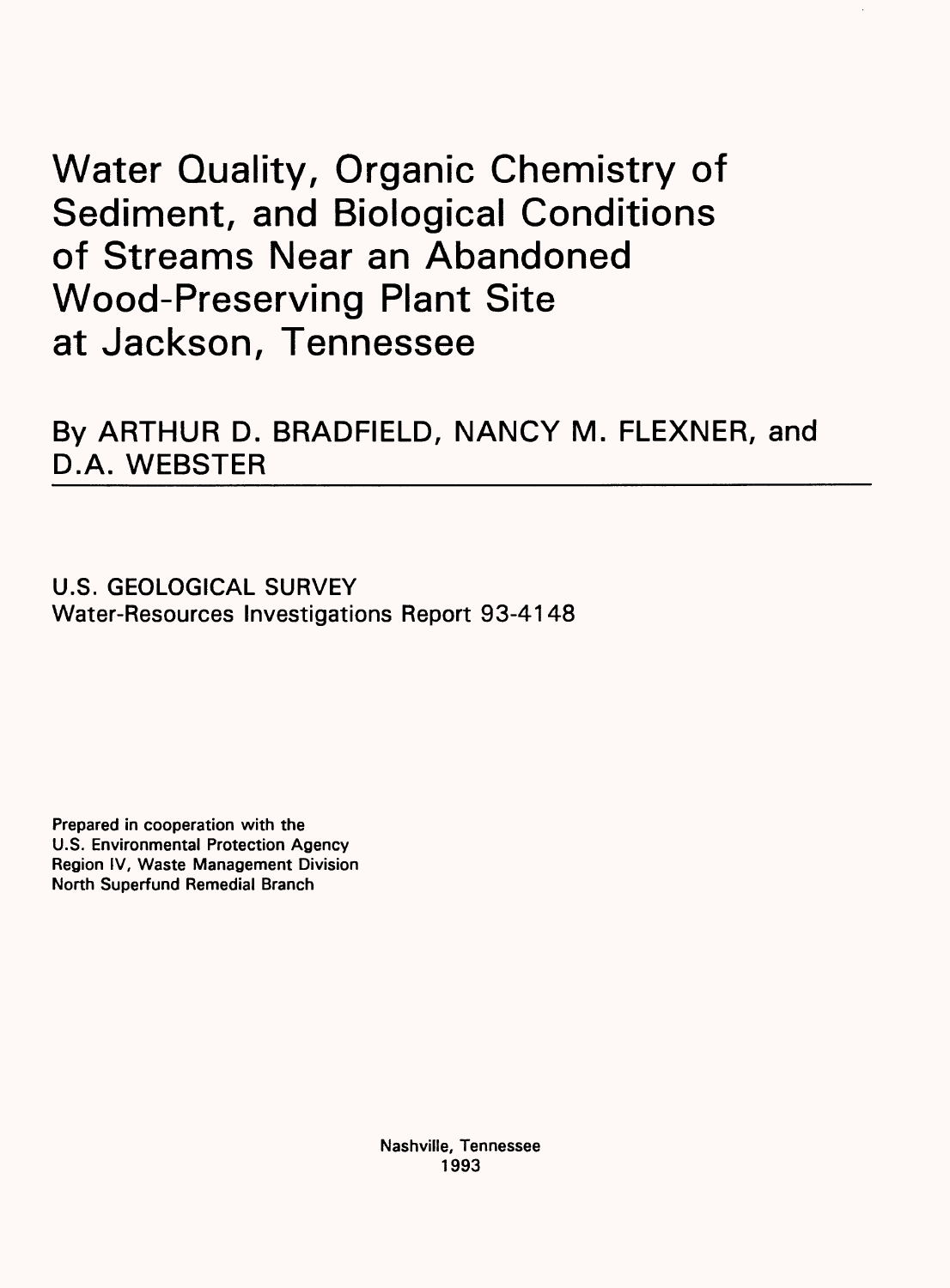# Water Quality, Organic Chemistry of Sediment, and Biological Conditions of Streams Near an Abandoned Wood-Preserving Plant Site at Jackson, Tennessee

By ARTHUR D. BRADFIELD, NANCY M. FLEXNER, and D.A. WEBSTER

U.S. GEOLOGICAL SURVEY
Water-Resources Investigations Report 93-4148

Prepared in cooperation with the
U.S. Environmental Protection Agency
Region IV, Waste Management Division
North Superfund Remedial Branch

Nashville, Tennessee
1993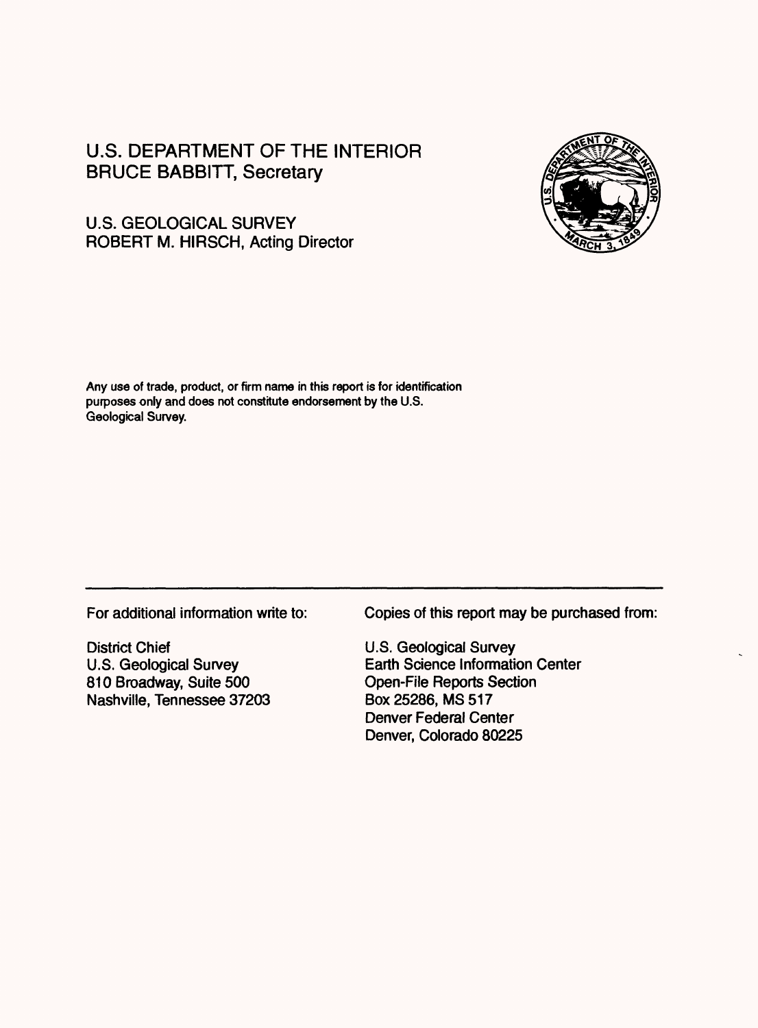U.S. DEPARTMENT OF THE INTERIOR
BRUCE BABBITT, Secretary

U.S. GEOLOGICAL SURVEY
ROBERT M. HIRSCH, Acting Director

Any use of trade, product, or firm name in this report is for identification purposes only and does not constitute endorsement by the U.S. Geological Survey.

---

For additional information write to:

District Chief
U.S. Geological Survey
810 Broadway, Suite 500
Nashville, Tennessee 37203

Copies of this report may be purchased from:

U.S. Geological Survey
Earth Science Information Center
Open-File Reports Section
Box 25286, MS 517
Denver Federal Center
Denver, Colorado 80225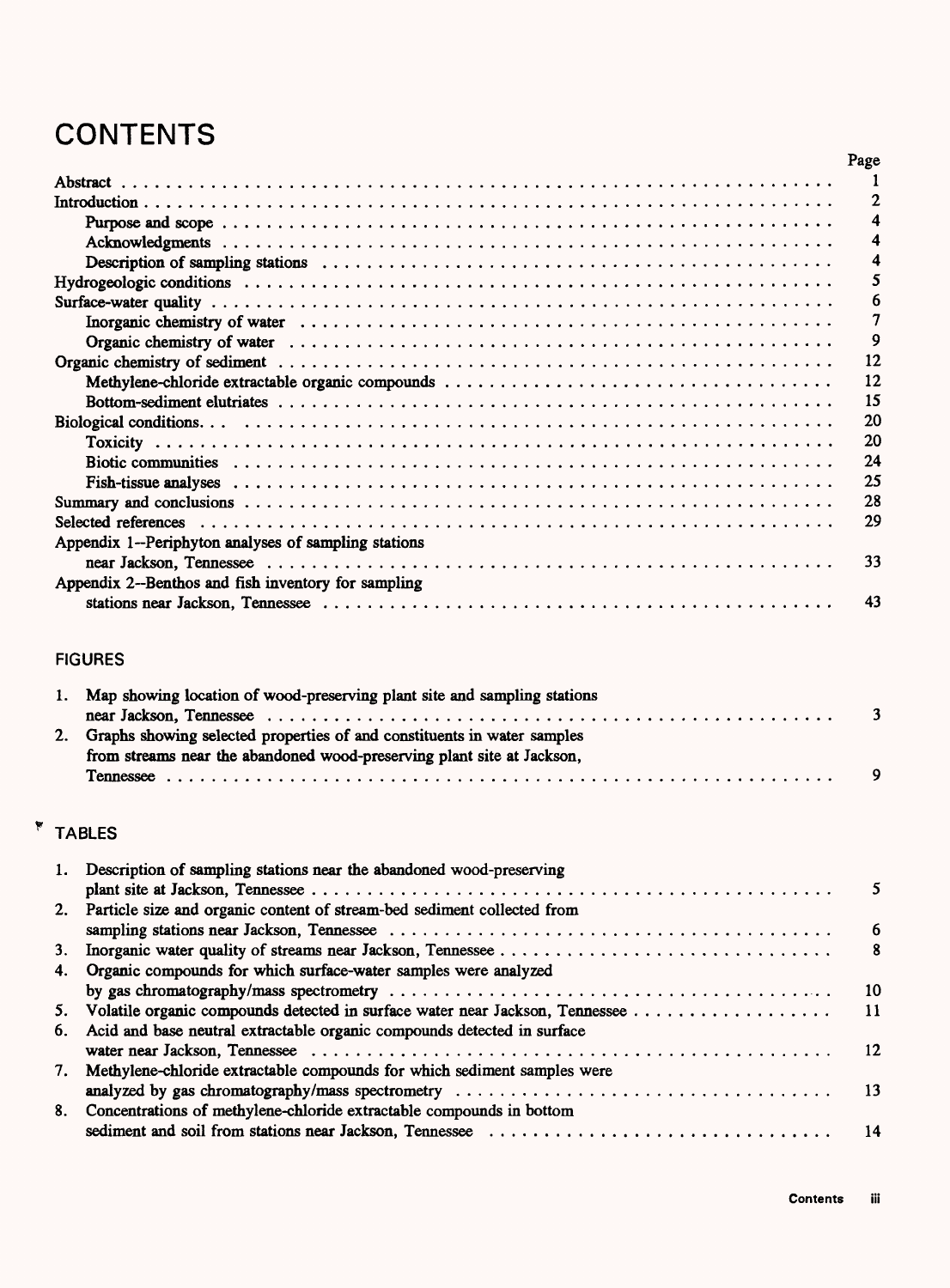# CONTENTS

| | Page |
|---|---|
| Abstract | 1 |
| Introduction | 2 |
| Purpose and scope | 4 |
| Acknowledgments | 4 |
| Description of sampling stations | 4 |
| Hydrogeologic conditions | 5 |
| Surface-water quality | 6 |
| Inorganic chemistry of water | 7 |
| Organic chemistry of water | 9 |
| Organic chemistry of sediment | 12 |
| Methylene-chloride extractable organic compounds | 12 |
| Bottom-sediment elutriates | 15 |
| Biological conditions | 20 |
| Toxicity | 20 |
| Biotic communities | 24 |
| Fish-tissue analyses | 25 |
| Summary and conclusions | 28 |
| Selected references | 29 |
| Appendix 1--Periphyton analyses of sampling stations near Jackson, Tennessee | 33 |
| Appendix 2--Benthos and fish inventory for sampling stations near Jackson, Tennessee | 43 |

## FIGURES

1. Map showing location of wood-preserving plant site and sampling stations near Jackson, Tennessee ..... 3
2. Graphs showing selected properties of and constituents in water samples from streams near the abandoned wood-preserving plant site at Jackson, Tennessee ..... 9

## TABLES

1. Description of sampling stations near the abandoned wood-preserving plant site at Jackson, Tennessee ..... 5
2. Particle size and organic content of stream-bed sediment collected from sampling stations near Jackson, Tennessee ..... 6
3. Inorganic water quality of streams near Jackson, Tennessee ..... 8
4. Organic compounds for which surface-water samples were analyzed by gas chromatography/mass spectrometry ..... 10
5. Volatile organic compounds detected in surface water near Jackson, Tennessee ..... 11
6. Acid and base neutral extractable organic compounds detected in surface water near Jackson, Tennessee ..... 12
7. Methylene-chloride extractable compounds for which sediment samples were analyzed by gas chromatography/mass spectrometry ..... 13
8. Concentrations of methylene-chloride extractable compounds in bottom sediment and soil from stations near Jackson, Tennessee ..... 14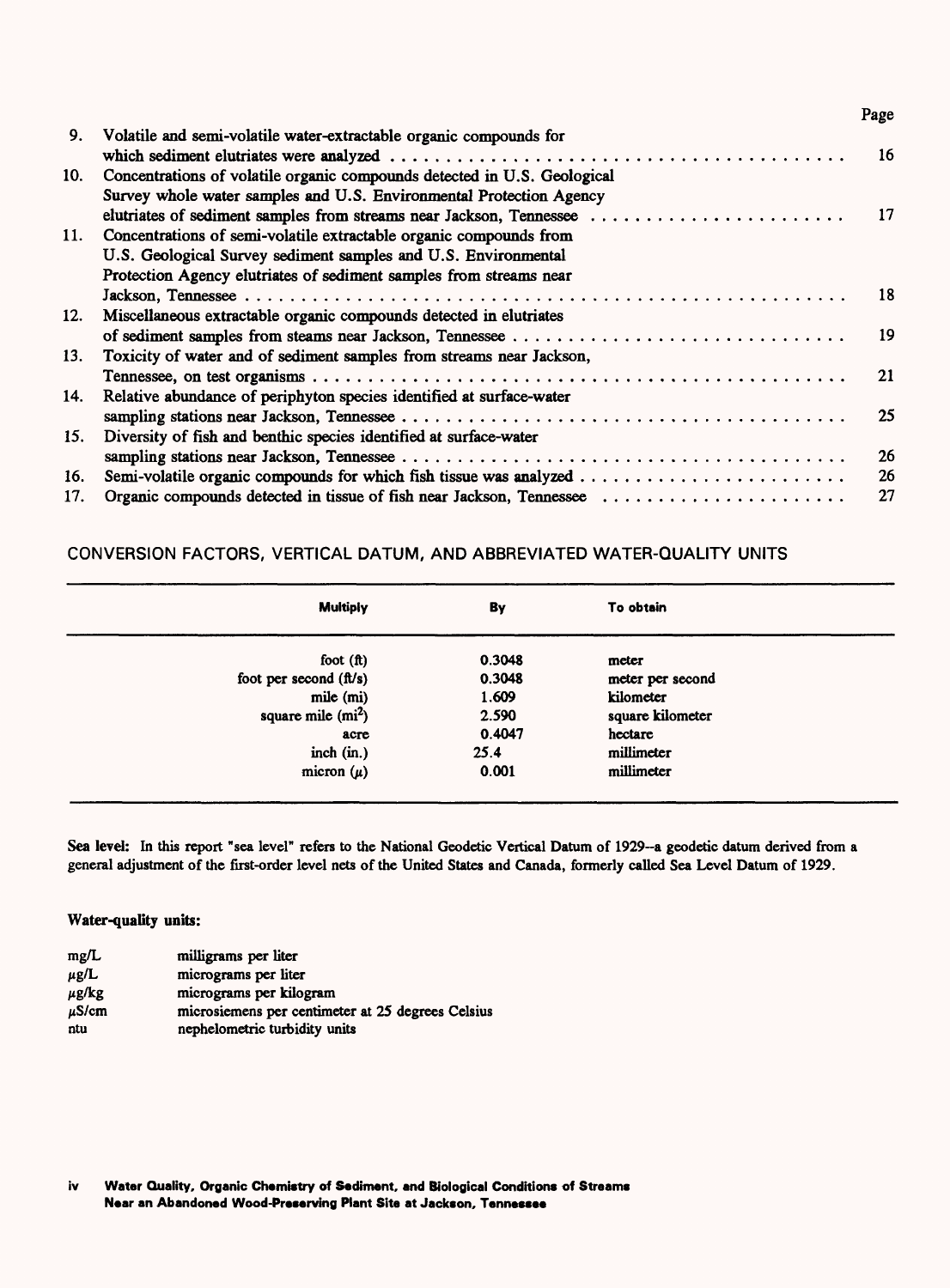| | | Page |
|---|---|---|
| 9. | Volatile and semi-volatile water-extractable organic compounds for which sediment elutriates were analyzed | 16 |
| 10. | Concentrations of volatile organic compounds detected in U.S. Geological Survey whole water samples and U.S. Environmental Protection Agency elutriates of sediment samples from streams near Jackson, Tennessee | 17 |
| 11. | Concentrations of semi-volatile extractable organic compounds from U.S. Geological Survey sediment samples and U.S. Environmental Protection Agency elutriates of sediment samples from streams near Jackson, Tennessee | 18 |
| 12. | Miscellaneous extractable organic compounds detected in elutriates of sediment samples from steams near Jackson, Tennessee | 19 |
| 13. | Toxicity of water and of sediment samples from streams near Jackson, Tennessee, on test organisms | 21 |
| 14. | Relative abundance of periphyton species identified at surface-water sampling stations near Jackson, Tennessee | 25 |
| 15. | Diversity of fish and benthic species identified at surface-water sampling stations near Jackson, Tennessee | 26 |
| 16. | Semi-volatile organic compounds for which fish tissue was analyzed | 26 |
| 17. | Organic compounds detected in tissue of fish near Jackson, Tennessee | 27 |

## CONVERSION FACTORS, VERTICAL DATUM, AND ABBREVIATED WATER-QUALITY UNITS

| Multiply | By | To obtain |
|---|---|---|
| foot (ft) | 0.3048 | meter |
| foot per second (ft/s) | 0.3048 | meter per second |
| mile (mi) | 1.609 | kilometer |
| square mile ($mi^2$) | 2.590 | square kilometer |
| acre | 0.4047 | hectare |
| inch (in.) | 25.4 | millimeter |
| micron ($\mu$) | 0.001 | millimeter |

**Sea level:** In this report "sea level" refers to the National Geodetic Vertical Datum of 1929--a geodetic datum derived from a general adjustment of the first-order level nets of the United States and Canada, formerly called Sea Level Datum of 1929.

**Water-quality units:**

| | |
|---|---|
| mg/L | milligrams per liter |
| $\mu$g/L | micrograms per liter |
| $\mu$g/kg | micrograms per kilogram |
| $\mu$S/cm | microsiemens per centimeter at 25 degrees Celsius |
| ntu | nephelometric turbidity units |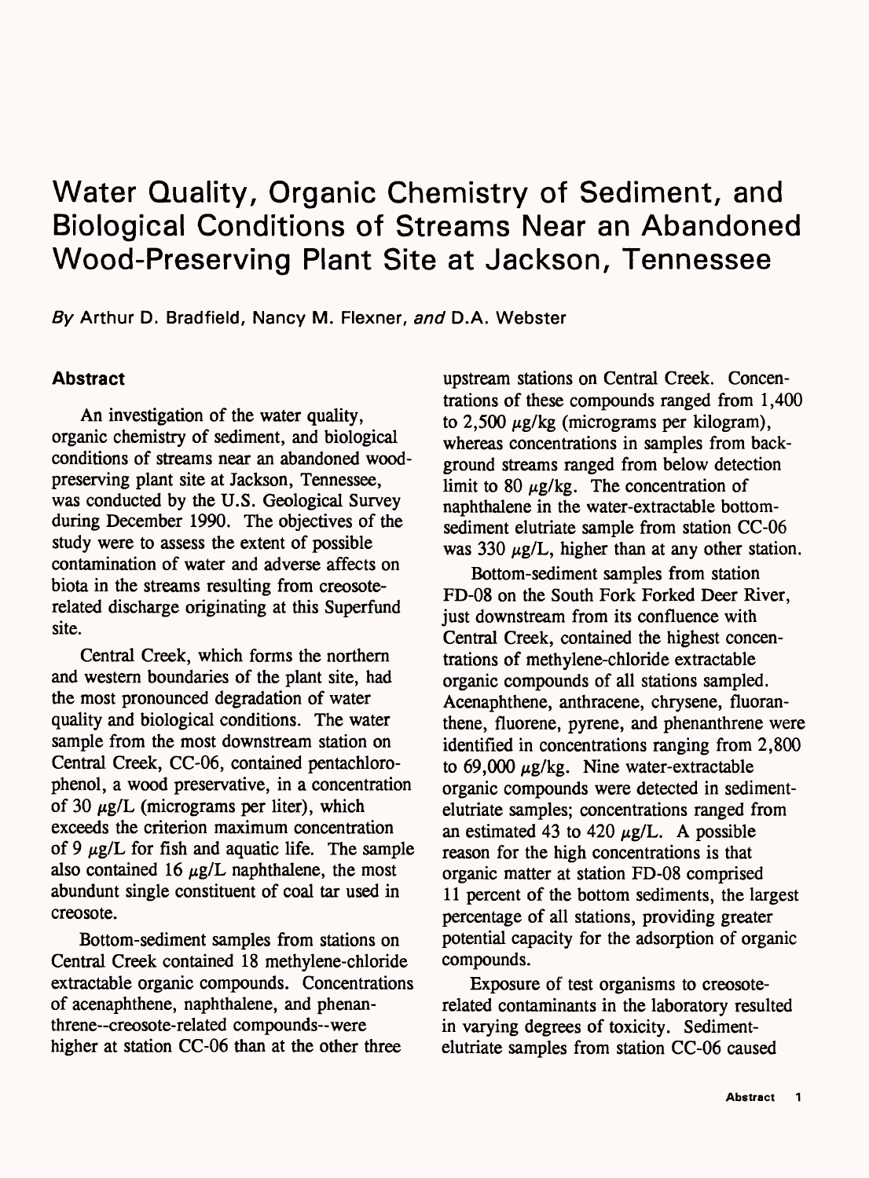# Water Quality, Organic Chemistry of Sediment, and Biological Conditions of Streams Near an Abandoned Wood-Preserving Plant Site at Jackson, Tennessee

*By* Arthur D. Bradfield, Nancy M. Flexner, *and* D.A. Webster

## Abstract

An investigation of the water quality, organic chemistry of sediment, and biological conditions of streams near an abandoned wood-preserving plant site at Jackson, Tennessee, was conducted by the U.S. Geological Survey during December 1990. The objectives of the study were to assess the extent of possible contamination of water and adverse affects on biota in the streams resulting from creosote-related discharge originating at this Superfund site.

Central Creek, which forms the northern and western boundaries of the plant site, had the most pronounced degradation of water quality and biological conditions. The water sample from the most downstream station on Central Creek, CC-06, contained pentachlorophenol, a wood preservative, in a concentration of 30 μg/L (micrograms per liter), which exceeds the criterion maximum concentration of 9 μg/L for fish and aquatic life. The sample also contained 16 μg/L naphthalene, the most abundunt single constituent of coal tar used in creosote.

Bottom-sediment samples from stations on Central Creek contained 18 methylene-chloride extractable organic compounds. Concentrations of acenaphthene, naphthalene, and phenanthrene--creosote-related compounds--were higher at station CC-06 than at the other three upstream stations on Central Creek. Concentrations of these compounds ranged from 1,400 to 2,500 μg/kg (micrograms per kilogram), whereas concentrations in samples from background streams ranged from below detection limit to 80 μg/kg. The concentration of naphthalene in the water-extractable bottom-sediment elutriate sample from station CC-06 was 330 μg/L, higher than at any other station.

Bottom-sediment samples from station FD-08 on the South Fork Forked Deer River, just downstream from its confluence with Central Creek, contained the highest concentrations of methylene-chloride extractable organic compounds of all stations sampled. Acenaphthene, anthracene, chrysene, fluoranthene, fluorene, pyrene, and phenanthrene were identified in concentrations ranging from 2,800 to 69,000 μg/kg. Nine water-extractable organic compounds were detected in sediment-elutriate samples; concentrations ranged from an estimated 43 to 420 μg/L. A possible reason for the high concentrations is that organic matter at station FD-08 comprised 11 percent of the bottom sediments, the largest percentage of all stations, providing greater potential capacity for the adsorption of organic compounds.

Exposure of test organisms to creosote-related contaminants in the laboratory resulted in varying degrees of toxicity. Sediment-elutriate samples from station CC-06 caused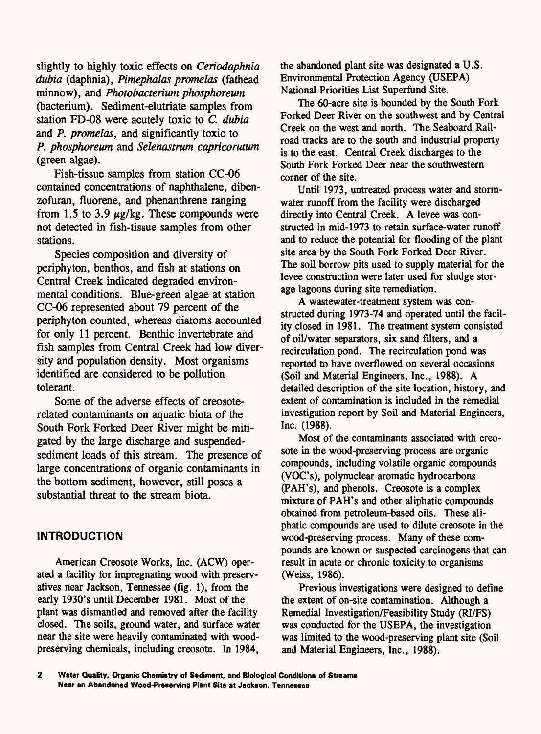slightly to highly toxic effects on *Ceriodaphnia dubia* (daphnia), *Pimephalas promelas* (fathead minnow), and *Photobacterium phosphoreum* (bacterium). Sediment-elutriate samples from station FD-08 were acutely toxic to *C. dubia* and *P. promelas*, and significantly toxic to *P. phosphoreum* and *Selenastrum capricorutum* (green algae).

Fish-tissue samples from station CC-06 contained concentrations of naphthalene, dibenzofuran, fluorene, and phenanthrene ranging from 1.5 to 3.9 $\mu$g/kg. These compounds were not detected in fish-tissue samples from other stations.

Species composition and diversity of periphyton, benthos, and fish at stations on Central Creek indicated degraded environmental conditions. Blue-green algae at station CC-06 represented about 79 percent of the periphyton counted, whereas diatoms accounted for only 11 percent. Benthic invertebrate and fish samples from Central Creek had low diversity and population density. Most organisms identified are considered to be pollution tolerant.

Some of the adverse effects of creosote-related contaminants on aquatic biota of the South Fork Forked Deer River might be mitigated by the large discharge and suspended-sediment loads of this stream. The presence of large concentrations of organic contaminants in the bottom sediment, however, still poses a substantial threat to the stream biota.

## INTRODUCTION

American Creosote Works, Inc. (ACW) operated a facility for impregnating wood with preservatives near Jackson, Tennessee (fig. 1), from the early 1930's until December 1981. Most of the plant was dismantled and removed after the facility closed. The soils, ground water, and surface water near the site were heavily contaminated with wood-preserving chemicals, including creosote. In 1984, the abandoned plant site was designated a U.S. Environmental Protection Agency (USEPA) National Priorities List Superfund Site.

The 60-acre site is bounded by the South Fork Forked Deer River on the southwest and by Central Creek on the west and north. The Seaboard Railroad tracks are to the south and industrial property is to the east. Central Creek discharges to the South Fork Forked Deer near the southwestern corner of the site.

Until 1973, untreated process water and stormwater runoff from the facility were discharged directly into Central Creek. A levee was constructed in mid-1973 to retain surface-water runoff and to reduce the potential for flooding of the plant site area by the South Fork Forked Deer River. The soil borrow pits used to supply material for the levee construction were later used for sludge storage lagoons during site remediation.

A wastewater-treatment system was constructed during 1973-74 and operated until the facility closed in 1981. The treatment system consisted of oil/water separators, six sand filters, and a recirculation pond. The recirculation pond was reported to have overflowed on several occasions (Soil and Material Engineers, Inc., 1988). A detailed description of the site location, history, and extent of contamination is included in the remedial investigation report by Soil and Material Engineers, Inc. (1988).

Most of the contaminants associated with creosote in the wood-preserving process are organic compounds, including volatile organic compounds (VOC's), polynuclear aromatic hydrocarbons (PAH's), and phenols. Creosote is a complex mixture of PAH's and other aliphatic compounds obtained from petroleum-based oils. These aliphatic compounds are used to dilute creosote in the wood-preserving process. Many of these compounds are known or suspected carcinogens that can result in acute or chronic toxicity to organisms (Weiss, 1986).

Previous investigations were designed to define the extent of on-site contamination. Although a Remedial Investigation/Feasibility Study (RI/FS) was conducted for the USEPA, the investigation was limited to the wood-preserving plant site (Soil and Material Engineers, Inc., 1988).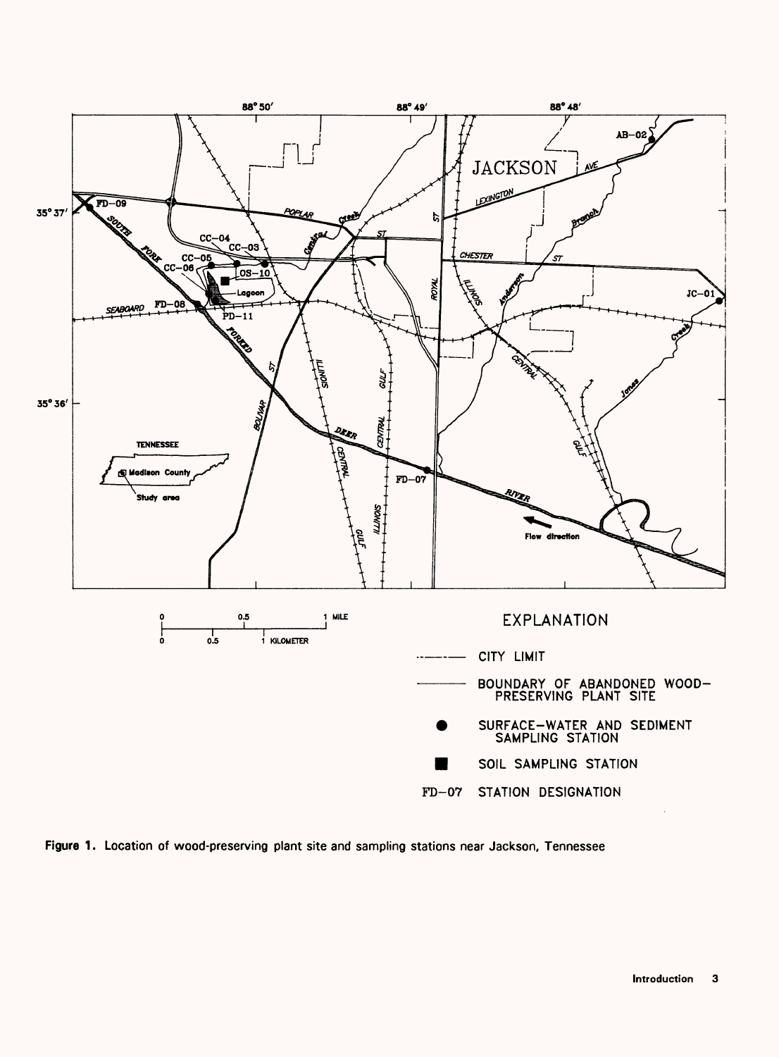**Figure 1.** Location of wood-preserving plant site and sampling stations near Jackson, Tennessee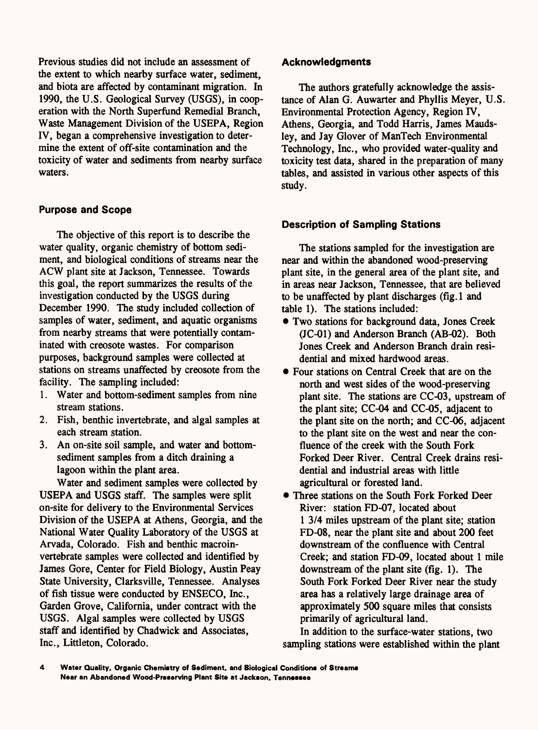Previous studies did not include an assessment of the extent to which nearby surface water, sediment, and biota are affected by contaminant migration. In 1990, the U.S. Geological Survey (USGS), in cooperation with the North Superfund Remedial Branch, Waste Management Division of the USEPA, Region IV, began a comprehensive investigation to determine the extent of off-site contamination and the toxicity of water and sediments from nearby surface waters.

### Purpose and Scope

The objective of this report is to describe the water quality, organic chemistry of bottom sediment, and biological conditions of streams near the ACW plant site at Jackson, Tennessee. Towards this goal, the report summarizes the results of the investigation conducted by the USGS during December 1990. The study included collection of samples of water, sediment, and aquatic organisms from nearby streams that were potentially contaminated with creosote wastes. For comparison purposes, background samples were collected at stations on streams unaffected by creosote from the facility. The sampling included:

1. Water and bottom-sediment samples from nine stream stations.
2. Fish, benthic invertebrate, and algal samples at each stream station.
3. An on-site soil sample, and water and bottom-sediment samples from a ditch draining a lagoon within the plant area.

Water and sediment samples were collected by USEPA and USGS staff. The samples were split on-site for delivery to the Environmental Services Division of the USEPA at Athens, Georgia, and the National Water Quality Laboratory of the USGS at Arvada, Colorado. Fish and benthic macroinvertebrate samples were collected and identified by James Gore, Center for Field Biology, Austin Peay State University, Clarksville, Tennessee. Analyses of fish tissue were conducted by ENSECO, Inc., Garden Grove, California, under contract with the USGS. Algal samples were collected by USGS staff and identified by Chadwick and Associates, Inc., Littleton, Colorado.

### Acknowledgments

The authors gratefully acknowledge the assistance of Alan G. Auwarter and Phyllis Meyer, U.S. Environmental Protection Agency, Region IV, Athens, Georgia, and Todd Harris, James Maudsley, and Jay Glover of ManTech Environmental Technology, Inc., who provided water-quality and toxicity test data, shared in the preparation of many tables, and assisted in various other aspects of this study.

### Description of Sampling Stations

The stations sampled for the investigation are near and within the abandoned wood-preserving plant site, in the general area of the plant site, and in areas near Jackson, Tennessee, that are believed to be unaffected by plant discharges (fig.1 and table 1). The stations included:

- Two stations for background data, Jones Creek (JC-01) and Anderson Branch (AB-02). Both Jones Creek and Anderson Branch drain residential and mixed hardwood areas.
- Four stations on Central Creek that are on the north and west sides of the wood-preserving plant site. The stations are CC-03, upstream of the plant site; CC-04 and CC-05, adjacent to the plant site on the north; and CC-06, adjacent to the plant site on the west and near the confluence of the creek with the South Fork Forked Deer River. Central Creek drains residential and industrial areas with little agricultural or forested land.
- Three stations on the South Fork Forked Deer River: station FD-07, located about 1 3/4 miles upstream of the plant site; station FD-08, near the plant site and about 200 feet downstream of the confluence with Central Creek; and station FD-09, located about 1 mile downstream of the plant site (fig. 1). The South Fork Forked Deer River near the study area has a relatively large drainage area of approximately 500 square miles that consists primarily of agricultural land.

In addition to the surface-water stations, two sampling stations were established within the plant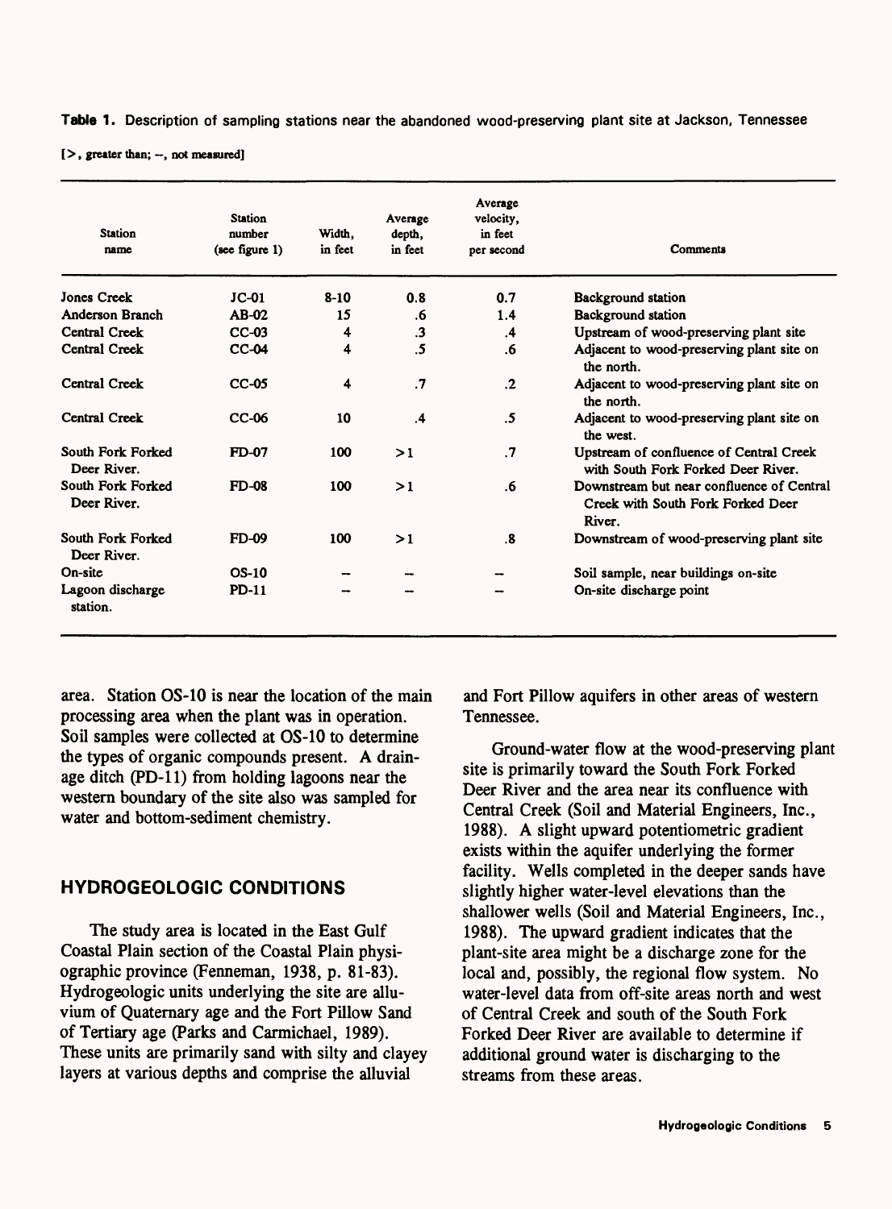**Table 1.** Description of sampling stations near the abandoned wood-preserving plant site at Jackson, Tennessee

[>, greater than; --, not measured]

| Station name | Station number (see figure 1) | Width, in feet | Average depth, in feet | Average velocity, in feet per second | Comments |
|---|---|---|---|---|---|
| Jones Creek | JC-01 | 8-10 | 0.8 | 0.7 | Background station |
| Anderson Branch | AB-02 | 15 | .6 | 1.4 | Background station |
| Central Creek | CC-03 | 4 | .3 | .4 | Upstream of wood-preserving plant site |
| Central Creek | CC-04 | 4 | .5 | .6 | Adjacent to wood-preserving plant site on the north. |
| Central Creek | CC-05 | 4 | .7 | .2 | Adjacent to wood-preserving plant site on the north. |
| Central Creek | CC-06 | 10 | .4 | .5 | Adjacent to wood-preserving plant site on the west. |
| South Fork Forked Deer River. | FD-07 | 100 | >1 | .7 | Upstream of confluence of Central Creek with South Fork Forked Deer River. |
| South Fork Forked Deer River. | FD-08 | 100 | >1 | .6 | Downstream but near confluence of Central Creek with South Fork Forked Deer River. |
| South Fork Forked Deer River. | FD-09 | 100 | >1 | .8 | Downstream of wood-preserving plant site |
| On-site | OS-10 | -- | -- | -- | Soil sample, near buildings on-site |
| Lagoon discharge station. | PD-11 | -- | -- | -- | On-site discharge point |

area. Station OS-10 is near the location of the main processing area when the plant was in operation. Soil samples were collected at OS-10 to determine the types of organic compounds present. A drainage ditch (PD-11) from holding lagoons near the western boundary of the site also was sampled for water and bottom-sediment chemistry.

## HYDROGEOLOGIC CONDITIONS

The study area is located in the East Gulf Coastal Plain section of the Coastal Plain physiographic province (Fenneman, 1938, p. 81-83). Hydrogeologic units underlying the site are alluvium of Quaternary age and the Fort Pillow Sand of Tertiary age (Parks and Carmichael, 1989). These units are primarily sand with silty and clayey layers at various depths and comprise the alluvial and Fort Pillow aquifers in other areas of western Tennessee.

Ground-water flow at the wood-preserving plant site is primarily toward the South Fork Forked Deer River and the area near its confluence with Central Creek (Soil and Material Engineers, Inc., 1988). A slight upward potentiometric gradient exists within the aquifer underlying the former facility. Wells completed in the deeper sands have slightly higher water-level elevations than the shallower wells (Soil and Material Engineers, Inc., 1988). The upward gradient indicates that the plant-site area might be a discharge zone for the local and, possibly, the regional flow system. No water-level data from off-site areas north and west of Central Creek and south of the South Fork Forked Deer River are available to determine if additional ground water is discharging to the streams from these areas.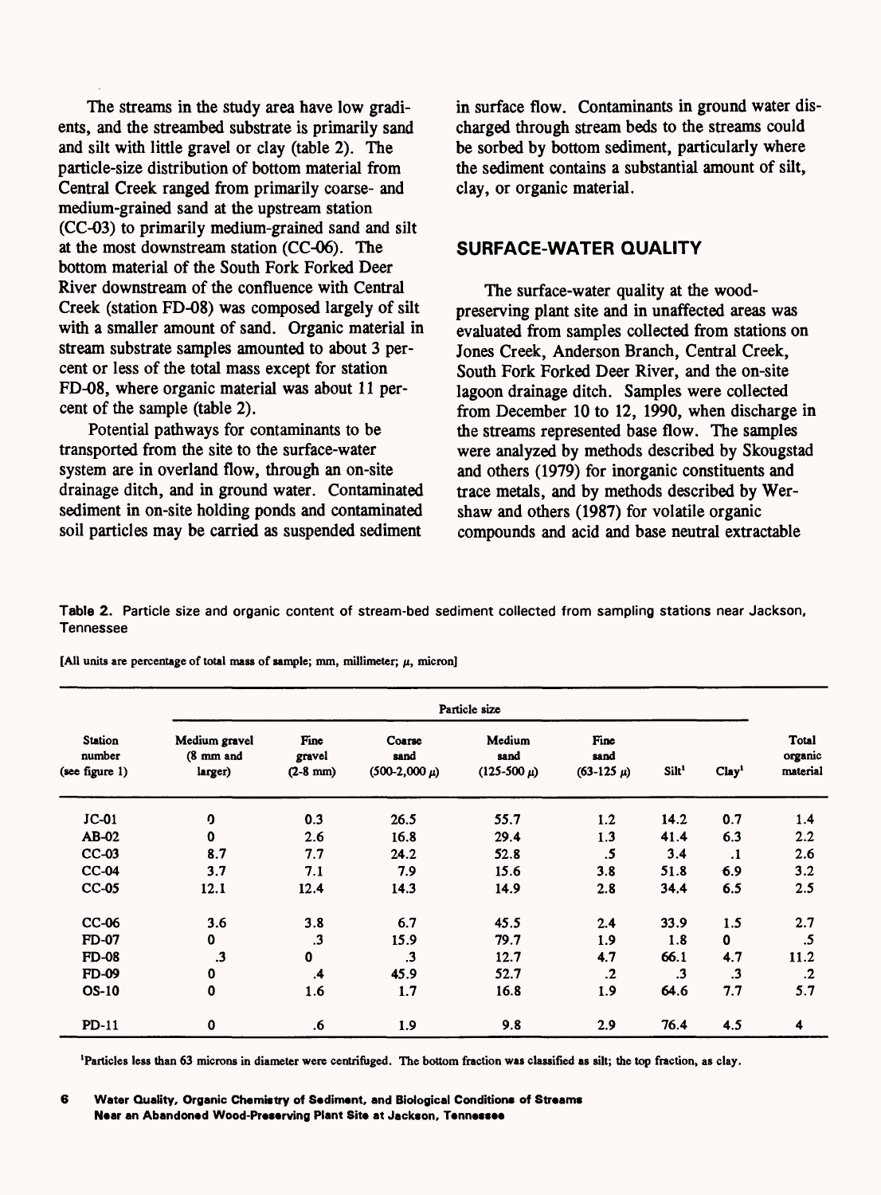The streams in the study area have low gradients, and the streambed substrate is primarily sand and silt with little gravel or clay (table 2). The particle-size distribution of bottom material from Central Creek ranged from primarily coarse- and medium-grained sand at the upstream station (CC-03) to primarily medium-grained sand and silt at the most downstream station (CC-06). The bottom material of the South Fork Forked Deer River downstream of the confluence with Central Creek (station FD-08) was composed largely of silt with a smaller amount of sand. Organic material in stream substrate samples amounted to about 3 percent or less of the total mass except for station FD-08, where organic material was about 11 percent of the sample (table 2).

Potential pathways for contaminants to be transported from the site to the surface-water system are in overland flow, through an on-site drainage ditch, and in ground water. Contaminated sediment in on-site holding ponds and contaminated soil particles may be carried as suspended sediment in surface flow. Contaminants in ground water discharged through stream beds to the streams could be sorbed by bottom sediment, particularly where the sediment contains a substantial amount of silt, clay, or organic material.

## SURFACE-WATER QUALITY

The surface-water quality at the wood-preserving plant site and in unaffected areas was evaluated from samples collected from stations on Jones Creek, Anderson Branch, Central Creek, South Fork Forked Deer River, and the on-site lagoon drainage ditch. Samples were collected from December 10 to 12, 1990, when discharge in the streams represented base flow. The samples were analyzed by methods described by Skougstad and others (1979) for inorganic constituents and trace metals, and by methods described by Wershaw and others (1987) for volatile organic compounds and acid and base neutral extractable

**Table 2.** Particle size and organic content of stream-bed sediment collected from sampling stations near Jackson, Tennessee

[All units are percentage of total mass of sample; mm, millimeter; μ, micron]

| Station number (see figure 1) | Particle size | | | | | | | Total organic material |
|---|---|---|---|---|---|---|---|---|
| | Medium gravel (8 mm and larger) | Fine gravel (2-8 mm) | Coarse sand (500-2,000 μ) | Medium sand (125-500 μ) | Fine sand (63-125 μ) | Silt[1] | Clay[1] | |
| JC-01 | 0 | 0.3 | 26.5 | 55.7 | 1.2 | 14.2 | 0.7 | 1.4 |
| AB-02 | 0 | 2.6 | 16.8 | 29.4 | 1.3 | 41.4 | 6.3 | 2.2 |
| CC-03 | 8.7 | 7.7 | 24.2 | 52.8 | .5 | 3.4 | .1 | 2.6 |
| CC-04 | 3.7 | 7.1 | 7.9 | 15.6 | 3.8 | 51.8 | 6.9 | 3.2 |
| CC-05 | 12.1 | 12.4 | 14.3 | 14.9 | 2.8 | 34.4 | 6.5 | 2.5 |
| CC-06 | 3.6 | 3.8 | 6.7 | 45.5 | 2.4 | 33.9 | 1.5 | 2.7 |
| FD-07 | 0 | .3 | 15.9 | 79.7 | 1.9 | 1.8 | 0 | .5 |
| FD-08 | .3 | 0 | .3 | 12.7 | 4.7 | 66.1 | 4.7 | 11.2 |
| FD-09 | 0 | .4 | 45.9 | 52.7 | .2 | .3 | .3 | .2 |
| OS-10 | 0 | 1.6 | 1.7 | 16.8 | 1.9 | 64.6 | 7.7 | 5.7 |
| PD-11 | 0 | .6 | 1.9 | 9.8 | 2.9 | 76.4 | 4.5 | 4 |

[1]Particles less than 63 microns in diameter were centrifuged. The bottom fraction was classified as silt; the top fraction, as clay.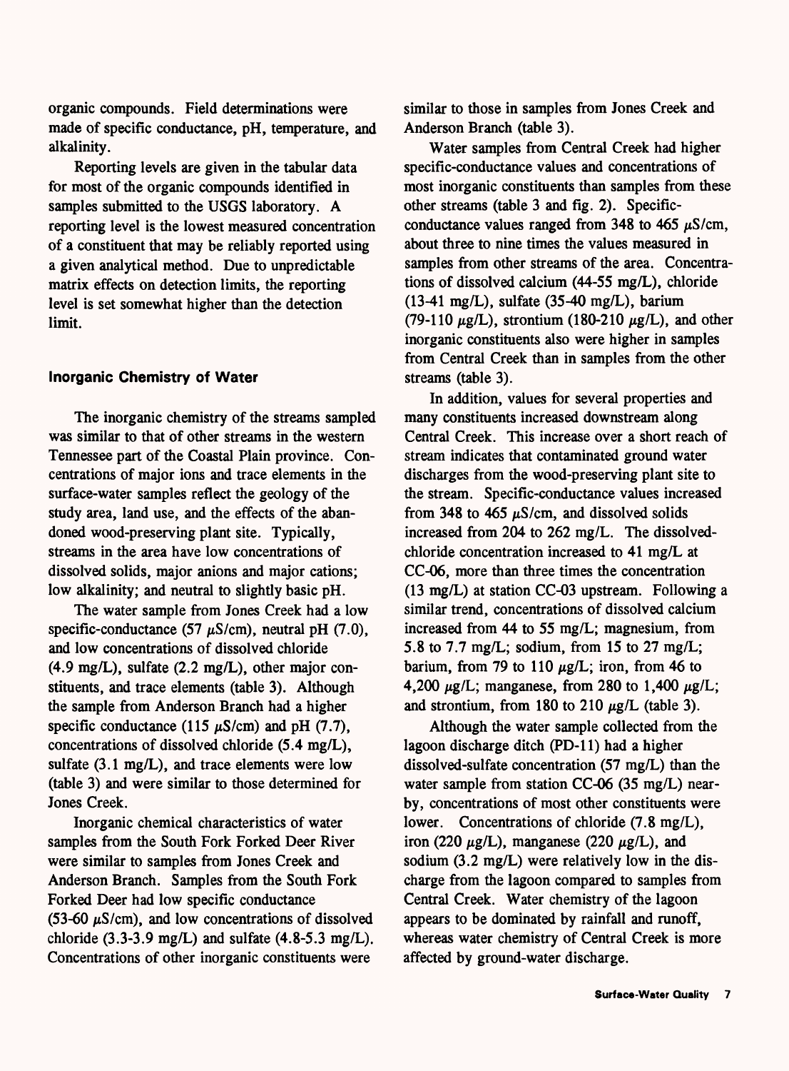organic compounds. Field determinations were made of specific conductance, pH, temperature, and alkalinity.

Reporting levels are given in the tabular data for most of the organic compounds identified in samples submitted to the USGS laboratory. A reporting level is the lowest measured concentration of a constituent that may be reliably reported using a given analytical method. Due to unpredictable matrix effects on detection limits, the reporting level is set somewhat higher than the detection limit.

### Inorganic Chemistry of Water

The inorganic chemistry of the streams sampled was similar to that of other streams in the western Tennessee part of the Coastal Plain province. Concentrations of major ions and trace elements in the surface-water samples reflect the geology of the study area, land use, and the effects of the abandoned wood-preserving plant site. Typically, streams in the area have low concentrations of dissolved solids, major anions and major cations; low alkalinity; and neutral to slightly basic pH.

The water sample from Jones Creek had a low specific-conductance (57 $\mu$S/cm), neutral pH (7.0), and low concentrations of dissolved chloride (4.9 mg/L), sulfate (2.2 mg/L), other major constituents, and trace elements (table 3). Although the sample from Anderson Branch had a higher specific conductance (115 $\mu$S/cm) and pH (7.7), concentrations of dissolved chloride (5.4 mg/L), sulfate (3.1 mg/L), and trace elements were low (table 3) and were similar to those determined for Jones Creek.

Inorganic chemical characteristics of water samples from the South Fork Forked Deer River were similar to samples from Jones Creek and Anderson Branch. Samples from the South Fork Forked Deer had low specific conductance (53-60 $\mu$S/cm), and low concentrations of dissolved chloride (3.3-3.9 mg/L) and sulfate (4.8-5.3 mg/L). Concentrations of other inorganic constituents were similar to those in samples from Jones Creek and Anderson Branch (table 3).

Water samples from Central Creek had higher specific-conductance values and concentrations of most inorganic constituents than samples from these other streams (table 3 and fig. 2). Specific-conductance values ranged from 348 to 465 $\mu$S/cm, about three to nine times the values measured in samples from other streams of the area. Concentrations of dissolved calcium (44-55 mg/L), chloride (13-41 mg/L), sulfate (35-40 mg/L), barium (79-110 $\mu$g/L), strontium (180-210 $\mu$g/L), and other inorganic constituents also were higher in samples from Central Creek than in samples from the other streams (table 3).

In addition, values for several properties and many constituents increased downstream along Central Creek. This increase over a short reach of stream indicates that contaminated ground water discharges from the wood-preserving plant site to the stream. Specific-conductance values increased from 348 to 465 $\mu$S/cm, and dissolved solids increased from 204 to 262 mg/L. The dissolved-chloride concentration increased to 41 mg/L at CC-06, more than three times the concentration (13 mg/L) at station CC-03 upstream. Following a similar trend, concentrations of dissolved calcium increased from 44 to 55 mg/L; magnesium, from 5.8 to 7.7 mg/L; sodium, from 15 to 27 mg/L; barium, from 79 to 110 $\mu$g/L; iron, from 46 to 4,200 $\mu$g/L; manganese, from 280 to 1,400 $\mu$g/L; and strontium, from 180 to 210 $\mu$g/L (table 3).

Although the water sample collected from the lagoon discharge ditch (PD-11) had a higher dissolved-sulfate concentration (57 mg/L) than the water sample from station CC-06 (35 mg/L) nearby, concentrations of most other constituents were lower. Concentrations of chloride (7.8 mg/L), iron (220 $\mu$g/L), manganese (220 $\mu$g/L), and sodium (3.2 mg/L) were relatively low in the discharge from the lagoon compared to samples from Central Creek. Water chemistry of the lagoon appears to be dominated by rainfall and runoff, whereas water chemistry of Central Creek is more affected by ground-water discharge.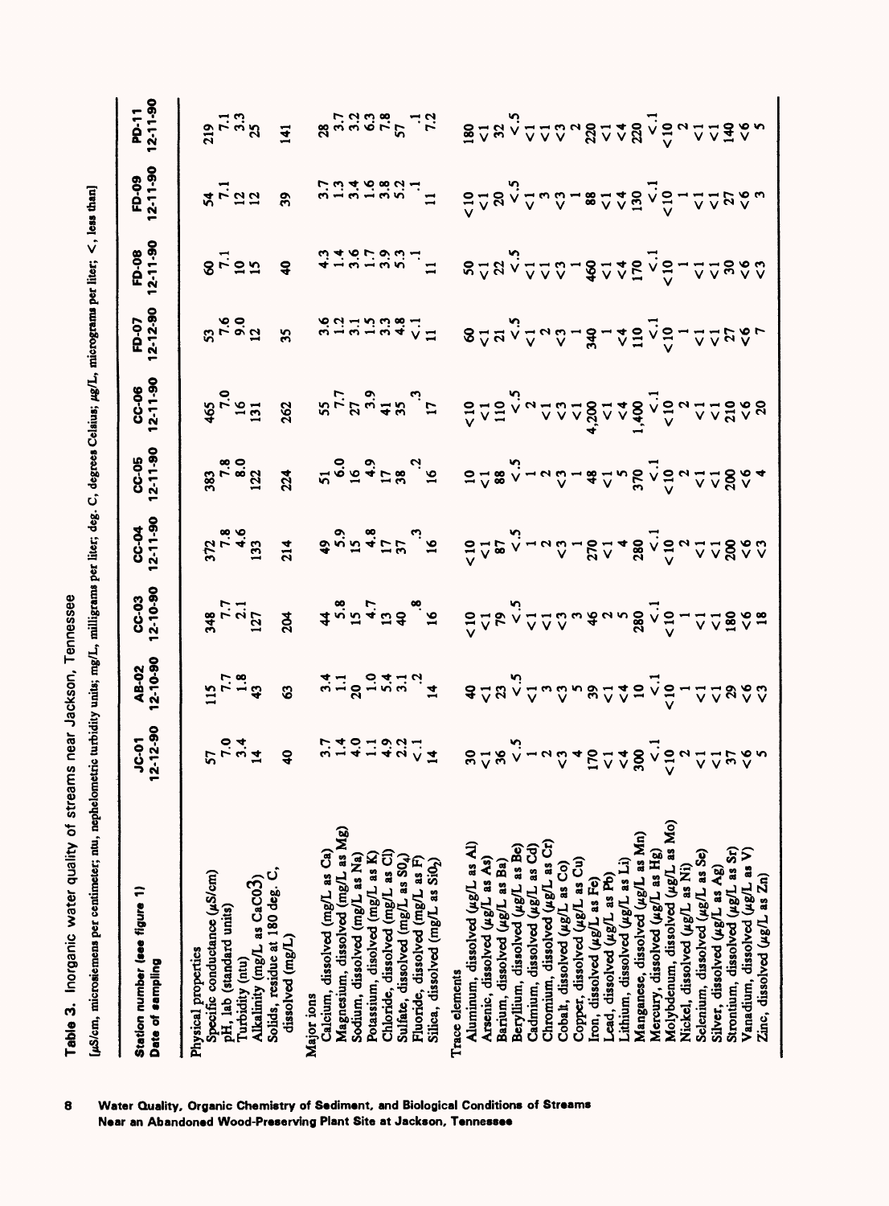**Table 3.** Inorganic water quality of streams near Jackson, Tennessee

[µS/cm, microsiemens per centimeter; ntu, nephelometric turbidity units; mg/L, milligrams per liter; deg. C, degrees Celsius; µg/L, micrograms per liter; <, less than]

| Station number (see figure 1) Date of sampling | JC-01 12-12-90 | AB-02 12-10-90 | CC-03 12-10-90 | CC-04 12-11-90 | CC-05 12-11-90 | CC-06 12-11-90 | FD-07 12-12-90 | FD-08 12-11-90 | FD-09 12-11-90 | PD-11 12-11-90 |
|---|---|---|---|---|---|---|---|---|---|---|
| **Physical properties** | | | | | | | | | | |
| Specific conductance (µS/cm) | 57 | 115 | 348 | 372 | 383 | 465 | 53 | 60 | 54 | 219 |
| pH, lab (standard units) | 7.0 | 7.7 | 7.7 | 7.8 | 7.8 | 7.0 | 7.6 | 7.1 | 7.1 | 7.1 |
| Turbidity (ntu) | 3.4 | 1.8 | 2.1 | 4.6 | 8.0 | 16 | 9.0 | 10 | 12 | 3.3 |
| Alkalinity (mg/L as $CaCO_3$) | 14 | 43 | 127 | 133 | 122 | 131 | 12 | 15 | 12 | 25 |
| Solids, residue at 180 deg. C, dissolved (mg/L) | 40 | 63 | 204 | 214 | 224 | 262 | 35 | 40 | 39 | 141 |
| **Major ions** | | | | | | | | | | |
| Calcium, dissolved (mg/L as Ca) | 3.7 | 3.4 | 44 | 49 | 51 | 55 | 3.6 | 4.3 | 3.7 | 28 |
| Magnesium, dissolved (mg/L as Mg) | 1.4 | 1.1 | 5.8 | 5.9 | 6.0 | 7.7 | 1.2 | 1.4 | 1.3 | 3.7 |
| Sodium, dissolved (mg/L as Na) | 4.0 | 20 | 15 | 15 | 16 | 27 | 3.1 | 3.6 | 3.4 | 3.2 |
| Potassium, disolved (mg/L as K) | 1.1 | 1.0 | 4.7 | 4.8 | 4.9 | 3.9 | 1.5 | 1.7 | 1.6 | 6.3 |
| Chloride, dissolved (mg/L as Cl) | 4.9 | 5.4 | 13 | 17 | 17 | 41 | 3.3 | 3.9 | 3.8 | 7.8 |
| Sulfate, dissolved (mg/L as $SO_4$) | 2.2 | 3.1 | 40 | 37 | 38 | 35 | 4.8 | 5.3 | 5.2 | 57 |
| Fluoride, dissolved (mg/L as F) | <.1 | .2 | .8 | .3 | .2 | .3 | <.1 | .1 | .1 | .1 |
| Silica, dissolved (mg/L as $SiO_2$) | 14 | 14 | 16 | 16 | 16 | 17 | 11 | 11 | 11 | 7.2 |
| **Trace elements** | | | | | | | | | | |
| Aluminum, dissolved (µg/L as Al) | 30 | 40 | <10 | <10 | 10 | <10 | 60 | 50 | <10 | 180 |
| Arsenic, dissolved (µg/L as As) | <1 | <1 | <1 | <1 | <1 | <1 | <1 | <1 | <1 | <1 |
| Barium, dissolved (µg/L as Ba) | 36 | 23 | 79 | 87 | 88 | 110 | 21 | 22 | 20 | 32 |
| Beryllium, dissolved (µg/L as Be) | <.5 | <.5 | <.5 | <.5 | <.5 | <.5 | <.5 | <.5 | <.5 | <.5 |
| Cadmium, dissolved (µg/L as Cd) | 1 | <1 | <1 | 1 | 1 | 2 | <1 | <1 | <1 | <1 |
| Chromium, dissolved (µg/L as Cr) | 2 | 3 | <1 | 2 | 2 | <1 | 2 | <1 | 3 | <1 |
| Cobalt, dissolved (µg/L as Co) | <3 | <3 | <3 | <3 | <3 | <3 | <3 | <3 | <3 | <3 |
| Copper, dissolved (µg/L as Cu) | 4 | 5 | 3 | 1 | 1 | <1 | 1 | 1 | 1 | 2 |
| Iron, dissolved (µg/L as Fe) | 170 | 39 | 46 | 270 | 48 | 4,200 | 340 | 460 | 88 | 220 |
| Lead, dissolved (µg/L as Pb) | <1 | <1 | 2 | <1 | <1 | <1 | 1 | <1 | <1 | <1 |
| Lithium, dissolved (µg/L as Li) | <4 | <4 | 5 | 4 | 5 | <4 | <4 | <4 | <4 | <4 |
| Manganese, dissolved (µg/L as Mn) | 300 | 10 | 280 | 280 | 370 | 1,400 | 110 | 170 | 130 | 220 |
| Mercury, dissolved (µg/L as Hg) | <.1 | <.1 | <.1 | <.1 | <.1 | <.1 | <.1 | <.1 | <.1 | <.1 |
| Molybdenum, dissolved (µg/L as Mo) | <10 | <10 | <10 | <10 | <10 | <10 | <10 | <10 | <10 | <10 |
| Nickel, dissolved (µg/L as Ni) | 2 | 1 | 1 | 2 | 2 | 2 | 1 | 1 | 1 | 2 |
| Selenium, dissolved (µg/L as Se) | <1 | <1 | <1 | <1 | <1 | <1 | <1 | <1 | <1 | <1 |
| Silver, dissolved (µg/L as Ag) | <1 | <1 | <1 | <1 | <1 | <1 | <1 | <1 | <1 | <1 |
| Strontium, dissolved (µg/L as Sr) | 37 | 29 | 180 | 200 | 200 | 210 | 27 | 30 | 27 | 140 |
| Vanadium, dissolved (µg/L as V) | <6 | <6 | <6 | <6 | <6 | <6 | <6 | <6 | <6 | <6 |
| Zinc, dissolved (µg/L as Zn) | 5 | <3 | 18 | <3 | 4 | 20 | 7 | <3 | 3 | 5 |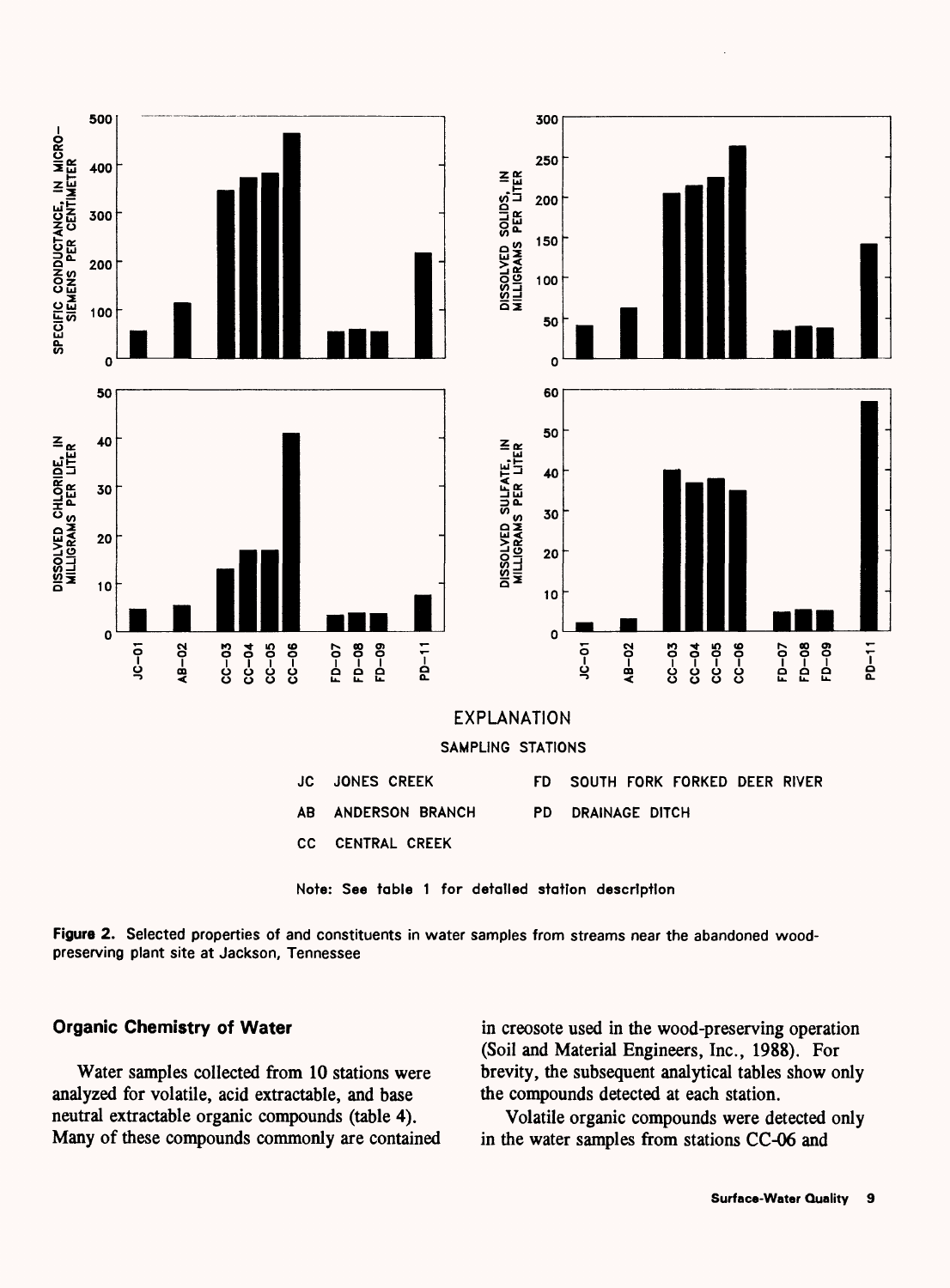EXPLANATION

SAMPLING STATIONS

JC JONES CREEK

AB ANDERSON BRANCH

CC CENTRAL CREEK

FD SOUTH FORK FORKED DEER RIVER

PD DRAINAGE DITCH

Note: See table 1 for detailed station description

**Figure 2.** Selected properties of and constituents in water samples from streams near the abandoned wood-preserving plant site at Jackson, Tennessee

### Organic Chemistry of Water

Water samples collected from 10 stations were analyzed for volatile, acid extractable, and base neutral extractable organic compounds (table 4). Many of these compounds commonly are contained in creosote used in the wood-preserving operation (Soil and Material Engineers, Inc., 1988). For brevity, the subsequent analytical tables show only the compounds detected at each station.

Volatile organic compounds were detected only in the water samples from stations CC-06 and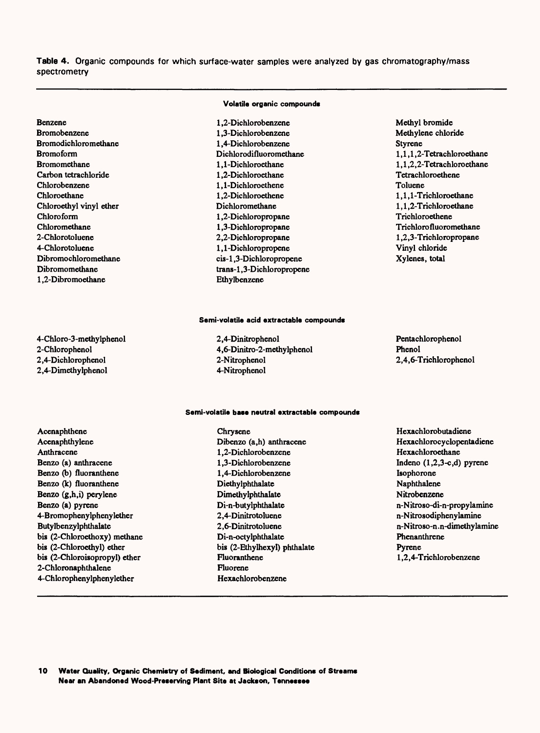**Table 4.** Organic compounds for which surface-water samples were analyzed by gas chromatography/mass spectrometry

**Volatile organic compounds**

| | | |
|---|---|---|
| Benzene | 1,2-Dichlorobenzene | Methyl bromide |
| Bromobenzene | 1,3-Dichlorobenzene | Methylene chloride |
| Bromodichloromethane | 1,4-Dichlorobenzene | Styrene |
| Bromoform | Dichlorodifluoromethane | 1,1,1,2-Tetrachloroethane |
| Bromomethane | 1,1-Dichloroethane | 1,1,2,2-Tetrachloroethane |
| Carbon tetrachloride | 1,2-Dichloroethane | Tetrachloroethene |
| Chlorobenzene | 1,1-Dichloroethene | Toluene |
| Chloroethane | 1,2-Dichloroethene | 1,1,1-Trichloroethane |
| Chloroethyl vinyl ether | Dichloromethane | 1,1,2-Trichloroethane |
| Chloroform | 1,2-Dichloropropane | Trichloroethene |
| Chloromethane | 1,3-Dichloropropane | Trichlorofluoromethane |
| 2-Chlorotoluene | 2,2-Dichloropropane | 1,2,3-Trichloropropane |
| 4-Chlorotoluene | 1,1-Dichloropropene | Vinyl chloride |
| Dibromochloromethane | cis-1,3-Dichloropropene | Xylenes, total |
| Dibromomethane | trans-1,3-Dichloropropene | |
| 1,2-Dibromoethane | Ethylbenzene | |

**Semi-volatile acid extractable compounds**

| | | |
|---|---|---|
| 4-Chloro-3-methylphenol | 2,4-Dinitrophenol | Pentachlorophenol |
| 2-Chlorophenol | 4,6-Dinitro-2-methylphenol | Phenol |
| 2,4-Dichlorophenol | 2-Nitrophenol | 2,4,6-Trichlorophenol |
| 2,4-Dimethylphenol | 4-Nitrophenol | |

**Semi-volatile base neutral extractable compounds**

| | | |
|---|---|---|
| Acenaphthene | Chrysene | Hexachlorobutadiene |
| Acenaphthylene | Dibenzo (a,h) anthracene | Hexachlorocyclopentadiene |
| Anthracene | 1,2-Dichlorobenzene | Hexachloroethane |
| Benzo (a) anthracene | 1,3-Dichlorobenzene | Indeno (1,2,3-c,d) pyrene |
| Benzo (b) fluoranthene | 1,4-Dichlorobenzene | Isophorone |
| Benzo (k) fluoranthene | Diethylphthalate | Naphthalene |
| Benzo (g,h,i) perylene | Dimethylphthalate | Nitrobenzene |
| Benzo (a) pyrene | Di-n-butylphthalate | n-Nitroso-di-n-propylamine |
| 4-Bromophenylphenylether | 2,4-Dinitrotoluene | n-Nitrosodiphenylamine |
| Butylbenzylphthalate | 2,6-Dinitrotoluene | n-Nitroso-n.n-dimethylamine |
| bis (2-Chloroethoxy) methane | Di-n-octylphthalate | Phenanthrene |
| bis (2-Chloroethyl) ether | bis (2-Ethylhexyl) phthalate | Pyrene |
| bis (2-Chloroisopropyl) ether | Fluoranthene | 1,2,4-Trichlorobenzene |
| 2-Chloronaphthalene | Fluorene | |
| 4-Chlorophenylphenylether | Hexachlorobenzene | |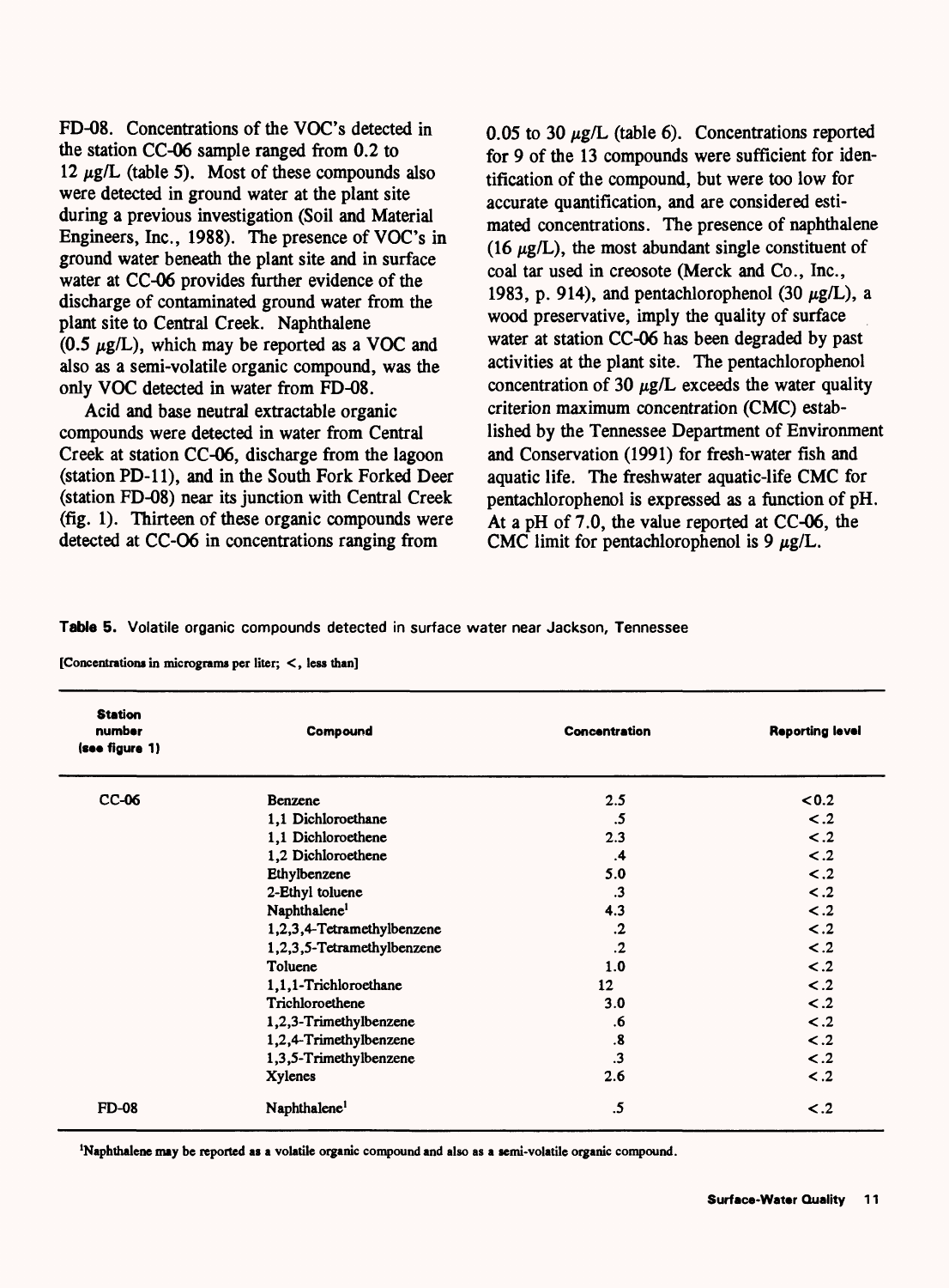FD-08. Concentrations of the VOC's detected in the station CC-06 sample ranged from 0.2 to 12 μg/L (table 5). Most of these compounds also were detected in ground water at the plant site during a previous investigation (Soil and Material Engineers, Inc., 1988). The presence of VOC's in ground water beneath the plant site and in surface water at CC-06 provides further evidence of the discharge of contaminated ground water from the plant site to Central Creek. Naphthalene (0.5 μg/L), which may be reported as a VOC and also as a semi-volatile organic compound, was the only VOC detected in water from FD-08.

Acid and base neutral extractable organic compounds were detected in water from Central Creek at station CC-06, discharge from the lagoon (station PD-11), and in the South Fork Forked Deer (station FD-08) near its junction with Central Creek (fig. 1). Thirteen of these organic compounds were detected at CC-06 in concentrations ranging from 0.05 to 30 μg/L (table 6). Concentrations reported for 9 of the 13 compounds were sufficient for identification of the compound, but were too low for accurate quantification, and are considered estimated concentrations. The presence of naphthalene (16 μg/L), the most abundant single constituent of coal tar used in creosote (Merck and Co., Inc., 1983, p. 914), and pentachlorophenol (30 μg/L), a wood preservative, imply the quality of surface water at station CC-06 has been degraded by past activities at the plant site. The pentachlorophenol concentration of 30 μg/L exceeds the water quality criterion maximum concentration (CMC) established by the Tennessee Department of Environment and Conservation (1991) for fresh-water fish and aquatic life. The freshwater aquatic-life CMC for pentachlorophenol is expressed as a function of pH. At a pH of 7.0, the value reported at CC-06, the CMC limit for pentachlorophenol is 9 μg/L.

**Table 5.** Volatile organic compounds detected in surface water near Jackson, Tennessee

[Concentrations in micrograms per liter; <, less than]

| Station number (see figure 1) | Compound | Concentration | Reporting level |
|---|---|---|---|
| CC-06 | Benzene | 2.5 | <0.2 |
| | 1,1 Dichloroethane | .5 | <.2 |
| | 1,1 Dichloroethene | 2.3 | <.2 |
| | 1,2 Dichloroethene | .4 | <.2 |
| | Ethylbenzene | 5.0 | <.2 |
| | 2-Ethyl toluene | .3 | <.2 |
| | Naphthalene[1] | 4.3 | <.2 |
| | 1,2,3,4-Tetramethylbenzene | .2 | <.2 |
| | 1,2,3,5-Tetramethylbenzene | .2 | <.2 |
| | Toluene | 1.0 | <.2 |
| | 1,1,1-Trichloroethane | 12 | <.2 |
| | Trichloroethene | 3.0 | <.2 |
| | 1,2,3-Trimethylbenzene | .6 | <.2 |
| | 1,2,4-Trimethylbenzene | .8 | <.2 |
| | 1,3,5-Trimethylbenzene | .3 | <.2 |
| | Xylenes | 2.6 | <.2 |
| FD-08 | Naphthalene[1] | .5 | <.2 |

[1]Naphthalene may be reported as a volatile organic compound and also as a semi-volatile organic compound.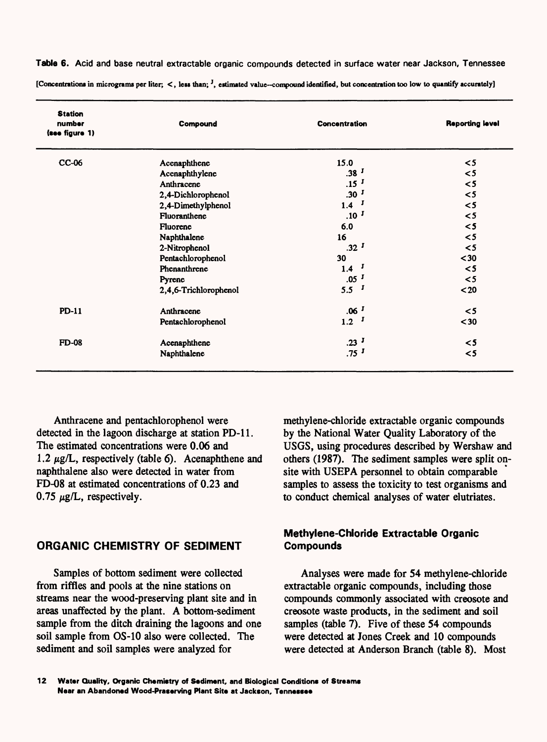**Table 6.** Acid and base neutral extractable organic compounds detected in surface water near Jackson, Tennessee

[Concentrations in micrograms per liter; <, less than; J, estimated value--compound identified, but concentration too low to quantify accurately]

| Station number (see figure 1) | Compound | Concentration | Reporting level |
|---|---|---|---|
| CC-06 | Acenaphthene | 15.0 | <5 |
| | Acenaphthylene | .38 J | <5 |
| | Anthracene | .15 J | <5 |
| | 2,4-Dichlorophenol | .30 J | <5 |
| | 2,4-Dimethylphenol | 1.4 J | <5 |
| | Fluoranthene | .10 J | <5 |
| | Fluorene | 6.0 | <5 |
| | Naphthalene | 16 | <5 |
| | 2-Nitrophenol | .32 J | <5 |
| | Pentachlorophenol | 30 | <30 |
| | Phenanthrene | 1.4 J | <5 |
| | Pyrene | .05 J | <5 |
| | 2,4,6-Trichlorophenol | 5.5 J | <20 |
| PD-11 | Anthracene | .06 J | <5 |
| | Pentachlorophenol | 1.2 J | <30 |
| FD-08 | Acenaphthene | .23 J | <5 |
| | Naphthalene | .75 J | <5 |

Anthracene and pentachlorophenol were detected in the lagoon discharge at station PD-11. The estimated concentrations were 0.06 and 1.2 μg/L, respectively (table 6). Acenaphthene and naphthalene also were detected in water from FD-08 at estimated concentrations of 0.23 and 0.75 μg/L, respectively.

## ORGANIC CHEMISTRY OF SEDIMENT

Samples of bottom sediment were collected from riffles and pools at the nine stations on streams near the wood-preserving plant site and in areas unaffected by the plant. A bottom-sediment sample from the ditch draining the lagoons and one soil sample from OS-10 also were collected. The sediment and soil samples were analyzed for methylene-chloride extractable organic compounds by the National Water Quality Laboratory of the USGS, using procedures described by Wershaw and others (1987). The sediment samples were split on-site with USEPA personnel to obtain comparable samples to assess the toxicity to test organisms and to conduct chemical analyses of water elutriates.

### Methylene-Chloride Extractable Organic Compounds

Analyses were made for 54 methylene-chloride extractable organic compounds, including those compounds commonly associated with creosote and creosote waste products, in the sediment and soil samples (table 7). Five of these 54 compounds were detected at Jones Creek and 10 compounds were detected at Anderson Branch (table 8). Most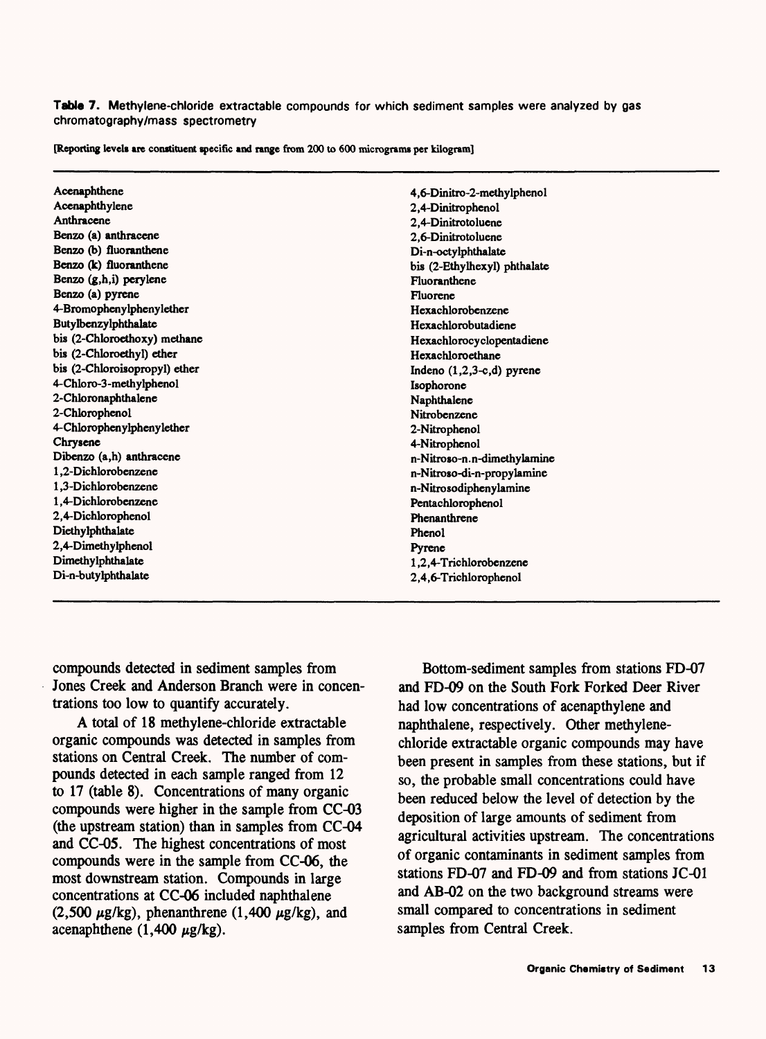**Table 7.** Methylene-chloride extractable compounds for which sediment samples were analyzed by gas chromatography/mass spectrometry

[Reporting levels are constituent specific and range from 200 to 600 micrograms per kilogram]

| | |
|---|---|
| Acenaphthene | 4,6-Dinitro-2-methylphenol |
| Acenaphthylene | 2,4-Dinitrophenol |
| Anthracene | 2,4-Dinitrotoluene |
| Benzo (a) anthracene | 2,6-Dinitrotoluene |
| Benzo (b) fluoranthene | Di-n-octylphthalate |
| Benzo (k) fluoranthene | bis (2-Ethylhexyl) phthalate |
| Benzo (g,h,i) perylene | Fluoranthene |
| Benzo (a) pyrene | Fluorene |
| 4-Bromophenylphenylether | Hexachlorobenzene |
| Butylbenzylphthalate | Hexachlorobutadiene |
| bis (2-Chloroethoxy) methane | Hexachlorocyclopentadiene |
| bis (2-Chloroethyl) ether | Hexachloroethane |
| bis (2-Chloroisopropyl) ether | Indeno (1,2,3-c,d) pyrene |
| 4-Chloro-3-methylphenol | Isophorone |
| 2-Chloronaphthalene | Naphthalene |
| 2-Chlorophenol | Nitrobenzene |
| 4-Chlorophenylphenylether | 2-Nitrophenol |
| Chrysene | 4-Nitrophenol |
| Dibenzo (a,h) anthracene | n-Nitroso-n.n-dimethylamine |
| 1,2-Dichlorobenzene | n-Nitroso-di-n-propylamine |
| 1,3-Dichlorobenzene | n-Nitrosodiphenylamine |
| 1,4-Dichlorobenzene | Pentachlorophenol |
| 2,4-Dichlorophenol | Phenanthrene |
| Diethylphthalate | Phenol |
| 2,4-Dimethylphenol | Pyrene |
| Dimethylphthalate | 1,2,4-Trichlorobenzene |
| Di-n-butylphthalate | 2,4,6-Trichlorophenol |

compounds detected in sediment samples from Jones Creek and Anderson Branch were in concentrations too low to quantify accurately.

A total of 18 methylene-chloride extractable organic compounds was detected in samples from stations on Central Creek. The number of compounds detected in each sample ranged from 12 to 17 (table 8). Concentrations of many organic compounds were higher in the sample from CC-03 (the upstream station) than in samples from CC-04 and CC-05. The highest concentrations of most compounds were in the sample from CC-06, the most downstream station. Compounds in large concentrations at CC-06 included naphthalene (2,500 $\mu$g/kg), phenanthrene (1,400 $\mu$g/kg), and acenaphthene (1,400 $\mu$g/kg).

Bottom-sediment samples from stations FD-07 and FD-09 on the South Fork Forked Deer River had low concentrations of acenapthylene and naphthalene, respectively. Other methylene-chloride extractable organic compounds may have been present in samples from these stations, but if so, the probable small concentrations could have been reduced below the level of detection by the deposition of large amounts of sediment from agricultural activities upstream. The concentrations of organic contaminants in sediment samples from stations FD-07 and FD-09 and from stations JC-01 and AB-02 on the two background streams were small compared to concentrations in sediment samples from Central Creek.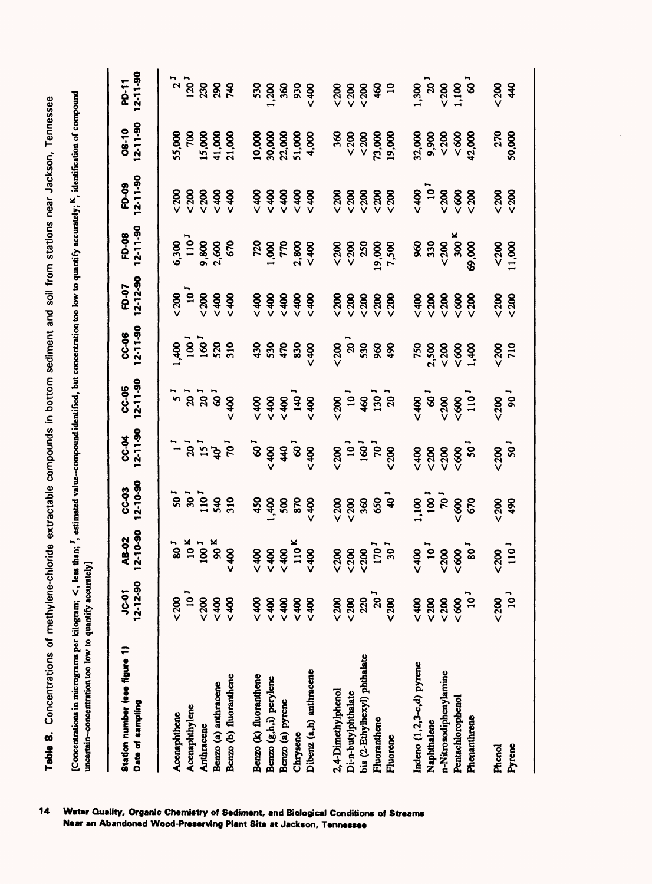**Table 8.** Concentrations of methylene-chloride extractable compounds in bottom sediment and soil from stations near Jackson, Tennessee

[Concentrations in micrograms per kilogram; <, less than; J, estimated value--compound identified, but concentration too low to quantify accurately; K, identification of compound uncertain--concentration too low to quantify accurately]

| Station number (see figure 1) / Date of sampling | JC-01 12-12-90 | AB-02 12-10-90 | CC-03 12-10-90 | CC-04 12-11-90 | CC-05 12-11-90 | CC-06 12-11-90 | FD-07 12-12-90 | FD-08 12-11-90 | FD-09 12-11-90 | OS-10 12-11-90 | PD-11 12-11-90 |
|---|---|---|---|---|---|---|---|---|---|---|---|
| Acenaphthene | <200 | 80 J | 50 J | 1 J | 5 J | 1,400 | <200 | 6,300 | <200 | 55,000 | 2 J |
| Acenaphthylene | 10 J | 10 K | 30 J | 20 J | 20 J | 100 J | 10 J | 110 J | <200 | 700 | 120 J |
| Anthracene | <200 | 100 J | 110 J | 15 J | 20 J | 160 J | <200 | 9,800 | <200 | 15,000 | 230 |
| Benzo (a) anthracene | <400 | 90 K | 540 | 40 J | 60 J | 520 | <400 | 2,600 | <400 | 41,000 | 290 |
| Benzo (b) fluoranthene | <400 | <400 | 310 | 70 J | <400 | 310 | <400 | 670 | <400 | 21,000 | 740 |
| | | | | | | | | | | | |
| Benzo (k) fluoranthene | <400 | <400 | 450 | 60 J | <400 | 430 | <400 | 720 | <400 | 10,000 | 530 |
| Benzo (g,h,i) perylene | <400 | <400 | 1,400 | <400 | <400 | 530 | <400 | 1,000 | <400 | 30,000 | 1,200 |
| Benzo (a) pyrene | <400 | <400 | 500 | 440 | <400 | 470 | <400 | 770 | <400 | 22,000 | 360 |
| Chrysene | <400 | 110 K | 870 | 60 J | 140 J | 830 | <400 | 2,800 | <400 | 51,000 | 930 |
| Dibenz (a,h) anthracene | <400 | <400 | <400 | <400 | <400 | <400 | <400 | <400 | <400 | 4,000 | <400 |
| | | | | | | | | | | | |
| 2,4-Dimethylphenol | <200 | <200 | <200 | <200 | <200 | <200 | <200 | <200 | <200 | 360 | <200 |
| Di-n-butylphthalate | <200 | <200 | <200 | 10 J | 10 J | 20 J | <200 | <200 | <200 | <200 | <200 |
| bis (2-Ethylhexyl) phthalate | 220 | <200 | 360 | 160 J | 460 | 530 | <200 | 250 | <200 | <200 | <200 |
| Fluoranthene | 20 J | 170 J | 650 | 70 J | 130 J | 960 | <200 | 19,000 | <200 | 73,000 | 460 |
| Fluorene | <200 | 30 J | 40 J | <200 | 20 J | 490 | <200 | 7,500 | <200 | 19,000 | 10 |
| | | | | | | | | | | | |
| Indeno (1,2,3-c,d) pyrene | <400 | <400 | 1,100 | <400 | <400 | 750 | <400 | 960 | <400 | 32,000 | 1,300 |
| Naphthalene | <200 | 10 J | 100 J | <200 | 60 J | 2,500 | <200 | 330 | 10 J | 9,900 | 20 J |
| n-Nitrosodiphenylamine | <200 | <200 | 70 J | <200 | <200 | <200 | <200 | <200 | <200 | <200 | <200 |
| Pentachlorophenol | <600 | <600 | <600 | <600 | <600 | <600 | <600 | 300 K | <600 | <600 | 1,100 |
| Phenanthrene | 10 J | 80 J | 670 | 50 J | 110 J | 1,400 | <200 | 69,000 | <200 | 42,000 | 60 J |
| | | | | | | | | | | | |
| Phenol | <200 | <200 | <200 | <200 | <200 | <200 | <200 | <200 | <200 | 270 | <200 |
| Pyrene | 10 J | 110 J | 490 | 50 J | 90 J | 710 | <200 | 11,000 | <200 | 50,000 | 440 |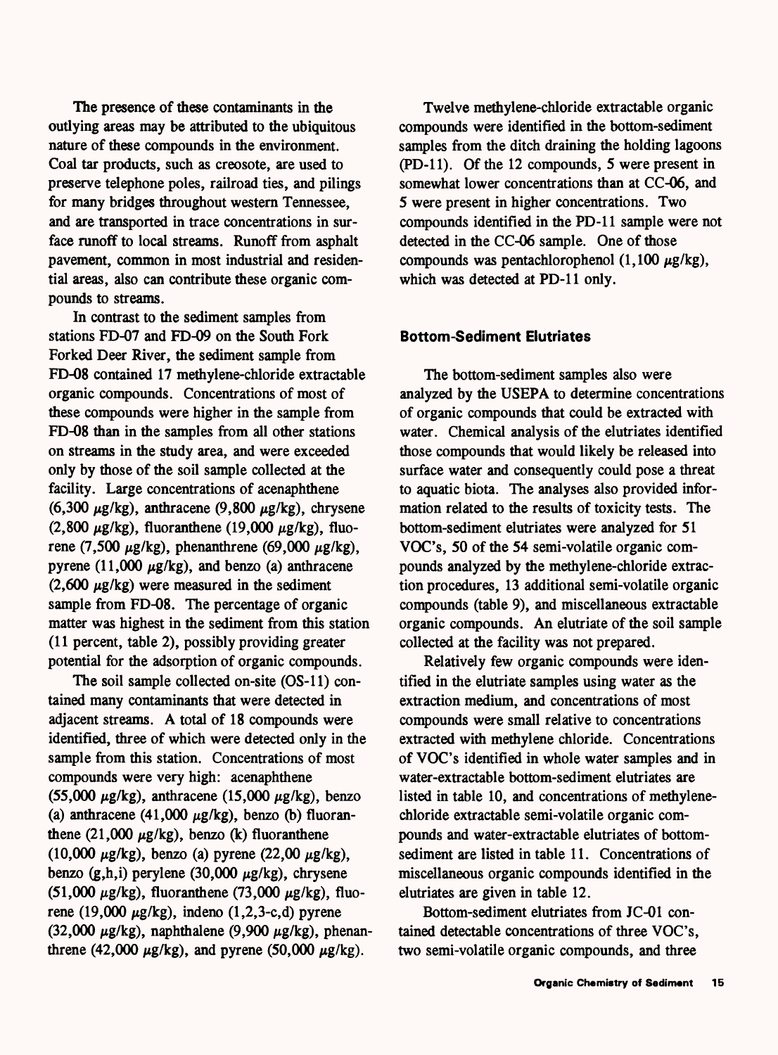The presence of these contaminants in the outlying areas may be attributed to the ubiquitous nature of these compounds in the environment. Coal tar products, such as creosote, are used to preserve telephone poles, railroad ties, and pilings for many bridges throughout western Tennessee, and are transported in trace concentrations in surface runoff to local streams. Runoff from asphalt pavement, common in most industrial and residential areas, also can contribute these organic compounds to streams.

In contrast to the sediment samples from stations FD-07 and FD-09 on the South Fork Forked Deer River, the sediment sample from FD-08 contained 17 methylene-chloride extractable organic compounds. Concentrations of most of these compounds were higher in the sample from FD-08 than in the samples from all other stations on streams in the study area, and were exceeded only by those of the soil sample collected at the facility. Large concentrations of acenaphthene (6,300 μg/kg), anthracene (9,800 μg/kg), chrysene (2,800 μg/kg), fluoranthene (19,000 μg/kg), fluorene (7,500 μg/kg), phenanthrene (69,000 μg/kg), pyrene (11,000 μg/kg), and benzo (a) anthracene (2,600 μg/kg) were measured in the sediment sample from FD-08. The percentage of organic matter was highest in the sediment from this station (11 percent, table 2), possibly providing greater potential for the adsorption of organic compounds.

The soil sample collected on-site (OS-11) contained many contaminants that were detected in adjacent streams. A total of 18 compounds were identified, three of which were detected only in the sample from this station. Concentrations of most compounds were very high: acenaphthene (55,000 μg/kg), anthracene (15,000 μg/kg), benzo (a) anthracene (41,000 μg/kg), benzo (b) fluoranthene (21,000 μg/kg), benzo (k) fluoranthene (10,000 μg/kg), benzo (a) pyrene (22,00 μg/kg), benzo (g,h,i) perylene (30,000 μg/kg), chrysene (51,000 μg/kg), fluoranthene (73,000 μg/kg), fluorene (19,000 μg/kg), indeno (1,2,3-c,d) pyrene (32,000 μg/kg), naphthalene (9,900 μg/kg), phenanthrene (42,000 μg/kg), and pyrene (50,000 μg/kg).

Twelve methylene-chloride extractable organic compounds were identified in the bottom-sediment samples from the ditch draining the holding lagoons (PD-11). Of the 12 compounds, 5 were present in somewhat lower concentrations than at CC-06, and 5 were present in higher concentrations. Two compounds identified in the PD-11 sample were not detected in the CC-06 sample. One of those compounds was pentachlorophenol (1,100 μg/kg), which was detected at PD-11 only.

### Bottom-Sediment Elutriates

The bottom-sediment samples also were analyzed by the USEPA to determine concentrations of organic compounds that could be extracted with water. Chemical analysis of the elutriates identified those compounds that would likely be released into surface water and consequently could pose a threat to aquatic biota. The analyses also provided information related to the results of toxicity tests. The bottom-sediment elutriates were analyzed for 51 VOC's, 50 of the 54 semi-volatile organic compounds analyzed by the methylene-chloride extraction procedures, 13 additional semi-volatile organic compounds (table 9), and miscellaneous extractable organic compounds. An elutriate of the soil sample collected at the facility was not prepared.

Relatively few organic compounds were identified in the elutriate samples using water as the extraction medium, and concentrations of most compounds were small relative to concentrations extracted with methylene chloride. Concentrations of VOC's identified in whole water samples and in water-extractable bottom-sediment elutriates are listed in table 10, and concentrations of methylene-chloride extractable semi-volatile organic compounds and water-extractable elutriates of bottom-sediment are listed in table 11. Concentrations of miscellaneous organic compounds identified in the elutriates are given in table 12.

Bottom-sediment elutriates from JC-01 contained detectable concentrations of three VOC's, two semi-volatile organic compounds, and three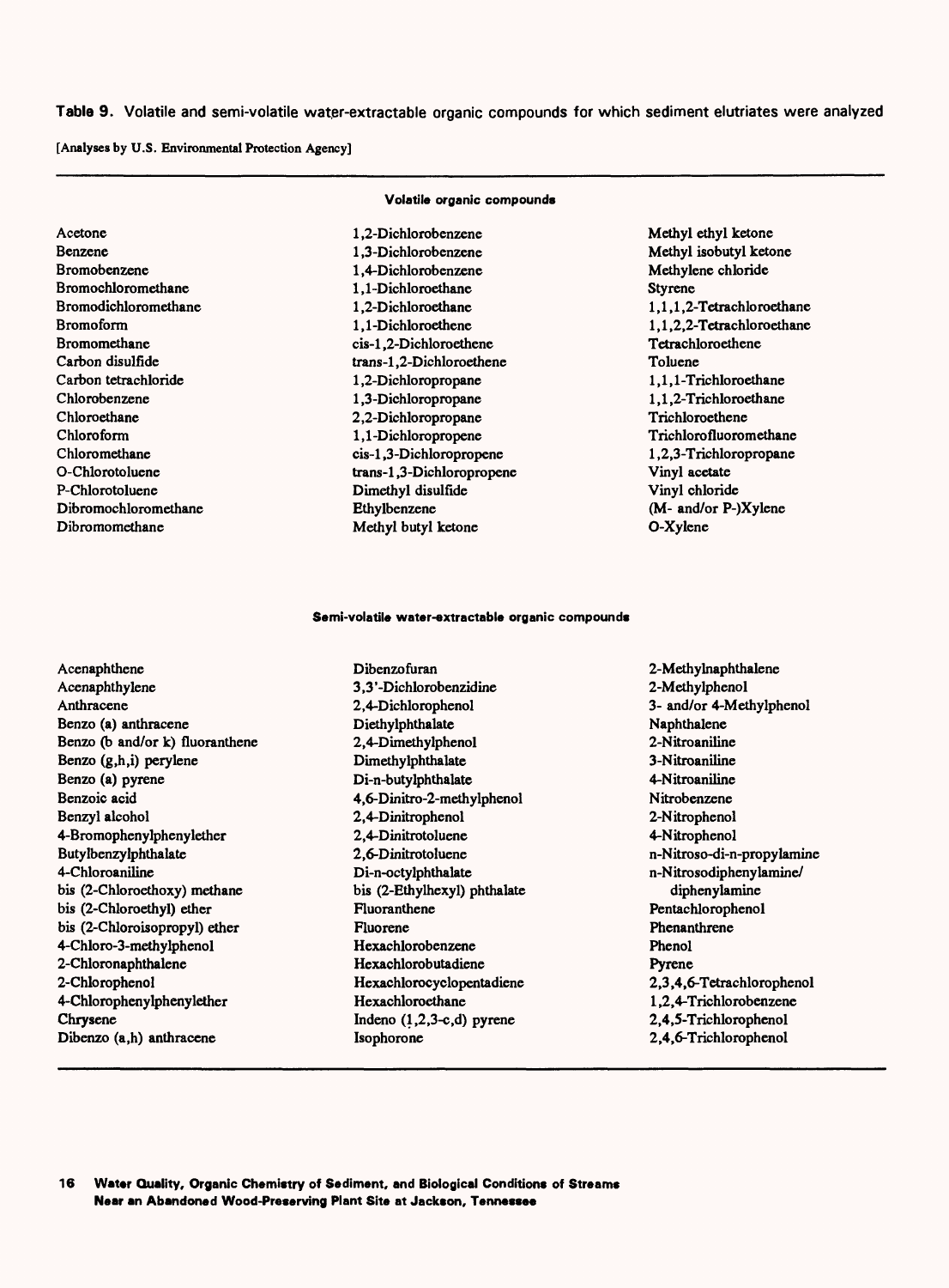**Table 9.** Volatile and semi-volatile water-extractable organic compounds for which sediment elutriates were analyzed

[Analyses by U.S. Environmental Protection Agency]

**Volatile organic compounds**

| | | |
|---|---|---|
| Acetone | 1,2-Dichlorobenzene | Methyl ethyl ketone |
| Benzene | 1,3-Dichlorobenzene | Methyl isobutyl ketone |
| Bromobenzene | 1,4-Dichlorobenzene | Methylene chloride |
| Bromochloromethane | 1,1-Dichloroethane | Styrene |
| Bromodichloromethane | 1,2-Dichloroethane | 1,1,1,2-Tetrachloroethane |
| Bromoform | 1,1-Dichloroethene | 1,1,2,2-Tetrachloroethane |
| Bromomethane | cis-1,2-Dichloroethene | Tetrachloroethene |
| Carbon disulfide | trans-1,2-Dichloroethene | Toluene |
| Carbon tetrachloride | 1,2-Dichloropropane | 1,1,1-Trichloroethane |
| Chlorobenzene | 1,3-Dichloropropane | 1,1,2-Trichloroethane |
| Chloroethane | 2,2-Dichloropropane | Trichloroethene |
| Chloroform | 1,1-Dichloropropene | Trichlorofluoromethane |
| Chloromethane | cis-1,3-Dichloropropene | 1,2,3-Trichloropropane |
| O-Chlorotoluene | trans-1,3-Dichloropropene | Vinyl acetate |
| P-Chlorotoluene | Dimethyl disulfide | Vinyl chloride |
| Dibromochloromethane | Ethylbenzene | (M- and/or P-)Xylene |
| Dibromomethane | Methyl butyl ketone | O-Xylene |

**Semi-volatile water-extractable organic compounds**

| | | |
|---|---|---|
| Acenaphthene | Dibenzofuran | 2-Methylnaphthalene |
| Acenaphthylene | 3,3'-Dichlorobenzidine | 2-Methylphenol |
| Anthracene | 2,4-Dichlorophenol | 3- and/or 4-Methylphenol |
| Benzo (a) anthracene | Diethylphthalate | Naphthalene |
| Benzo (b and/or k) fluoranthene | 2,4-Dimethylphenol | 2-Nitroaniline |
| Benzo (g,h,i) perylene | Dimethylphthalate | 3-Nitroaniline |
| Benzo (a) pyrene | Di-n-butylphthalate | 4-Nitroaniline |
| Benzoic acid | 4,6-Dinitro-2-methylphenol | Nitrobenzene |
| Benzyl alcohol | 2,4-Dinitrophenol | 2-Nitrophenol |
| 4-Bromophenylphenylether | 2,4-Dinitrotoluene | 4-Nitrophenol |
| Butylbenzylphthalate | 2,6-Dinitrotoluene | n-Nitroso-di-n-propylamine |
| 4-Chloroaniline | Di-n-octylphthalate | n-Nitrosodiphenylamine/ diphenylamine |
| bis (2-Chloroethoxy) methane | bis (2-Ethylhexyl) phthalate | Pentachlorophenol |
| bis (2-Chloroethyl) ether | Fluoranthene | Phenanthrene |
| bis (2-Chloroisopropyl) ether | Fluorene | Phenol |
| 4-Chloro-3-methylphenol | Hexachlorobenzene | Pyrene |
| 2-Chloronaphthalene | Hexachlorobutadiene | 2,3,4,6-Tetrachlorophenol |
| 2-Chlorophenol | Hexachlorocyclopentadiene | 1,2,4-Trichlorobenzene |
| 4-Chlorophenylphenylether | Hexachloroethane | 2,4,5-Trichlorophenol |
| Chrysene | Indeno (1,2,3-c,d) pyrene | 2,4,6-Trichlorophenol |
| Dibenzo (a,h) anthracene | Isophorone | |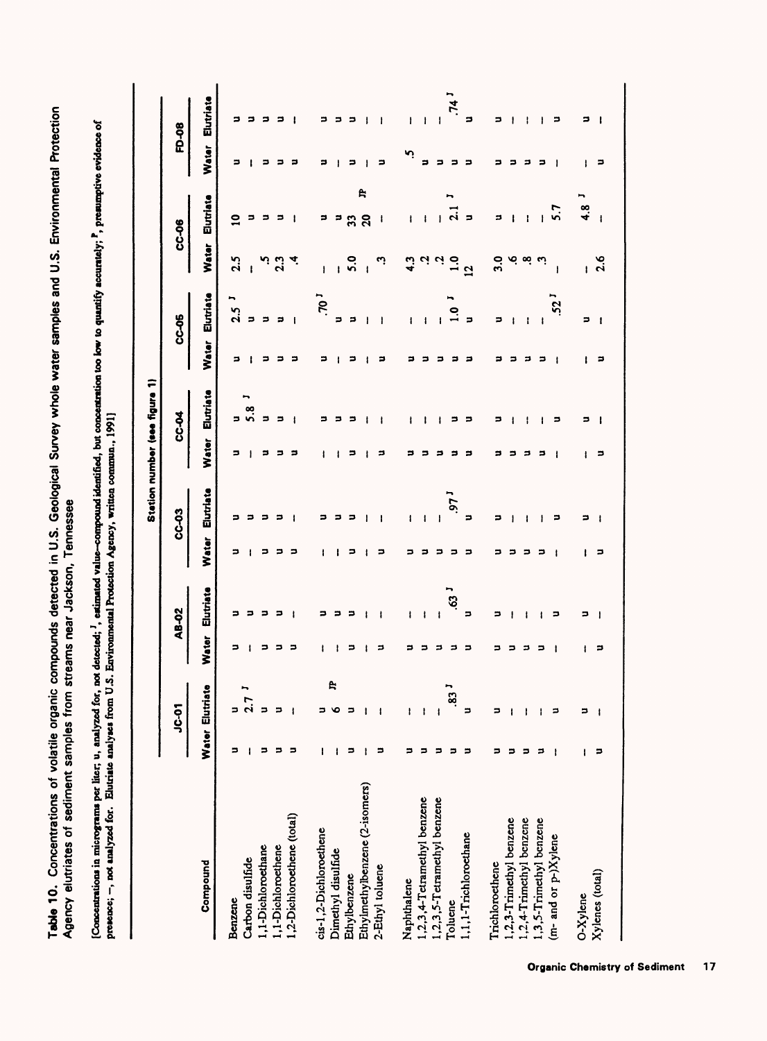**Table 10.** Concentrations of volatile organic compounds detected in U.S. Geological Survey whole water samples and U.S. Environmental Protection Agency elutriates of sediment samples from streams near Jackson, Tennessee

[Concentrations in micrograms per liter; u, analyzed for, not detected; [J], estimated value--compound identified, but concentration too low to quantify accurately; [P], presumptive evidence of presence; --, not analyzed for. Elutriate analyses from U.S. Environmental Protection Agency, written commun., 1991]

| Compound | Station number (see figure 1) | | | | | | | | | | | | | |
|---|---|---|---|---|---|---|---|---|---|---|---|---|---|---|
| | JC-01 | | AB-02 | | CC-03 | | CC-04 | | CC-05 | | CC-06 | | FD-08 | |
| | Water | Elutriate | Water | Elutriate | Water | Elutriate | Water | Elutriate | Water | Elutriate | Water | Elutriate | Water | Elutriate |
| Benzene | u | u | u | u | u | u | u | u | u | 2.5 [J] | 2.5 | 10 | u | u |
| Carbon disulfide | -- | 2.7 [J] | -- | u | -- | u | -- | 5.8 [J] | -- | u | -- | u | -- | u |
| 1,1-Dichloroethane | u | u | u | u | u | u | u | u | u | u | .5 | u | u | u |
| 1,1-Dichloroethene | u | u | u | u | u | u | u | u | u | u | 2.3 | u | u | u |
| 1,2-Dichloroethene (total) | u | -- | u | -- | u | -- | u | -- | u | -- | .4 | -- | u | -- |
| cis-1,2-Dichloroethene | -- | u | -- | u | -- | u | -- | u | u | .70 [J] | -- | u | u | u |
| Dimethyl disulfide | -- | 6 [P] | -- | u | -- | u | -- | u | -- | u | -- | u | -- | u |
| Ethylbenzene | u | u | u | u | u | u | u | u | u | u | 5.0 | 33 | u | u |
| Ethylmethylbenzene (2-isomers) | -- | -- | -- | -- | -- | -- | -- | -- | -- | -- | -- | 20 [P] | -- | -- |
| 2-Ethyl toluene | u | -- | u | -- | u | -- | u | -- | u | -- | .3 | -- | u | -- |
| Naphthalene | u | -- | u | -- | u | -- | u | -- | u | -- | 4.3 | -- | .5 | -- |
| 1,2,3,4-Tetramethyl benzene | u | -- | u | -- | u | -- | u | -- | u | -- | .2 | -- | u | -- |
| 1,2,3,5-Tetramethyl benzene | u | -- | u | -- | u | -- | u | -- | u | -- | .2 | -- | u | -- |
| Toluene | u | .83 [J] | u | .63 [J] | u | .97 [J] | u | u | u | 1.0 [J] | 1.0 | 2.1 [J] | u | .74 [J] |
| 1,1,1-Trichloroethane | u | u | u | u | u | u | u | u | u | u | 12 | u | u | u |
| Trichloroethene | u | u | u | u | u | u | u | u | u | u | 3.0 | u | u | u |
| 1,2,3-Trimethyl benzene | u | -- | u | -- | u | -- | u | -- | u | -- | .6 | -- | u | -- |
| 1,2,4-Trimethyl benzene | u | -- | u | -- | u | -- | u | -- | u | -- | .8 | -- | u | -- |
| 1,3,5-Trimethyl benzene | u | -- | u | -- | u | -- | u | -- | u | -- | .3 | -- | u | -- |
| (m- and or p-)Xylene | -- | u | -- | u | -- | u | -- | u | -- | .52 [J] | -- | 5.7 | -- | u |
| O-Xylene | -- | u | -- | u | -- | u | -- | u | -- | u | -- | 4.8 [J] | -- | u |
| Xylenes (total) | u | -- | u | -- | u | -- | u | -- | u | -- | 2.6 | -- | u | -- |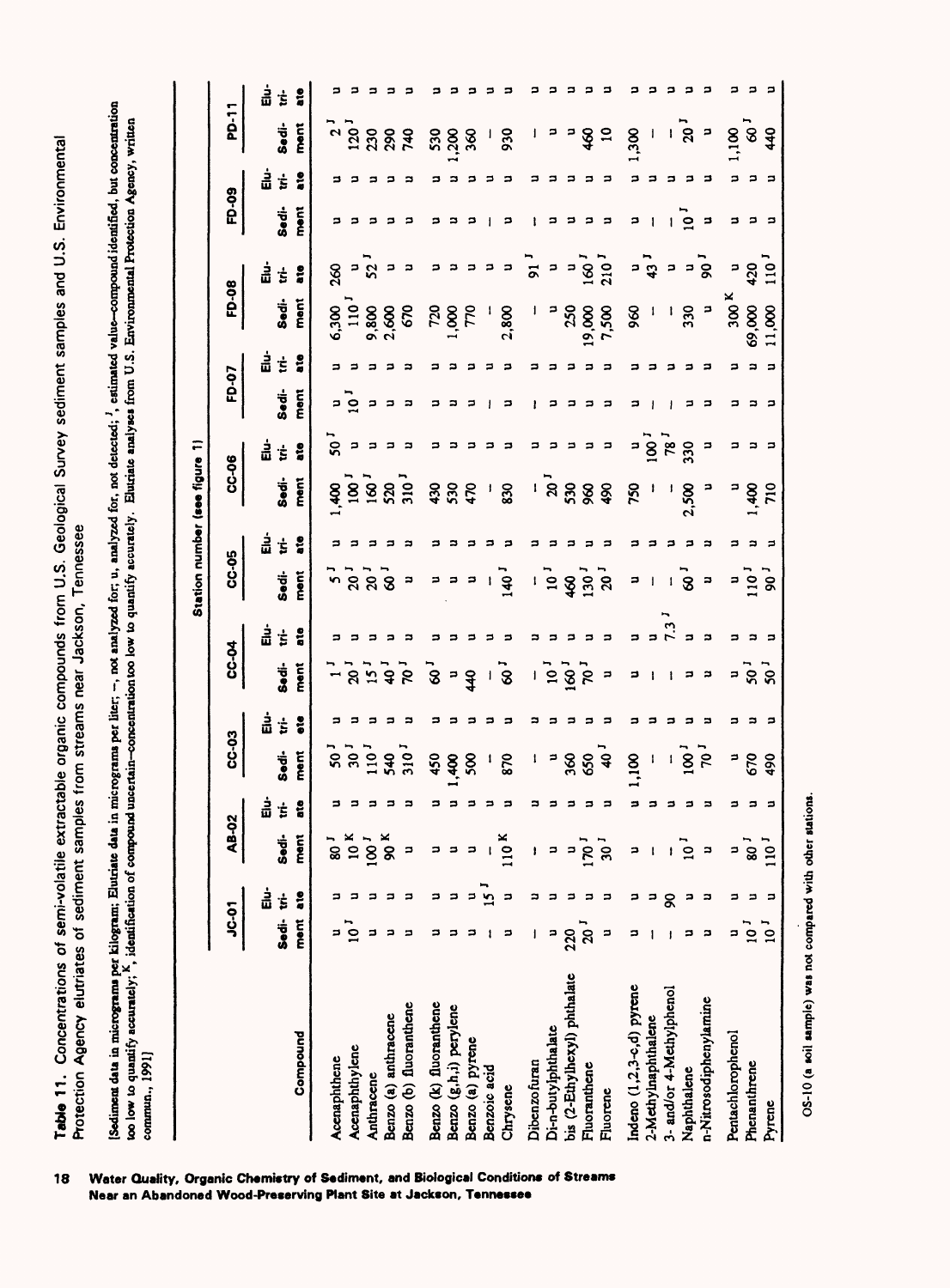**Table 11.** Concentrations of semi-volatile extractable organic compounds from U.S. Geological Survey sediment samples and U.S. Environmental Protection Agency elutriates of sediment samples from streams near Jackson, Tennessee

[Sediment data in micrograms per kilogram; Elutriate data in micrograms per liter; --, not analyzed for; u, analyzed for, not detected; [J], estimated value--compound identified, but concentration too low to quantify accurately; [K], identification of compound uncertain--concentration too low to quantify accurately. Elutriate analyses from U.S. Environmental Protection Agency, written commun., 1991]

| Compound | Station number (see figure 1) | | | | | | | | | | | | | | | | | | | |
|---|---|---|---|---|---|---|---|---|---|---|---|---|---|---|---|---|---|---|---|---|
| | JC-01 | | AB-02 | | CC-03 | | CC-04 | | CC-05 | | CC-06 | | FD-07 | | FD-08 | | FD-09 | | PD-11 | |
| | Sediment | Elutriate | Sediment | Elutriate | Sediment | Elutriate | Sediment | Elutriate | Sediment | Elutriate | Sediment | Elutriate | Sediment | Elutriate | Sediment | Elutriate | Sediment | Elutriate | Sediment | Elutriate |
| Acenaphthene | u | u | 80[J] | u | 50[J] | u | 1[J] | u | 5[J] | u | 1,400 | 50[J] | u | u | 6,300 | 260 | u | u | 2[J] | u |
| Acenaphthylene | 10[J] | u | 10[K] | u | 30[J] | u | 20[J] | u | 20[J] | u | 100[J] | u | 10[J] | u | 110[J] | u | u | u | 120[J] | u |
| Anthracene | u | u | 100[J] | u | 110[J] | u | 15[J] | u | 20[J] | u | 160[J] | u | u | u | 9,800 | u | u | u | 230 | u |
| Benzo (a) anthracene | u | u | 90[K] | u | 540 | u | 40[J] | u | 60[J] | u | 520 | u | u | u | 2,600 | 52[J] | u | u | 290 | u |
| Benzo (b) fluoranthene | u | u | u | u | 310[J] | u | 70[J] | u | u | u | 310[J] | u | u | u | 670 | u | u | u | 740 | u |
| Benzo (k) fluoranthene | u | u | u | u | 450 | u | 60[J] | u | u | u | 430 | u | u | u | 720 | u | u | u | 530 | u |
| Benzo (g,h,i) perylene | u | u | u | u | 1,400 | u | u | u | u | u | 530 | u | u | u | 1,000 | u | u | u | 1,200 | u |
| Benzo (a) pyrene | u | u | u | u | 500 | u | 440 | u | u | u | 470 | u | u | u | 770 | u | u | u | 360 | u |
| Benzoic acid | -- | 15[J] | -- | u | -- | u | -- | u | -- | u | -- | u | -- | u | -- | u | -- | u | -- | u |
| Chrysene | u | u | 110[K] | u | 870 | u | 60[J] | u | 140[J] | u | 830 | u | u | u | 2,800 | u | u | u | 930 | u |
| Dibenzofuran | -- | u | -- | u | -- | u | -- | u | -- | u | -- | u | -- | u | -- | 91[J] | -- | u | -- | u |
| Di-n-butylphthalate | u | u | u | u | u | u | 10[J] | u | 10[J] | u | 20[J] | u | u | u | u | u | u | u | u | u |
| bis (2-Ethylhexyl) phthalate | 220 | u | u | u | 360 | u | 160[J] | u | 460 | u | 530 | u | u | u | 250 | u | u | u | u | u |
| Fluoranthene | 20[J] | u | 170[J] | u | 650 | u | 70[J] | u | 130[J] | u | 960 | u | u | u | 19,000 | 160[J] | u | u | 460 | u |
| Fluorene | u | u | 30[J] | u | 40[J] | u | u | u | 20[J] | u | 490 | u | u | u | 7,500 | 210[J] | u | u | 10 | u |
| Indeno (1,2,3-c,d) pyrene | u | u | u | u | 1,100 | u | u | u | u | u | 750 | u | u | u | 960 | u | u | u | 1,300 | u |
| 2-Methylnaphthalene | -- | u | -- | u | -- | u | -- | u | -- | u | -- | 100[J] | -- | u | -- | 43[J] | -- | u | -- | u |
| 3- and/or 4-Methylphenol | -- | 90 | -- | u | -- | u | -- | 7.3[J] | -- | u | -- | 78[J] | -- | u | -- | u | -- | u | -- | u |
| Naphthalene | u | u | 10[J] | u | 100[J] | u | u | u | 60[J] | u | 2,500 | 330 | u | u | 330 | u | 10[J] | u | 20[J] | u |
| n-Nitrosodiphenylamine | u | u | u | u | 70[J] | u | u | u | u | u | u | u | u | u | u | 90[J] | u | u | u | u |
| Pentachlorophenol | u | u | u | u | u | u | u | u | u | u | u | u | u | u | 300[K] | u | u | u | 1,100 | u |
| Phenanthrene | 10[J] | u | 80[J] | u | 670 | u | 50[J] | u | 110[J] | u | 1,400 | u | u | u | 69,000 | 420 | u | u | 60[J] | u |
| Pyrene | 10[J] | u | 110[J] | u | 490 | u | 50[J] | u | 90[J] | u | 710 | u | u | u | 11,000 | 110[J] | u | u | 440 | u |

OS-10 (a soil sample) was not compared with other stations.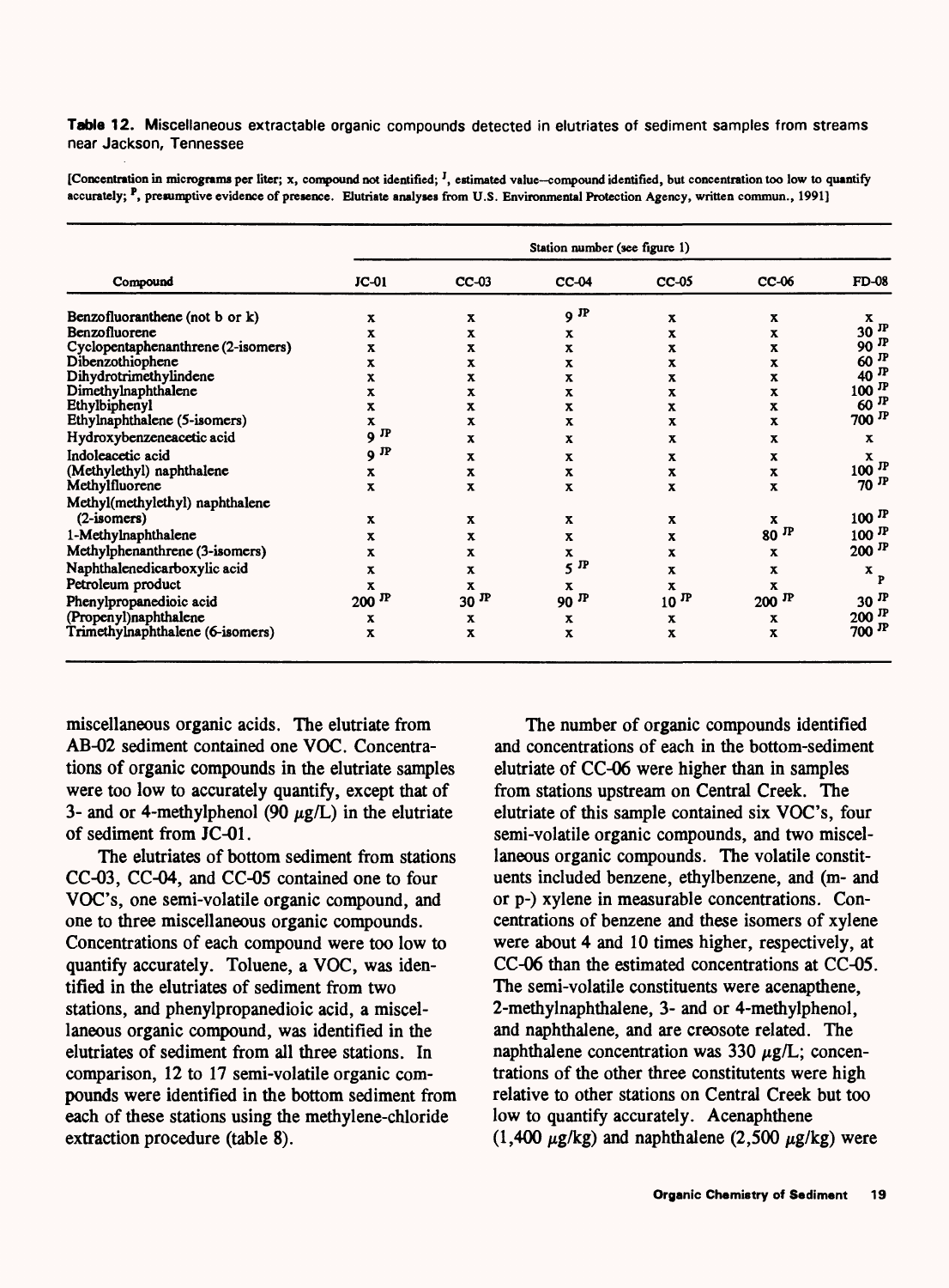**Table 12.** Miscellaneous extractable organic compounds detected in elutriates of sediment samples from streams near Jackson, Tennessee

[Concentration in micrograms per liter; x, compound not identified; J, estimated value—compound identified, but concentration too low to quantify accurately; P, presumptive evidence of presence. Elutriate analyses from U.S. Environmental Protection Agency, written commun., 1991]

| Compound | Station number (see figure 1) | | | | | |
|---|---|---|---|---|---|---|
| | JC-01 | CC-03 | CC-04 | CC-05 | CC-06 | FD-08 |
| Benzofluoranthene (not b or k) | x | x | 9 JP | x | x | x |
| Benzofluorene | x | x | x | x | x | 30 JP |
| Cyclopentaphenanthrene (2-isomers) | x | x | x | x | x | 90 JP |
| Dibenzothiophene | x | x | x | x | x | 60 JP |
| Dihydrotrimethylindene | x | x | x | x | x | 40 JP |
| Dimethylnaphthalene | x | x | x | x | x | 100 JP |
| Ethylbiphenyl | x | x | x | x | x | 60 JP |
| Ethylnaphthalene (5-isomers) | x | x | x | x | x | 700 JP |
| Hydroxybenzeneacetic acid | 9 JP | x | x | x | x | x |
| Indoleacetic acid | 9 JP | x | x | x | x | x |
| (Methylethyl) naphthalene | x | x | x | x | x | 100 JP |
| Methylfluorene | x | x | x | x | x | 70 JP |
| Methyl(methylethyl) naphthalene (2-isomers) | x | x | x | x | x | 100 JP |
| 1-Methylnaphthalene | x | x | x | x | 80 JP | 100 JP |
| Methylphenanthrene (3-isomers) | x | x | x | x | x | 200 JP |
| Naphthalenedicarboxylic acid | x | x | 5 JP | x | x | x |
| Petroleum product | x | x | x | x | x | P |
| Phenylpropanedioic acid | 200 JP | 30 JP | 90 JP | 10 JP | 200 JP | 30 JP |
| (Propenyl)naphthalene | x | x | x | x | x | 200 JP |
| Trimethylnaphthalene (6-isomers) | x | x | x | x | x | 700 JP |

miscellaneous organic acids. The elutriate from AB-02 sediment contained one VOC. Concentrations of organic compounds in the elutriate samples were too low to accurately quantify, except that of 3- and or 4-methylphenol (90 $\mu$g/L) in the elutriate of sediment from JC-01.

The elutriates of bottom sediment from stations CC-03, CC-04, and CC-05 contained one to four VOC's, one semi-volatile organic compound, and one to three miscellaneous organic compounds. Concentrations of each compound were too low to quantify accurately. Toluene, a VOC, was identified in the elutriates of sediment from two stations, and phenylpropanedioic acid, a miscellaneous organic compound, was identified in the elutriates of sediment from all three stations. In comparison, 12 to 17 semi-volatile organic compounds were identified in the bottom sediment from each of these stations using the methylene-chloride extraction procedure (table 8).

The number of organic compounds identified and concentrations of each in the bottom-sediment elutriate of CC-06 were higher than in samples from stations upstream on Central Creek. The elutriate of this sample contained six VOC's, four semi-volatile organic compounds, and two miscellaneous organic compounds. The volatile constituents included benzene, ethylbenzene, and (m- and or p-) xylene in measurable concentrations. Concentrations of benzene and these isomers of xylene were about 4 and 10 times higher, respectively, at CC-06 than the estimated concentrations at CC-05. The semi-volatile constituents were acenapthene, 2-methylnaphthalene, 3- and or 4-methylphenol, and naphthalene, and are creosote related. The naphthalene concentration was 330 $\mu$g/L; concentrations of the other three constitutents were high relative to other stations on Central Creek but too low to quantify accurately. Acenaphthene (1,400 $\mu$g/kg) and naphthalene (2,500 $\mu$g/kg) were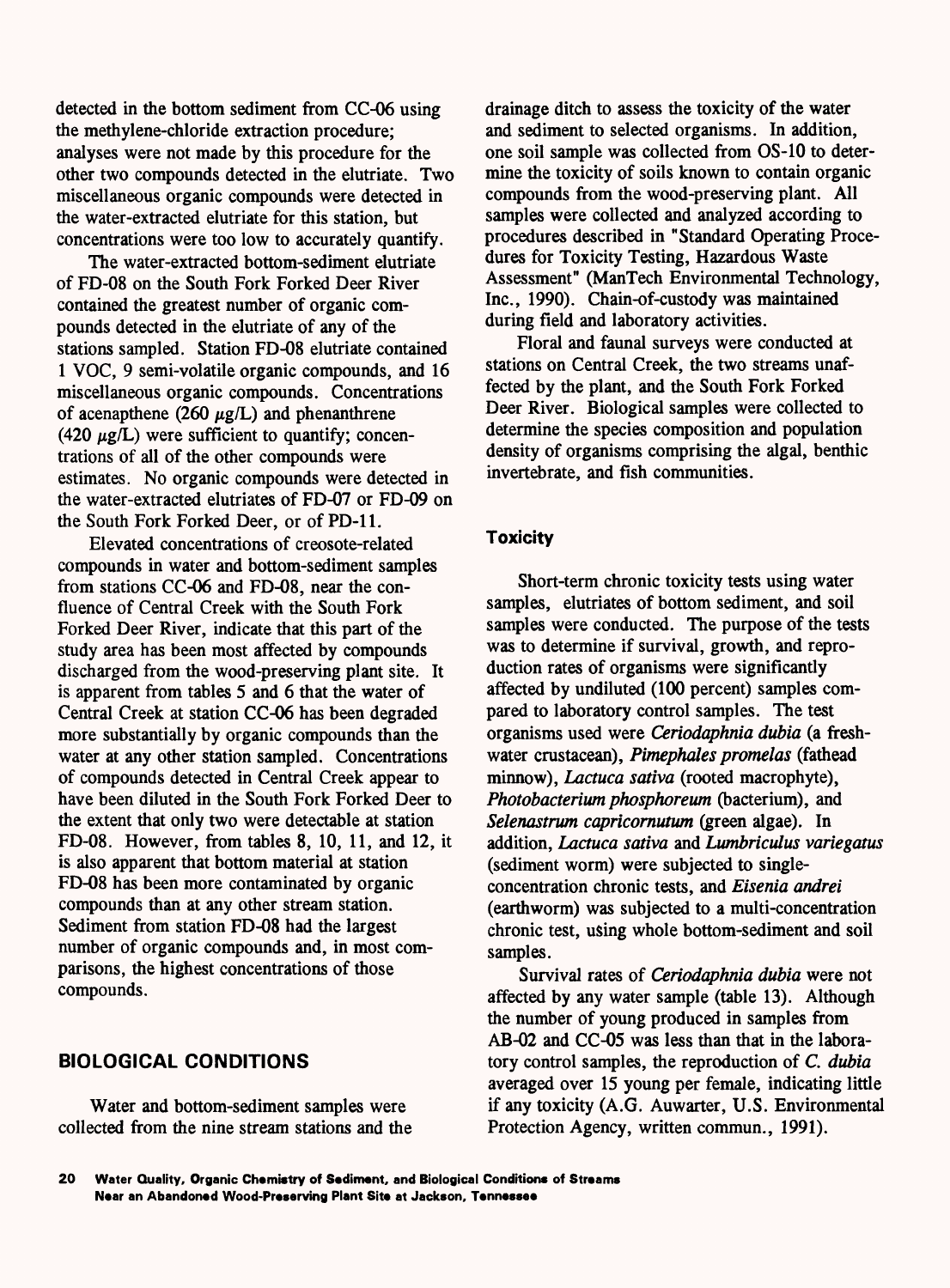detected in the bottom sediment from CC-06 using the methylene-chloride extraction procedure; analyses were not made by this procedure for the other two compounds detected in the elutriate. Two miscellaneous organic compounds were detected in the water-extracted elutriate for this station, but concentrations were too low to accurately quantify.

The water-extracted bottom-sediment elutriate of FD-08 on the South Fork Forked Deer River contained the greatest number of organic compounds detected in the elutriate of any of the stations sampled. Station FD-08 elutriate contained 1 VOC, 9 semi-volatile organic compounds, and 16 miscellaneous organic compounds. Concentrations of acenapthene (260 $\mu$g/L) and phenanthrene (420 $\mu$g/L) were sufficient to quantify; concentrations of all of the other compounds were estimates. No organic compounds were detected in the water-extracted elutriates of FD-07 or FD-09 on the South Fork Forked Deer, or of PD-11.

Elevated concentrations of creosote-related compounds in water and bottom-sediment samples from stations CC-06 and FD-08, near the confluence of Central Creek with the South Fork Forked Deer River, indicate that this part of the study area has been most affected by compounds discharged from the wood-preserving plant site. It is apparent from tables 5 and 6 that the water of Central Creek at station CC-06 has been degraded more substantially by organic compounds than the water at any other station sampled. Concentrations of compounds detected in Central Creek appear to have been diluted in the South Fork Forked Deer to the extent that only two were detectable at station FD-08. However, from tables 8, 10, 11, and 12, it is also apparent that bottom material at station FD-08 has been more contaminated by organic compounds than at any other stream station. Sediment from station FD-08 had the largest number of organic compounds and, in most comparisons, the highest concentrations of those compounds.

## BIOLOGICAL CONDITIONS

Water and bottom-sediment samples were collected from the nine stream stations and the drainage ditch to assess the toxicity of the water and sediment to selected organisms. In addition, one soil sample was collected from OS-10 to determine the toxicity of soils known to contain organic compounds from the wood-preserving plant. All samples were collected and analyzed according to procedures described in "Standard Operating Procedures for Toxicity Testing, Hazardous Waste Assessment" (ManTech Environmental Technology, Inc., 1990). Chain-of-custody was maintained during field and laboratory activities.

Floral and faunal surveys were conducted at stations on Central Creek, the two streams unaffected by the plant, and the South Fork Forked Deer River. Biological samples were collected to determine the species composition and population density of organisms comprising the algal, benthic invertebrate, and fish communities.

### Toxicity

Short-term chronic toxicity tests using water samples, elutriates of bottom sediment, and soil samples were conducted. The purpose of the tests was to determine if survival, growth, and reproduction rates of organisms were significantly affected by undiluted (100 percent) samples compared to laboratory control samples. The test organisms used were *Ceriodaphnia dubia* (a freshwater crustacean), *Pimephales promelas* (fathead minnow), *Lactuca sativa* (rooted macrophyte), *Photobacterium phosphoreum* (bacterium), and *Selenastrum capricornutum* (green algae). In addition, *Lactuca sativa* and *Lumbriculus variegatus* (sediment worm) were subjected to single-concentration chronic tests, and *Eisenia andrei* (earthworm) was subjected to a multi-concentration chronic test, using whole bottom-sediment and soil samples.

Survival rates of *Ceriodaphnia dubia* were not affected by any water sample (table 13). Although the number of young produced in samples from AB-02 and CC-05 was less than that in the laboratory control samples, the reproduction of *C. dubia* averaged over 15 young per female, indicating little if any toxicity (A.G. Auwarter, U.S. Environmental Protection Agency, written commun., 1991).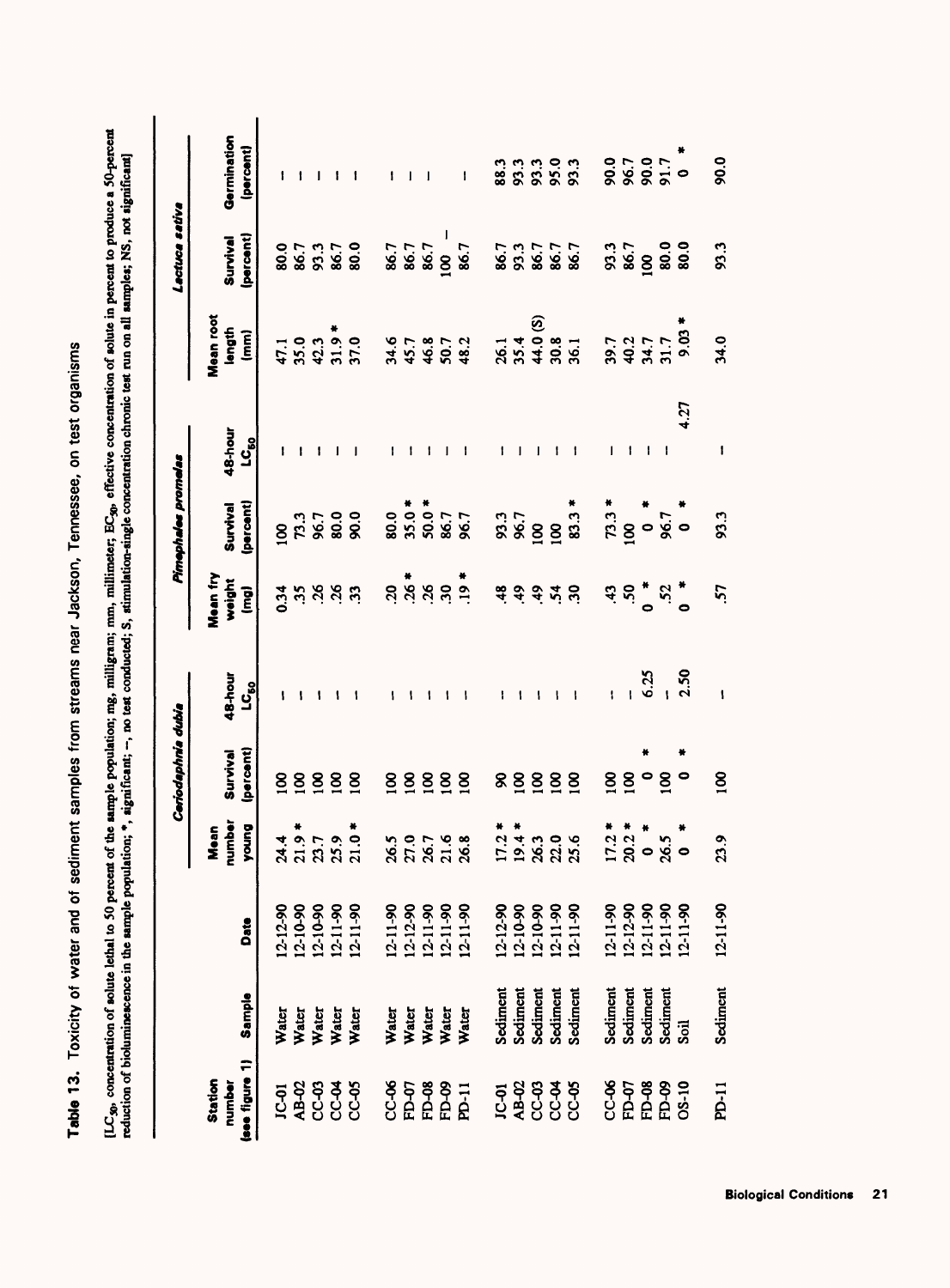**Table 13.** Toxicity of water and of sediment samples from streams near Jackson, Tennessee, on test organisms

[$LC_{50}$, concentration of solute lethal to 50 percent of the sample population; mg, milligram; mm, millimeter; $EC_{50}$, effective concentration of solute in percent to produce a 50-percent reduction of bioluminescence in the sample population; *, significant; –, no test conducted; S, stimulation-single concentration chronic test run on all samples; NS, not significant]

| Station number (see figure 1) | Sample | Date | *Ceriodaphnia dubia* | | | *Pimephales promelas* | | | *Lactuca sativa* | | |
|---|---|---|---|---|---|---|---|---|---|---|---|
| | | | Mean number young | Survival (percent) | 48-hour $LC_{50}$ | Mean fry weight (mg) | Survival (percent) | 48-hour $LC_{50}$ | Mean root length (mm) | Survival (percent) | Germination (percent) |
| JC-01 | Water | 12-12-90 | 24.4 | 100 | – | 0.34 | 100 | – | 47.1 | 80.0 | – |
| AB-02 | Water | 12-10-90 | 21.9 * | 100 | – | .35 | 73.3 | – | 35.0 | 86.7 | – |
| CC-03 | Water | 12-10-90 | 23.7 | 100 | – | .26 | 96.7 | – | 42.3 | 93.3 | – |
| CC-04 | Water | 12-11-90 | 25.9 | 100 | – | .26 | 80.0 | – | 31.9 * | 86.7 | – |
| CC-05 | Water | 12-11-90 | 21.0 * | 100 | – | .33 | 90.0 | – | 37.0 | 80.0 | – |
| CC-06 | Water | 12-11-90 | 26.5 | 100 | – | .20 | 80.0 * | – | 34.6 | 86.7 | – |
| FD-07 | Water | 12-12-90 | 27.0 | 100 | – | .26 * | 35.0 * | – | 45.7 | 86.7 | – |
| FD-08 | Water | 12-11-90 | 26.7 | 100 | – | .26 | 50.0 * | – | 46.8 | 86.7 | – |
| FD-09 | Water | 12-11-90 | 21.6 | 100 | – | .30 | 86.7 | – | 50.7 | 100 | – |
| PD-11 | Water | 12-11-90 | 26.8 | 100 | – | .19 * | 96.7 | – | 48.2 | 86.7 | – |
| JC-01 | Sediment | 12-12-90 | 17.2 * | 90 | – | .48 | 93.3 | – | 26.1 | 86.7 | 88.3 |
| AB-02 | Sediment | 12-10-90 | 19.4 * | 100 | – | .49 | 96.7 | – | 35.4 | 93.3 | 93.3 |
| CC-03 | Sediment | 12-10-90 | 26.3 | 100 | – | .49 | 100 | – | 44.0 (S) | 86.7 | 93.3 |
| CC-04 | Sediment | 12-11-90 | 22.0 | 100 | – | .54 | 100 | – | 30.8 | 86.7 | 95.0 |
| CC-05 | Sediment | 12-11-90 | 25.6 | 100 | – | .30 | 83.3 * | – | 36.1 | 86.7 | 93.3 |
| CC-06 | Sediment | 12-11-90 | 17.2 * | 100 | – | .43 | 73.3 * | – | 39.7 | 93.3 | 90.0 |
| FD-07 | Sediment | 12-12-90 | 20.2 * | 100 | – | .50 | 100 | – | 40.2 | 86.7 | 96.7 |
| FD-08 | Sediment | 12-11-90 | 0 * | 0 * | 6.25 | 0 * | 0 * | – | 34.7 | 100 | 90.0 |
| FD-09 | Sediment | 12-11-90 | 26.5 | 100 | – | .52 | 96.7 | – | 31.7 | 80.0 | 91.7 |
| OS-10 | Soil | 12-11-90 | 0 * | 0 * | 2.50 | 0 * | 0 * | 4.27 | 9.03 * | 80.0 | 0 * |
| PD-11 | Sediment | 12-11-90 | 23.9 | 100 | – | .57 | 93.3 | – | 34.0 | 93.3 | 90.0 |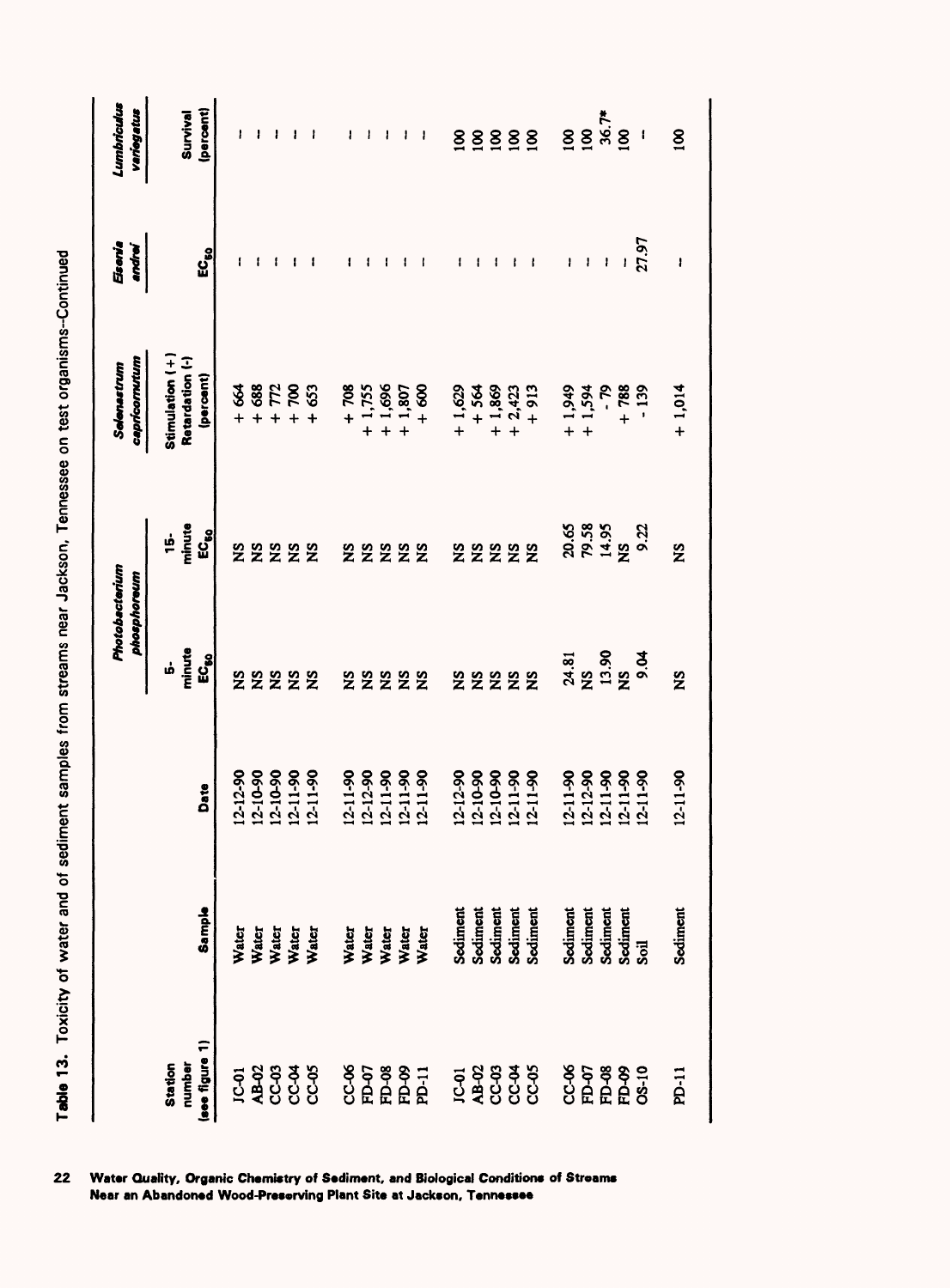**Table 13.** Toxicity of water and of sediment samples from streams near Jackson, Tennessee on test organisms--Continued

| Station number (see figure 1) | Sample | Date | *Photobacterium phosphoreum* 5-minute $EC_{50}$ | *Photobacterium phosphoreum* 15-minute $EC_{50}$ | *Selenastrum capricornutum* Stimulation (+) Retardation (-) (percent) | *Eisenia andrei* $EC_{50}$ | *Lumbriculus variegatus* Survival (percent) |
|---|---|---|---|---|---|---|---|
| JC-01 | Water | 12-12-90 | NS | NS | + 664 | -- | -- |
| AB-02 | Water | 12-10-90 | NS | NS | + 688 | -- | -- |
| CC-03 | Water | 12-10-90 | NS | NS | + 772 | -- | -- |
| CC-04 | Water | 12-11-90 | NS | NS | + 700 | -- | -- |
| CC-05 | Water | 12-11-90 | NS | NS | + 653 | -- | -- |
| CC-06 | Water | 12-11-90 | NS | NS | + 708 | -- | -- |
| FD-07 | Water | 12-12-90 | NS | NS | + 1,755 | -- | -- |
| FD-08 | Water | 12-11-90 | NS | NS | + 1,696 | -- | -- |
| FD-09 | Water | 12-11-90 | NS | NS | + 1,807 | -- | -- |
| PD-11 | Water | 12-11-90 | NS | NS | + 600 | -- | -- |
| JC-01 | Sediment | 12-12-90 | NS | NS | + 1,629 | -- | 100 |
| AB-02 | Sediment | 12-10-90 | NS | NS | + 564 | -- | 100 |
| CC-03 | Sediment | 12-10-90 | NS | NS | + 1,869 | -- | 100 |
| CC-04 | Sediment | 12-11-90 | NS | NS | + 2,423 | -- | 100 |
| CC-05 | Sediment | 12-11-90 | NS | NS | + 913 | -- | 100 |
| CC-06 | Sediment | 12-11-90 | 24.81 | 20.65 | + 1,949 | -- | 100 |
| FD-07 | Sediment | 12-12-90 | NS | 79.58 | + 1,594 | -- | 100 |
| FD-08 | Sediment | 12-11-90 | 13.90 | 14.95 | - 79 | -- | 36.7* |
| FD-09 | Sediment | 12-11-90 | NS | NS | + 788 | -- | 100 |
| OS-10 | Soil | 12-11-90 | 9.04 | 9.22 | - 139 | 27.97 | -- |
| PD-11 | Sediment | 12-11-90 | NS | NS | + 1,014 | -- | 100 |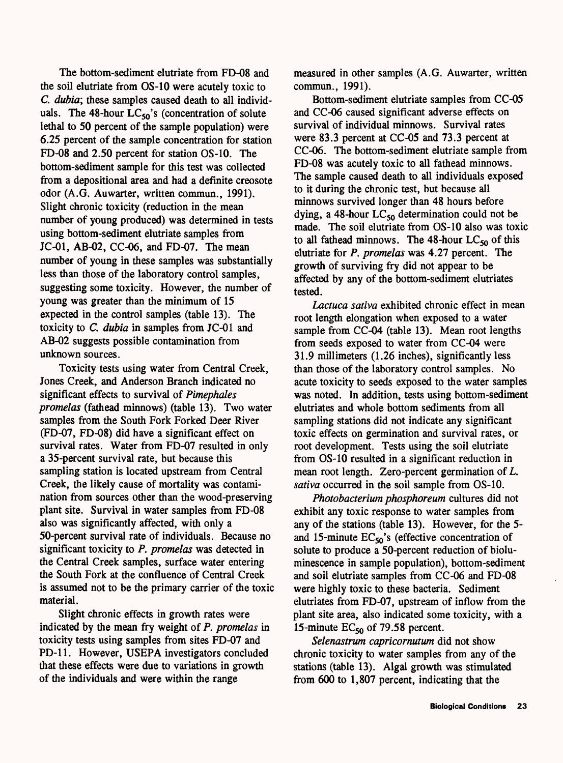The bottom-sediment elutriate from FD-08 and the soil elutriate from OS-10 were acutely toxic to *C. dubia*; these samples caused death to all individuals. The 48-hour $LC_{50}$'s (concentration of solute lethal to 50 percent of the sample population) were 6.25 percent of the sample concentration for station FD-08 and 2.50 percent for station OS-10. The bottom-sediment sample for this test was collected from a depositional area and had a definite creosote odor (A.G. Auwarter, written commun., 1991). Slight chronic toxicity (reduction in the mean number of young produced) was determined in tests using bottom-sediment elutriate samples from JC-01, AB-02, CC-06, and FD-07. The mean number of young in these samples was substantially less than those of the laboratory control samples, suggesting some toxicity. However, the number of young was greater than the minimum of 15 expected in the control samples (table 13). The toxicity to *C. dubia* in samples from JC-01 and AB-02 suggests possible contamination from unknown sources.

Toxicity tests using water from Central Creek, Jones Creek, and Anderson Branch indicated no significant effects to survival of *Pimephales promelas* (fathead minnows) (table 13). Two water samples from the South Fork Forked Deer River (FD-07, FD-08) did have a significant effect on survival rates. Water from FD-07 resulted in only a 35-percent survival rate, but because this sampling station is located upstream from Central Creek, the likely cause of mortality was contamination from sources other than the wood-preserving plant site. Survival in water samples from FD-08 also was significantly affected, with only a 50-percent survival rate of individuals. Because no significant toxicity to *P. promelas* was detected in the Central Creek samples, surface water entering the South Fork at the confluence of Central Creek is assumed not to be the primary carrier of the toxic material.

Slight chronic effects in growth rates were indicated by the mean fry weight of *P. promelas* in toxicity tests using samples from sites FD-07 and PD-11. However, USEPA investigators concluded that these effects were due to variations in growth of the individuals and were within the range measured in other samples (A.G. Auwarter, written commun., 1991).

Bottom-sediment elutriate samples from CC-05 and CC-06 caused significant adverse effects on survival of individual minnows. Survival rates were 83.3 percent at CC-05 and 73.3 percent at CC-06. The bottom-sediment elutriate sample from FD-08 was acutely toxic to all fathead minnows. The sample caused death to all individuals exposed to it during the chronic test, but because all minnows survived longer than 48 hours before dying, a 48-hour $LC_{50}$ determination could not be made. The soil elutriate from OS-10 also was toxic to all fathead minnows. The 48-hour $LC_{50}$ of this elutriate for *P. promelas* was 4.27 percent. The growth of surviving fry did not appear to be affected by any of the bottom-sediment elutriates tested.

*Lactuca sativa* exhibited chronic effect in mean root length elongation when exposed to a water sample from CC-04 (table 13). Mean root lengths from seeds exposed to water from CC-04 were 31.9 millimeters (1.26 inches), significantly less than those of the laboratory control samples. No acute toxicity to seeds exposed to the water samples was noted. In addition, tests using bottom-sediment elutriates and whole bottom sediments from all sampling stations did not indicate any significant toxic effects on germination and survival rates, or root development. Tests using the soil elutriate from OS-10 resulted in a significant reduction in mean root length. Zero-percent germination of *L. sativa* occurred in the soil sample from OS-10.

*Photobacterium phosphoreum* cultures did not exhibit any toxic response to water samples from any of the stations (table 13). However, for the 5- and 15-minute $EC_{50}$'s (effective concentration of solute to produce a 50-percent reduction of bioluminescence in sample population), bottom-sediment and soil elutriate samples from CC-06 and FD-08 were highly toxic to these bacteria. Sediment elutriates from FD-07, upstream of inflow from the plant site area, also indicated some toxicity, with a 15-minute $EC_{50}$ of 79.58 percent.

*Selenastrum capricornutum* did not show chronic toxicity to water samples from any of the stations (table 13). Algal growth was stimulated from 600 to 1,807 percent, indicating that the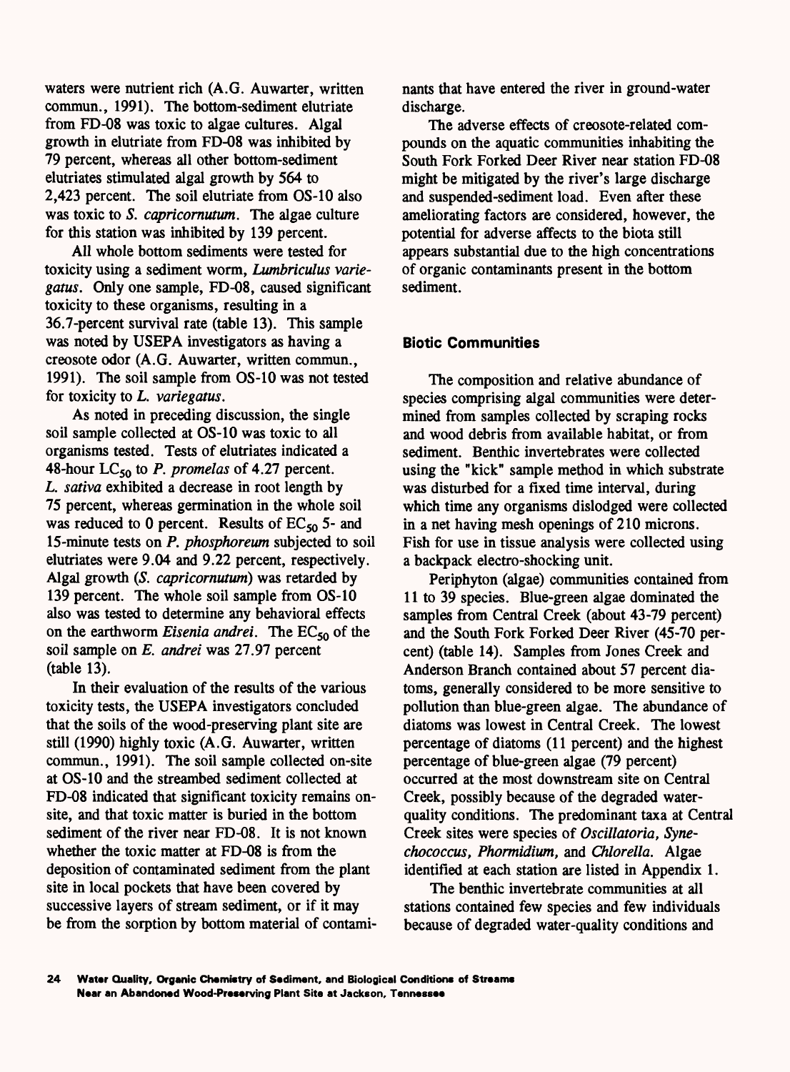waters were nutrient rich (A.G. Auwarter, written commun., 1991). The bottom-sediment elutriate from FD-08 was toxic to algae cultures. Algal growth in elutriate from FD-08 was inhibited by 79 percent, whereas all other bottom-sediment elutriates stimulated algal growth by 564 to 2,423 percent. The soil elutriate from OS-10 also was toxic to *S. capricornutum*. The algae culture for this station was inhibited by 139 percent.

All whole bottom sediments were tested for toxicity using a sediment worm, *Lumbriculus variegatus*. Only one sample, FD-08, caused significant toxicity to these organisms, resulting in a 36.7-percent survival rate (table 13). This sample was noted by USEPA investigators as having a creosote odor (A.G. Auwarter, written commun., 1991). The soil sample from OS-10 was not tested for toxicity to *L. variegatus*.

As noted in preceding discussion, the single soil sample collected at OS-10 was toxic to all organisms tested. Tests of elutriates indicated a 48-hour $LC_{50}$ to *P. promelas* of 4.27 percent. *L. sativa* exhibited a decrease in root length by 75 percent, whereas germination in the whole soil was reduced to 0 percent. Results of $EC_{50}$ 5- and 15-minute tests on *P. phosphoreum* subjected to soil elutriates were 9.04 and 9.22 percent, respectively. Algal growth (*S. capricornutum*) was retarded by 139 percent. The whole soil sample from OS-10 also was tested to determine any behavioral effects on the earthworm *Eisenia andrei*. The $EC_{50}$ of the soil sample on *E. andrei* was 27.97 percent (table 13).

In their evaluation of the results of the various toxicity tests, the USEPA investigators concluded that the soils of the wood-preserving plant site are still (1990) highly toxic (A.G. Auwarter, written commun., 1991). The soil sample collected on-site at OS-10 and the streambed sediment collected at FD-08 indicated that significant toxicity remains on-site, and that toxic matter is buried in the bottom sediment of the river near FD-08. It is not known whether the toxic matter at FD-08 is from the deposition of contaminated sediment from the plant site in local pockets that have been covered by successive layers of stream sediment, or if it may be from the sorption by bottom material of contaminants that have entered the river in ground-water discharge.

The adverse effects of creosote-related compounds on the aquatic communities inhabiting the South Fork Forked Deer River near station FD-08 might be mitigated by the river's large discharge and suspended-sediment load. Even after these ameliorating factors are considered, however, the potential for adverse affects to the biota still appears substantial due to the high concentrations of organic contaminants present in the bottom sediment.

### Biotic Communities

The composition and relative abundance of species comprising algal communities were determined from samples collected by scraping rocks and wood debris from available habitat, or from sediment. Benthic invertebrates were collected using the "kick" sample method in which substrate was disturbed for a fixed time interval, during which time any organisms dislodged were collected in a net having mesh openings of 210 microns. Fish for use in tissue analysis were collected using a backpack electro-shocking unit.

Periphyton (algae) communities contained from 11 to 39 species. Blue-green algae dominated the samples from Central Creek (about 43-79 percent) and the South Fork Forked Deer River (45-70 percent) (table 14). Samples from Jones Creek and Anderson Branch contained about 57 percent diatoms, generally considered to be more sensitive to pollution than blue-green algae. The abundance of diatoms was lowest in Central Creek. The lowest percentage of diatoms (11 percent) and the highest percentage of blue-green algae (79 percent) occurred at the most downstream site on Central Creek, possibly because of the degraded water-quality conditions. The predominant taxa at Central Creek sites were species of *Oscillatoria*, *Synechococcus*, *Phormidium*, and *Chlorella*. Algae identified at each station are listed in Appendix 1.

The benthic invertebrate communities at all stations contained few species and few individuals because of degraded water-quality conditions and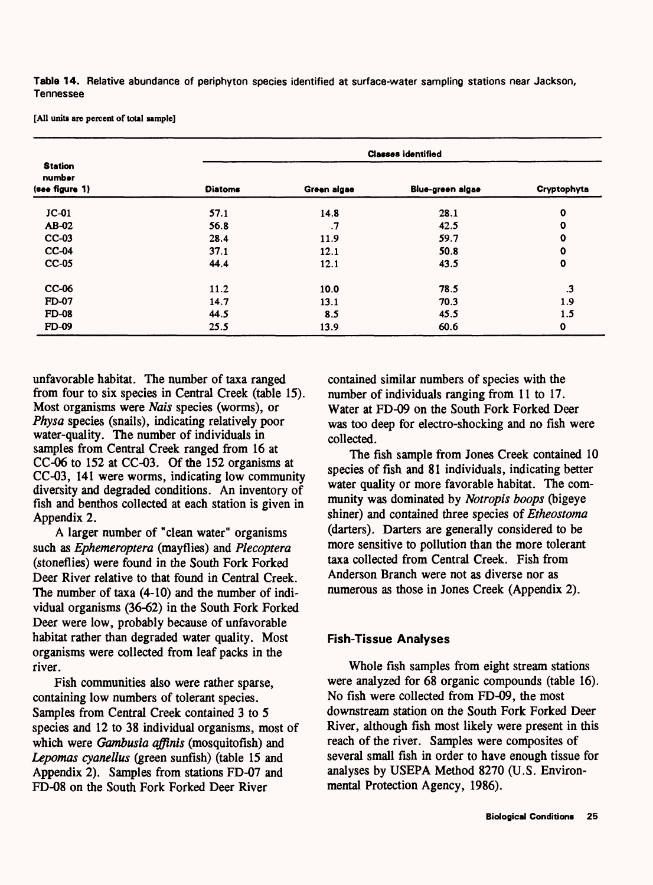**Table 14.** Relative abundance of periphyton species identified at surface-water sampling stations near Jackson, Tennessee

[All units are percent of total sample]

| Station number (see figure 1) | Classes identified | | | |
|---|---|---|---|---|
| | Diatoms | Green algae | Blue-green algae | Cryptophyta |
| JC-01 | 57.1 | 14.8 | 28.1 | 0 |
| AB-02 | 56.8 | .7 | 42.5 | 0 |
| CC-03 | 28.4 | 11.9 | 59.7 | 0 |
| CC-04 | 37.1 | 12.1 | 50.8 | 0 |
| CC-05 | 44.4 | 12.1 | 43.5 | 0 |
| CC-06 | 11.2 | 10.0 | 78.5 | .3 |
| FD-07 | 14.7 | 13.1 | 70.3 | 1.9 |
| FD-08 | 44.5 | 8.5 | 45.5 | 1.5 |
| FD-09 | 25.5 | 13.9 | 60.6 | 0 |

unfavorable habitat. The number of taxa ranged from four to six species in Central Creek (table 15). Most organisms were *Nais* species (worms), or *Physa* species (snails), indicating relatively poor water-quality. The number of individuals in samples from Central Creek ranged from 16 at CC-06 to 152 at CC-03. Of the 152 organisms at CC-03, 141 were worms, indicating low community diversity and degraded conditions. An inventory of fish and benthos collected at each station is given in Appendix 2.

A larger number of "clean water" organisms such as *Ephemeroptera* (mayflies) and *Plecoptera* (stoneflies) were found in the South Fork Forked Deer River relative to that found in Central Creek. The number of taxa (4-10) and the number of individual organisms (36-62) in the South Fork Forked Deer were low, probably because of unfavorable habitat rather than degraded water quality. Most organisms were collected from leaf packs in the river.

Fish communities also were rather sparse, containing low numbers of tolerant species. Samples from Central Creek contained 3 to 5 species and 12 to 38 individual organisms, most of which were *Gambusia affinis* (mosquitofish) and *Lepomas cyanellus* (green sunfish) (table 15 and Appendix 2). Samples from stations FD-07 and FD-08 on the South Fork Forked Deer River contained similar numbers of species with the number of individuals ranging from 11 to 17. Water at FD-09 on the South Fork Forked Deer was too deep for electro-shocking and no fish were collected.

The fish sample from Jones Creek contained 10 species of fish and 81 individuals, indicating better water quality or more favorable habitat. The community was dominated by *Notropis boops* (bigeye shiner) and contained three species of *Etheostoma* (darters). Darters are generally considered to be more sensitive to pollution than the more tolerant taxa collected from Central Creek. Fish from Anderson Branch were not as diverse nor as numerous as those in Jones Creek (Appendix 2).

### Fish-Tissue Analyses

Whole fish samples from eight stream stations were analyzed for 68 organic compounds (table 16). No fish were collected from FD-09, the most downstream station on the South Fork Forked Deer River, although fish most likely were present in this reach of the river. Samples were composites of several small fish in order to have enough tissue for analyses by USEPA Method 8270 (U.S. Environmental Protection Agency, 1986).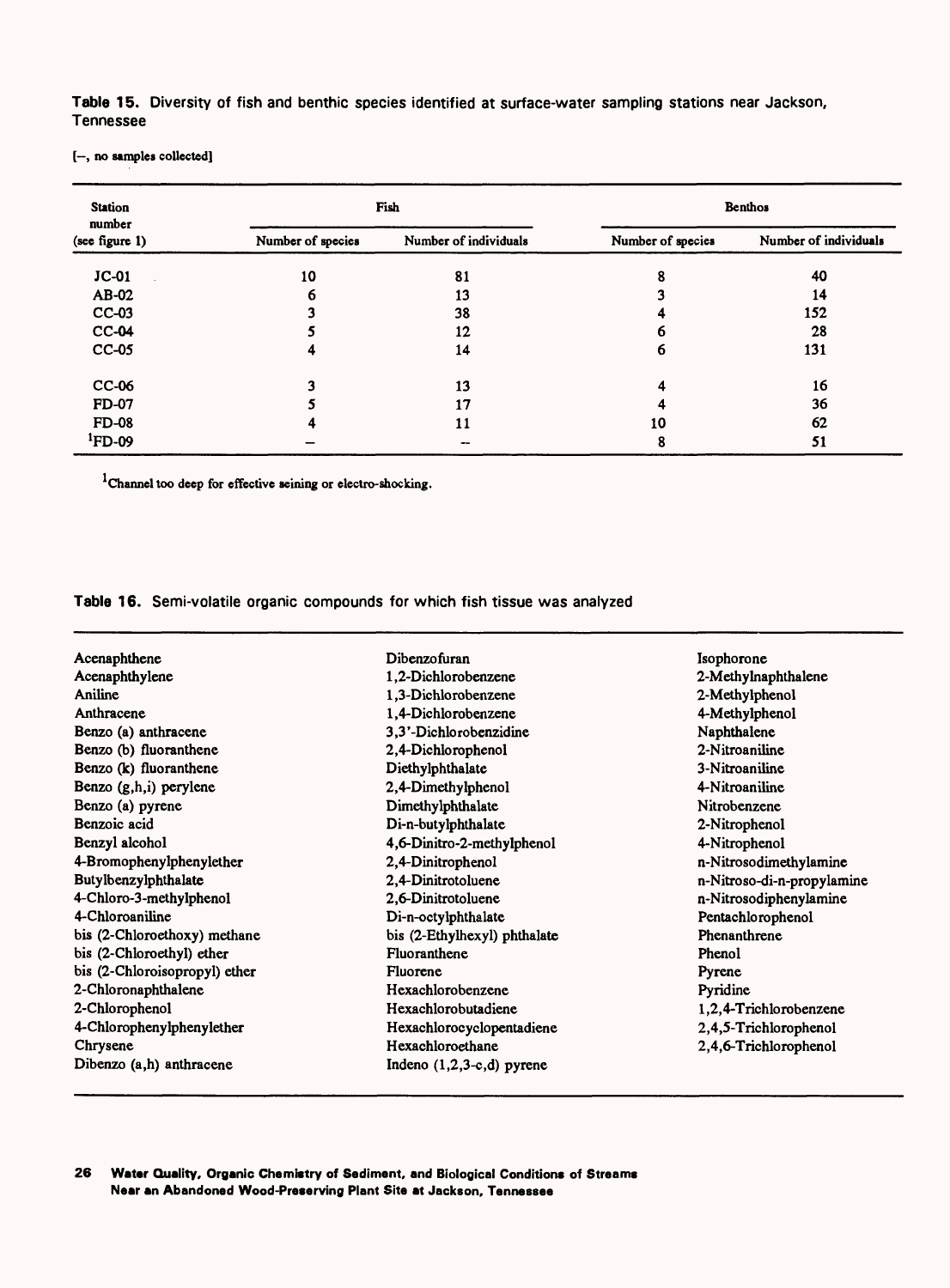**Table 15.** Diversity of fish and benthic species identified at surface-water sampling stations near Jackson, Tennessee

[--, no samples collected]

| Station number (see figure 1) | Fish | | Benthos | |
|---|---|---|---|---|
| | Number of species | Number of individuals | Number of species | Number of individuals |
| JC-01 | 10 | 81 | 8 | 40 |
| AB-02 | 6 | 13 | 3 | 14 |
| CC-03 | 3 | 38 | 4 | 152 |
| CC-04 | 5 | 12 | 6 | 28 |
| CC-05 | 4 | 14 | 6 | 131 |
| CC-06 | 3 | 13 | 4 | 16 |
| FD-07 | 5 | 17 | 4 | 36 |
| FD-08 | 4 | 11 | 10 | 62 |
| [1]FD-09 | -- | -- | 8 | 51 |

[1]Channel too deep for effective seining or electro-shocking.

**Table 16.** Semi-volatile organic compounds for which fish tissue was analyzed

| | | |
|---|---|---|
| Acenaphthene | Dibenzofuran | Isophorone |
| Acenaphthylene | 1,2-Dichlorobenzene | 2-Methylnaphthalene |
| Aniline | 1,3-Dichlorobenzene | 2-Methylphenol |
| Anthracene | 1,4-Dichlorobenzene | 4-Methylphenol |
| Benzo (a) anthracene | 3,3'-Dichlorobenzidine | Naphthalene |
| Benzo (b) fluoranthene | 2,4-Dichlorophenol | 2-Nitroaniline |
| Benzo (k) fluoranthene | Diethylphthalate | 3-Nitroaniline |
| Benzo (g,h,i) perylene | 2,4-Dimethylphenol | 4-Nitroaniline |
| Benzo (a) pyrene | Dimethylphthalate | Nitrobenzene |
| Benzoic acid | Di-n-butylphthalate | 2-Nitrophenol |
| Benzyl alcohol | 4,6-Dinitro-2-methylphenol | 4-Nitrophenol |
| 4-Bromophenylphenylether | 2,4-Dinitrophenol | n-Nitrosodimethylamine |
| Butylbenzylphthalate | 2,4-Dinitrotoluene | n-Nitroso-di-n-propylamine |
| 4-Chloro-3-methylphenol | 2,6-Dinitrotoluene | n-Nitrosodiphenylamine |
| 4-Chloroaniline | Di-n-octylphthalate | Pentachlorophenol |
| bis (2-Chloroethoxy) methane | bis (2-Ethylhexyl) phthalate | Phenanthrene |
| bis (2-Chloroethyl) ether | Fluoranthene | Phenol |
| bis (2-Chloroisopropyl) ether | Fluorene | Pyrene |
| 2-Chloronaphthalene | Hexachlorobenzene | Pyridine |
| 2-Chlorophenol | Hexachlorobutadiene | 1,2,4-Trichlorobenzene |
| 4-Chlorophenylphenylether | Hexachlorocyclopentadiene | 2,4,5-Trichlorophenol |
| Chrysene | Hexachloroethane | 2,4,6-Trichlorophenol |
| Dibenzo (a,h) anthracene | Indeno (1,2,3-c,d) pyrene | |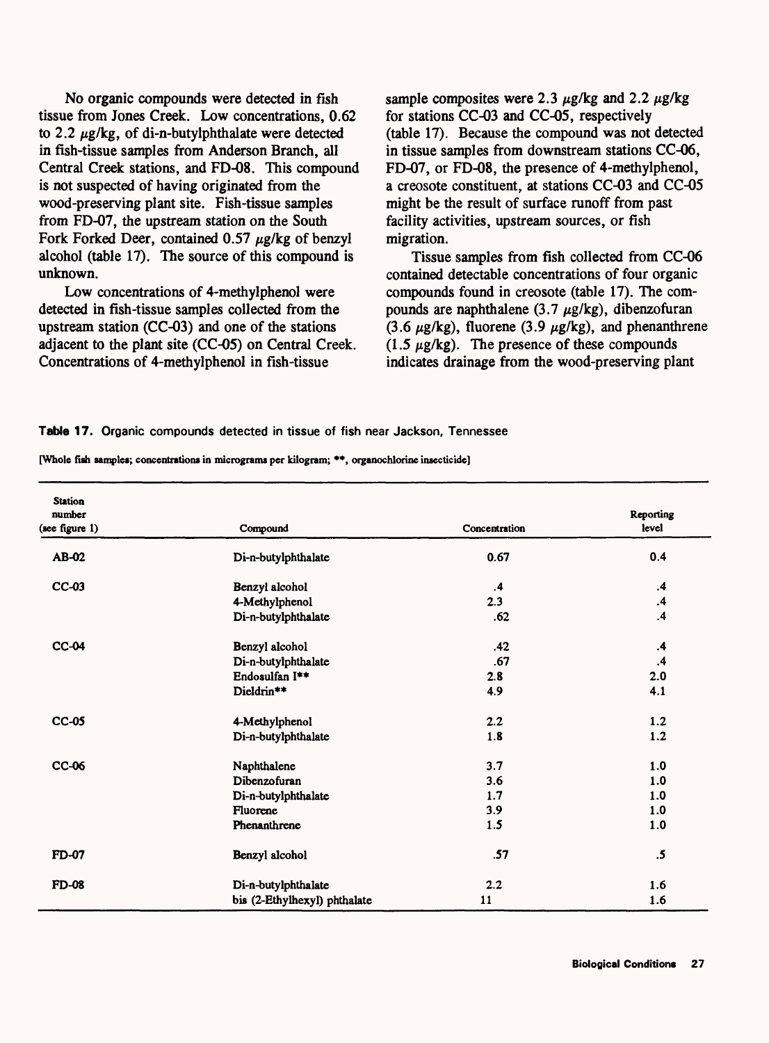No organic compounds were detected in fish tissue from Jones Creek. Low concentrations, 0.62 to 2.2 μg/kg, of di-n-butylphthalate were detected in fish-tissue samples from Anderson Branch, all Central Creek stations, and FD-08. This compound is not suspected of having originated from the wood-preserving plant site. Fish-tissue samples from FD-07, the upstream station on the South Fork Forked Deer, contained 0.57 μg/kg of benzyl alcohol (table 17). The source of this compound is unknown.

Low concentrations of 4-methylphenol were detected in fish-tissue samples collected from the upstream station (CC-03) and one of the stations adjacent to the plant site (CC-05) on Central Creek. Concentrations of 4-methylphenol in fish-tissue sample composites were 2.3 μg/kg and 2.2 μg/kg for stations CC-03 and CC-05, respectively (table 17). Because the compound was not detected in tissue samples from downstream stations CC-06, FD-07, or FD-08, the presence of 4-methylphenol, a creosote constituent, at stations CC-03 and CC-05 might be the result of surface runoff from past facility activities, upstream sources, or fish migration.

Tissue samples from fish collected from CC-06 contained detectable concentrations of four organic compounds found in creosote (table 17). The compounds are naphthalene (3.7 μg/kg), dibenzofuran (3.6 μg/kg), fluorene (3.9 μg/kg), and phenanthrene (1.5 μg/kg). The presence of these compounds indicates drainage from the wood-preserving plant

**Table 17.** Organic compounds detected in tissue of fish near Jackson, Tennessee

[Whole fish samples; concentrations in micrograms per kilogram; **, organochlorine insecticide]

| Station number (see figure 1) | Compound | Concentration | Reporting level |
|---|---|---|---|
| AB-02 | Di-n-butylphthalate | 0.67 | 0.4 |
| CC-03 | Benzyl alcohol | .4 | .4 |
| | 4-Methylphenol | 2.3 | .4 |
| | Di-n-butylphthalate | .62 | .4 |
| CC-04 | Benzyl alcohol | .42 | .4 |
| | Di-n-butylphthalate | .67 | .4 |
| | Endosulfan I** | 2.8 | 2.0 |
| | Dieldrin** | 4.9 | 4.1 |
| CC-05 | 4-Methylphenol | 2.2 | 1.2 |
| | Di-n-butylphthalate | 1.8 | 1.2 |
| CC-06 | Naphthalene | 3.7 | 1.0 |
| | Dibenzofuran | 3.6 | 1.0 |
| | Di-n-butylphthalate | 1.7 | 1.0 |
| | Fluorene | 3.9 | 1.0 |
| | Phenanthrene | 1.5 | 1.0 |
| FD-07 | Benzyl alcohol | .57 | .5 |
| FD-08 | Di-n-butylphthalate | 2.2 | 1.6 |
| | bis (2-Ethylhexyl) phthalate | 11 | 1.6 |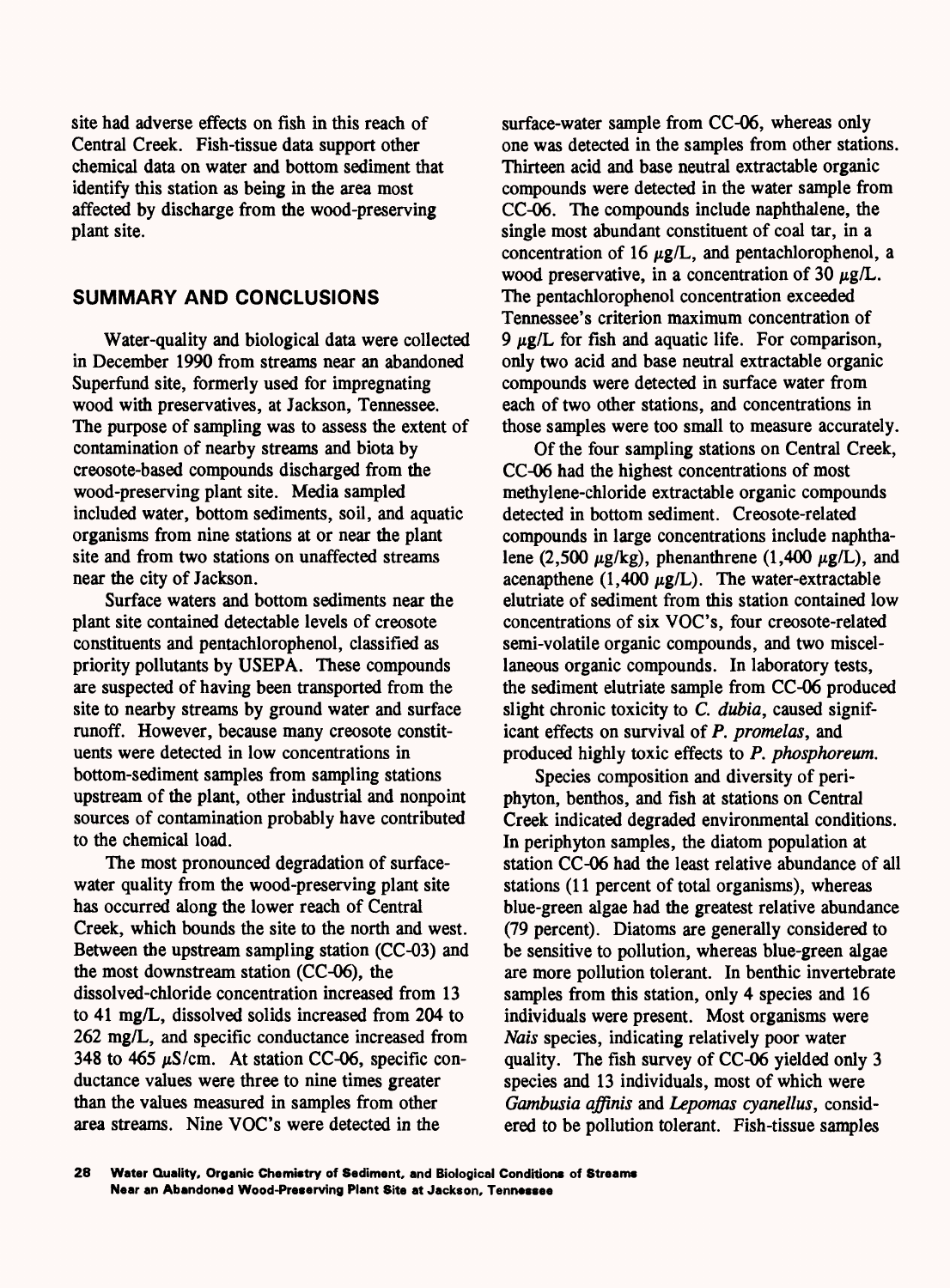site had adverse effects on fish in this reach of Central Creek. Fish-tissue data support other chemical data on water and bottom sediment that identify this station as being in the area most affected by discharge from the wood-preserving plant site.

## SUMMARY AND CONCLUSIONS

Water-quality and biological data were collected in December 1990 from streams near an abandoned Superfund site, formerly used for impregnating wood with preservatives, at Jackson, Tennessee. The purpose of sampling was to assess the extent of contamination of nearby streams and biota by creosote-based compounds discharged from the wood-preserving plant site. Media sampled included water, bottom sediments, soil, and aquatic organisms from nine stations at or near the plant site and from two stations on unaffected streams near the city of Jackson.

Surface waters and bottom sediments near the plant site contained detectable levels of creosote constituents and pentachlorophenol, classified as priority pollutants by USEPA. These compounds are suspected of having been transported from the site to nearby streams by ground water and surface runoff. However, because many creosote constituents were detected in low concentrations in bottom-sediment samples from sampling stations upstream of the plant, other industrial and nonpoint sources of contamination probably have contributed to the chemical load.

The most pronounced degradation of surface-water quality from the wood-preserving plant site has occurred along the lower reach of Central Creek, which bounds the site to the north and west. Between the upstream sampling station (CC-03) and the most downstream station (CC-06), the dissolved-chloride concentration increased from 13 to 41 mg/L, dissolved solids increased from 204 to 262 mg/L, and specific conductance increased from 348 to 465 $\mu$S/cm. At station CC-06, specific conductance values were three to nine times greater than the values measured in samples from other area streams. Nine VOC's were detected in the surface-water sample from CC-06, whereas only one was detected in the samples from other stations. Thirteen acid and base neutral extractable organic compounds were detected in the water sample from CC-06. The compounds include naphthalene, the single most abundant constituent of coal tar, in a concentration of 16 $\mu$g/L, and pentachlorophenol, a wood preservative, in a concentration of 30 $\mu$g/L. The pentachlorophenol concentration exceeded Tennessee's criterion maximum concentration of 9 $\mu$g/L for fish and aquatic life. For comparison, only two acid and base neutral extractable organic compounds were detected in surface water from each of two other stations, and concentrations in those samples were too small to measure accurately.

Of the four sampling stations on Central Creek, CC-06 had the highest concentrations of most methylene-chloride extractable organic compounds detected in bottom sediment. Creosote-related compounds in large concentrations include naphthalene (2,500 $\mu$g/kg), phenanthrene (1,400 $\mu$g/L), and acenapthene (1,400 $\mu$g/L). The water-extractable elutriate of sediment from this station contained low concentrations of six VOC's, four creosote-related semi-volatile organic compounds, and two miscellaneous organic compounds. In laboratory tests, the sediment elutriate sample from CC-06 produced slight chronic toxicity to *C. dubia*, caused significant effects on survival of *P. promelas*, and produced highly toxic effects to *P. phosphoreum*.

Species composition and diversity of periphyton, benthos, and fish at stations on Central Creek indicated degraded environmental conditions. In periphyton samples, the diatom population at station CC-06 had the least relative abundance of all stations (11 percent of total organisms), whereas blue-green algae had the greatest relative abundance (79 percent). Diatoms are generally considered to be sensitive to pollution, whereas blue-green algae are more pollution tolerant. In benthic invertebrate samples from this station, only 4 species and 16 individuals were present. Most organisms were *Nais* species, indicating relatively poor water quality. The fish survey of CC-06 yielded only 3 species and 13 individuals, most of which were *Gambusia affinis* and *Lepomas cyanellus*, considered to be pollution tolerant. Fish-tissue samples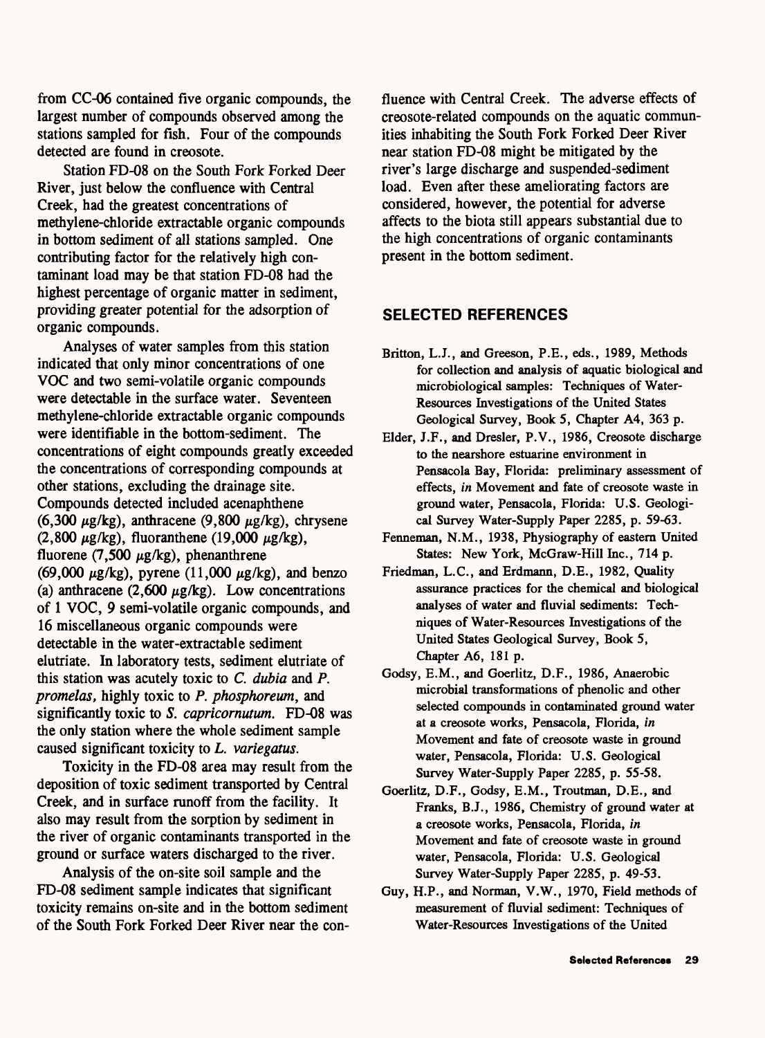from CC-06 contained five organic compounds, the largest number of compounds observed among the stations sampled for fish. Four of the compounds detected are found in creosote.

Station FD-08 on the South Fork Forked Deer River, just below the confluence with Central Creek, had the greatest concentrations of methylene-chloride extractable organic compounds in bottom sediment of all stations sampled. One contributing factor for the relatively high contaminant load may be that station FD-08 had the highest percentage of organic matter in sediment, providing greater potential for the adsorption of organic compounds.

Analyses of water samples from this station indicated that only minor concentrations of one VOC and two semi-volatile organic compounds were detectable in the surface water. Seventeen methylene-chloride extractable organic compounds were identifiable in the bottom-sediment. The concentrations of eight compounds greatly exceeded the concentrations of corresponding compounds at other stations, excluding the drainage site. Compounds detected included acenaphthene (6,300 $\mu$g/kg), anthracene (9,800 $\mu$g/kg), chrysene (2,800 $\mu$g/kg), fluoranthene (19,000 $\mu$g/kg), fluorene (7,500 $\mu$g/kg), phenanthrene (69,000 $\mu$g/kg), pyrene (11,000 $\mu$g/kg), and benzo (a) anthracene (2,600 $\mu$g/kg). Low concentrations of 1 VOC, 9 semi-volatile organic compounds, and 16 miscellaneous organic compounds were detectable in the water-extractable sediment elutriate. In laboratory tests, sediment elutriate of this station was acutely toxic to *C. dubia* and *P. promelas*, highly toxic to *P. phosphoreum*, and significantly toxic to *S. capricornutum*. FD-08 was the only station where the whole sediment sample caused significant toxicity to *L. variegatus*.

Toxicity in the FD-08 area may result from the deposition of toxic sediment transported by Central Creek, and in surface runoff from the facility. It also may result from the sorption by sediment in the river of organic contaminants transported in the ground or surface waters discharged to the river.

Analysis of the on-site soil sample and the FD-08 sediment sample indicates that significant toxicity remains on-site and in the bottom sediment of the South Fork Forked Deer River near the confluence with Central Creek. The adverse effects of creosote-related compounds on the aquatic communities inhabiting the South Fork Forked Deer River near station FD-08 might be mitigated by the river's large discharge and suspended-sediment load. Even after these ameliorating factors are considered, however, the potential for adverse affects to the biota still appears substantial due to the high concentrations of organic contaminants present in the bottom sediment.

## SELECTED REFERENCES

Britton, L.J., and Greeson, P.E., eds., 1989, Methods for collection and analysis of aquatic biological and microbiological samples: Techniques of Water-Resources Investigations of the United States Geological Survey, Book 5, Chapter A4, 363 p.

Elder, J.F., and Dresler, P.V., 1986, Creosote discharge to the nearshore estuarine environment in Pensacola Bay, Florida: preliminary assessment of effects, *in* Movement and fate of creosote waste in ground water, Pensacola, Florida: U.S. Geological Survey Water-Supply Paper 2285, p. 59-63.

Fenneman, N.M., 1938, Physiography of eastern United States: New York, McGraw-Hill Inc., 714 p.

Friedman, L.C., and Erdmann, D.E., 1982, Quality assurance practices for the chemical and biological analyses of water and fluvial sediments: Techniques of Water-Resources Investigations of the United States Geological Survey, Book 5, Chapter A6, 181 p.

Godsy, E.M., and Goerlitz, D.F., 1986, Anaerobic microbial transformations of phenolic and other selected compounds in contaminated ground water at a creosote works, Pensacola, Florida, *in* Movement and fate of creosote waste in ground water, Pensacola, Florida: U.S. Geological Survey Water-Supply Paper 2285, p. 55-58.

Goerlitz, D.F., Godsy, E.M., Troutman, D.E., and Franks, B.J., 1986, Chemistry of ground water at a creosote works, Pensacola, Florida, *in* Movement and fate of creosote waste in ground water, Pensacola, Florida: U.S. Geological Survey Water-Supply Paper 2285, p. 49-53.

Guy, H.P., and Norman, V.W., 1970, Field methods of measurement of fluvial sediment: Techniques of Water-Resources Investigations of the United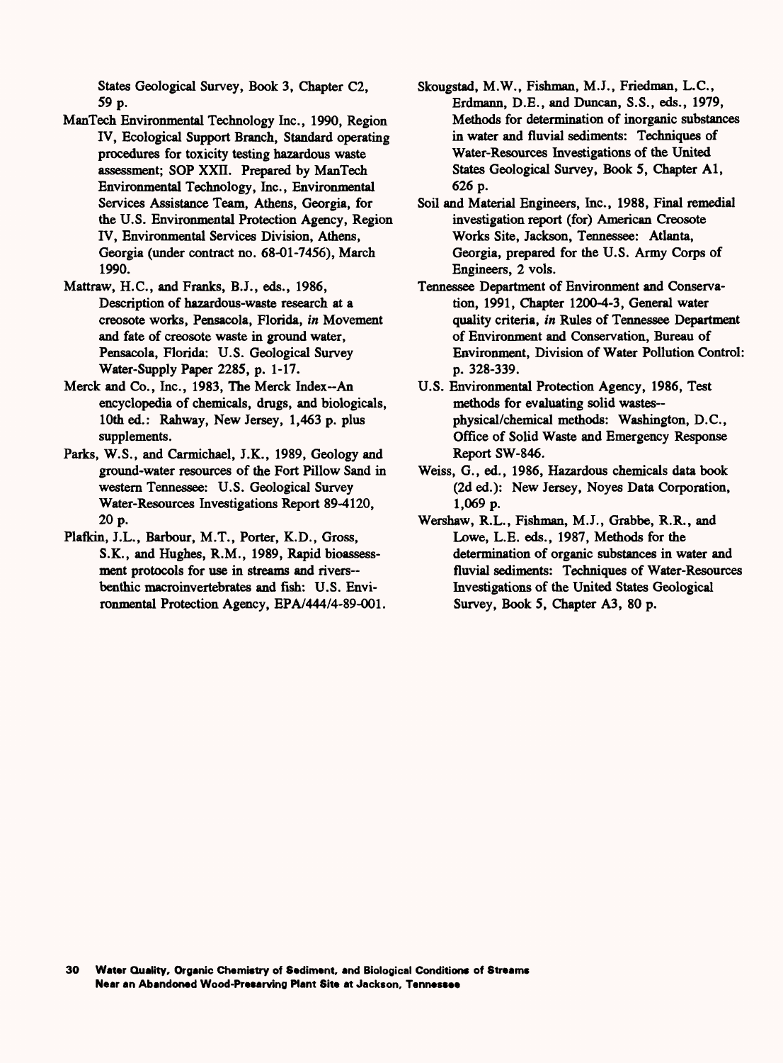States Geological Survey, Book 3, Chapter C2, 59 p.

ManTech Environmental Technology Inc., 1990, Region IV, Ecological Support Branch, Standard operating procedures for toxicity testing hazardous waste assessment; SOP XXII. Prepared by ManTech Environmental Technology, Inc., Environmental Services Assistance Team, Athens, Georgia, for the U.S. Environmental Protection Agency, Region IV, Environmental Services Division, Athens, Georgia (under contract no. 68-01-7456), March 1990.

Mattraw, H.C., and Franks, B.J., eds., 1986, Description of hazardous-waste research at a creosote works, Pensacola, Florida, *in* Movement and fate of creosote waste in ground water, Pensacola, Florida: U.S. Geological Survey Water-Supply Paper 2285, p. 1-17.

Merck and Co., Inc., 1983, The Merck Index--An encyclopedia of chemicals, drugs, and biologicals, 10th ed.: Rahway, New Jersey, 1,463 p. plus supplements.

Parks, W.S., and Carmichael, J.K., 1989, Geology and ground-water resources of the Fort Pillow Sand in western Tennessee: U.S. Geological Survey Water-Resources Investigations Report 89-4120, 20 p.

Plafkin, J.L., Barbour, M.T., Porter, K.D., Gross, S.K., and Hughes, R.M., 1989, Rapid bioassessment protocols for use in streams and rivers--benthic macroinvertebrates and fish: U.S. Environmental Protection Agency, EPA/444/4-89-001.

Skougstad, M.W., Fishman, M.J., Friedman, L.C., Erdmann, D.E., and Duncan, S.S., eds., 1979, Methods for determination of inorganic substances in water and fluvial sediments: Techniques of Water-Resources Investigations of the United States Geological Survey, Book 5, Chapter A1, 626 p.

Soil and Material Engineers, Inc., 1988, Final remedial investigation report (for) American Creosote Works Site, Jackson, Tennessee: Atlanta, Georgia, prepared for the U.S. Army Corps of Engineers, 2 vols.

Tennessee Department of Environment and Conservation, 1991, Chapter 1200-4-3, General water quality criteria, *in* Rules of Tennessee Department of Environment and Conservation, Bureau of Environment, Division of Water Pollution Control: p. 328-339.

U.S. Environmental Protection Agency, 1986, Test methods for evaluating solid wastes--physical/chemical methods: Washington, D.C., Office of Solid Waste and Emergency Response Report SW-846.

Weiss, G., ed., 1986, Hazardous chemicals data book (2d ed.): New Jersey, Noyes Data Corporation, 1,069 p.

Wershaw, R.L., Fishman, M.J., Grabbe, R.R., and Lowe, L.E. eds., 1987, Methods for the determination of organic substances in water and fluvial sediments: Techniques of Water-Resources Investigations of the United States Geological Survey, Book 5, Chapter A3, 80 p.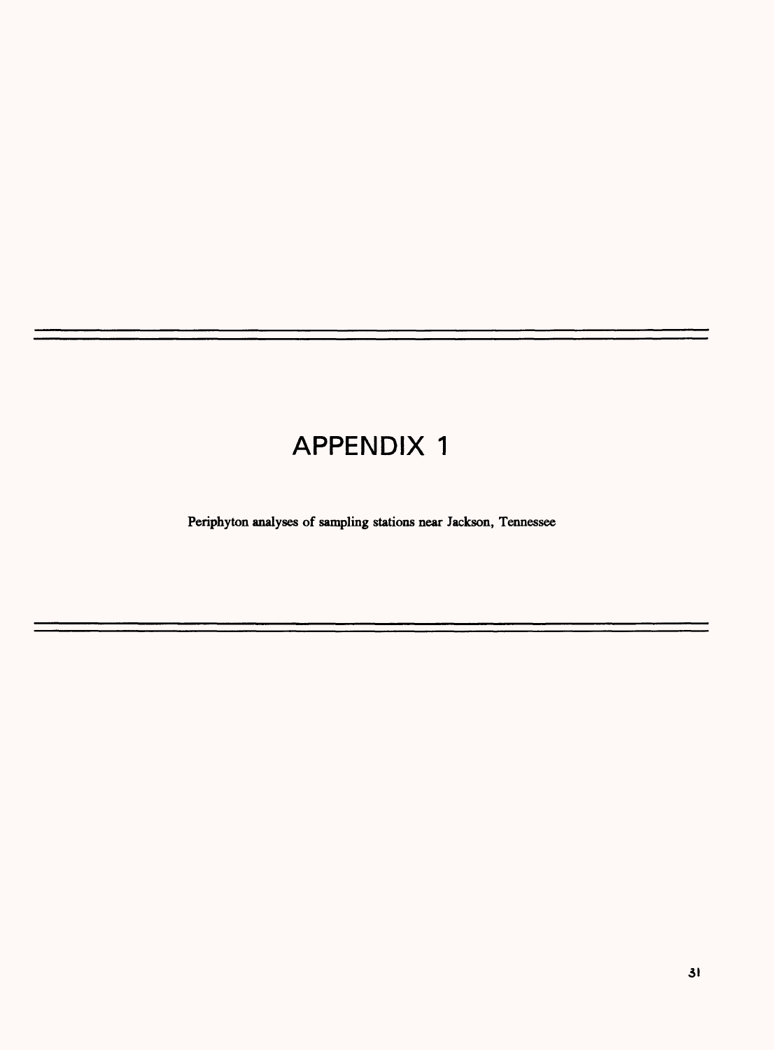# APPENDIX 1

Periphyton analyses of sampling stations near Jackson, Tennessee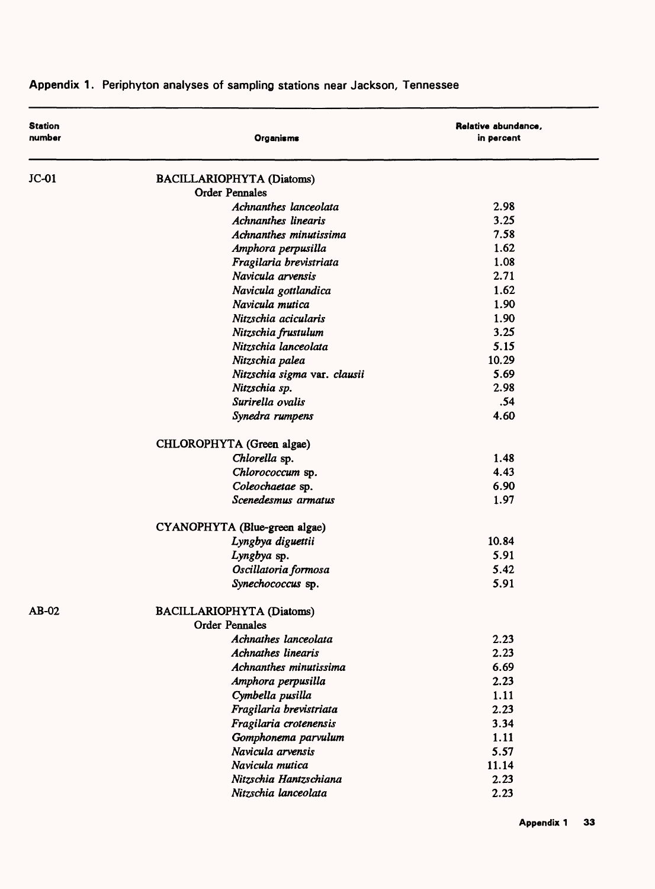**Appendix 1.** Periphyton analyses of sampling stations near Jackson, Tennessee

| Station number | Organisms | Relative abundance, in percent |
|---|---|---|
| JC-01 | BACILLARIOPHYTA (Diatoms) | |
| | Order Pennales | |
| | *Achnanthes lanceolata* | 2.98 |
| | *Achnanthes linearis* | 3.25 |
| | *Achnanthes minutissima* | 7.58 |
| | *Amphora perpusilla* | 1.62 |
| | *Fragilaria brevistriata* | 1.08 |
| | *Navicula arvensis* | 2.71 |
| | *Navicula gottlandica* | 1.62 |
| | *Navicula mutica* | 1.90 |
| | *Nitzschia acicularis* | 1.90 |
| | *Nitzschia frustulum* | 3.25 |
| | *Nitzschia lanceolata* | 5.15 |
| | *Nitzschia palea* | 10.29 |
| | *Nitzschia sigma* var. *clausii* | 5.69 |
| | *Nitzschia sp.* | 2.98 |
| | *Surirella ovalis* | .54 |
| | *Synedra rumpens* | 4.60 |
| | CHLOROPHYTA (Green algae) | |
| | *Chlorella* sp. | 1.48 |
| | *Chlorococcum* sp. | 4.43 |
| | *Coleochaetae* sp. | 6.90 |
| | *Scenedesmus armatus* | 1.97 |
| | CYANOPHYTA (Blue-green algae) | |
| | *Lyngbya diguettii* | 10.84 |
| | *Lyngbya* sp. | 5.91 |
| | *Oscillatoria formosa* | 5.42 |
| | *Synechococcus* sp. | 5.91 |
| AB-02 | BACILLARIOPHYTA (Diatoms) | |
| | Order Pennales | |
| | *Achnathes lanceolata* | 2.23 |
| | *Achnathes linearis* | 2.23 |
| | *Achnanthes minutissima* | 6.69 |
| | *Amphora perpusilla* | 2.23 |
| | *Cymbella pusilla* | 1.11 |
| | *Fragilaria brevistriata* | 2.23 |
| | *Fragilaria crotenensis* | 3.34 |
| | *Gomphonema parvulum* | 1.11 |
| | *Navicula arvensis* | 5.57 |
| | *Navicula mutica* | 11.14 |
| | *Nitzschia Hantzschiana* | 2.23 |
| | *Nitzschia lanceolata* | 2.23 |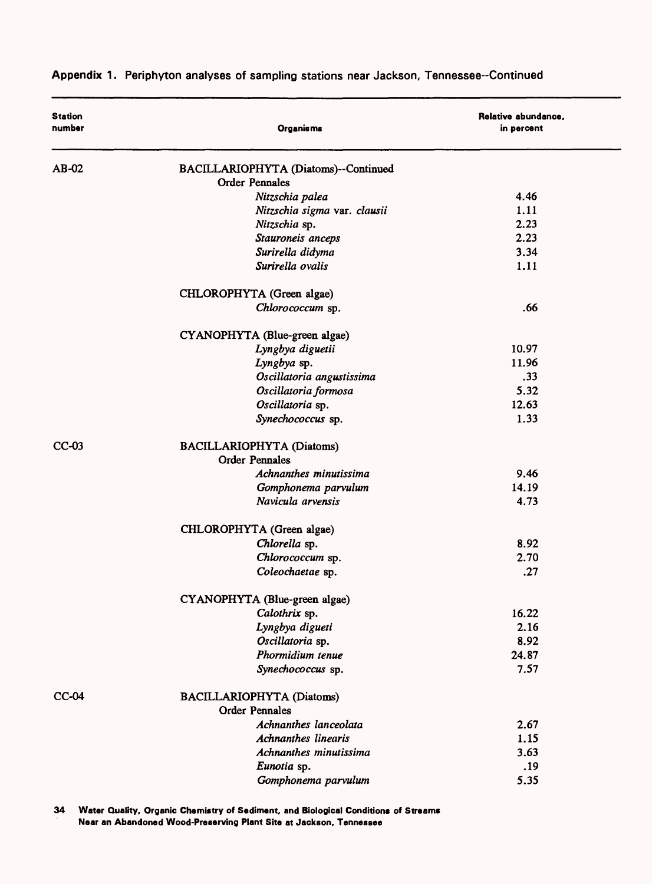**Appendix 1.** Periphyton analyses of sampling stations near Jackson, Tennessee--Continued

| Station number | Organisms | Relative abundance, in percent |
|---|---|---|
| AB-02 | BACILLARIOPHYTA (Diatoms)--Continued | |
| | Order Pennales | |
| | *Nitzschia palea* | 4.46 |
| | *Nitzschia sigma* var. *clausii* | 1.11 |
| | *Nitzschia* sp. | 2.23 |
| | *Stauroneis anceps* | 2.23 |
| | *Surirella didyma* | 3.34 |
| | *Surirella ovalis* | 1.11 |
| | CHLOROPHYTA (Green algae) | |
| | *Chlorococcum* sp. | .66 |
| | CYANOPHYTA (Blue-green algae) | |
| | *Lyngbya diguetii* | 10.97 |
| | *Lyngbya* sp. | 11.96 |
| | *Oscillatoria angustissima* | .33 |
| | *Oscillatoria formosa* | 5.32 |
| | *Oscillatoria* sp. | 12.63 |
| | *Synechococcus* sp. | 1.33 |
| CC-03 | BACILLARIOPHYTA (Diatoms) | |
| | Order Pennales | |
| | *Achnanthes minutissima* | 9.46 |
| | *Gomphonema parvulum* | 14.19 |
| | *Navicula arvensis* | 4.73 |
| | CHLOROPHYTA (Green algae) | |
| | *Chlorella* sp. | 8.92 |
| | *Chlorococcum* sp. | 2.70 |
| | *Coleochaetae* sp. | .27 |
| | CYANOPHYTA (Blue-green algae) | |
| | *Calothrix* sp. | 16.22 |
| | *Lyngbya digueti* | 2.16 |
| | *Oscillatoria* sp. | 8.92 |
| | *Phormidium tenue* | 24.87 |
| | *Synechococcus* sp. | 7.57 |
| CC-04 | BACILLARIOPHYTA (Diatoms) | |
| | Order Pennales | |
| | *Achnanthes lanceolata* | 2.67 |
| | *Achnanthes linearis* | 1.15 |
| | *Achnanthes minutissima* | 3.63 |
| | *Eunotia* sp. | .19 |
| | *Gomphonema parvulum* | 5.35 |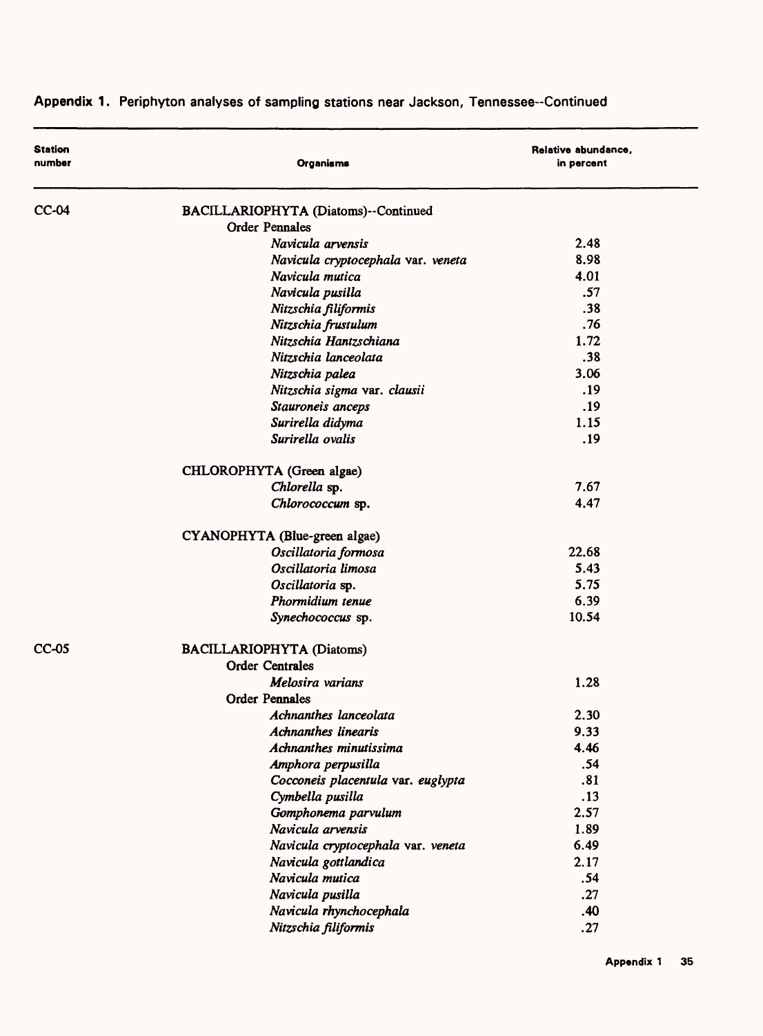**Appendix 1.** Periphyton analyses of sampling stations near Jackson, Tennessee--Continued

| Station number | Organisms | Relative abundance, in percent |
|---|---|---|
| CC-04 | BACILLARIOPHYTA (Diatoms)--Continued | |
| | Order Pennales | |
| | *Navicula arvensis* | 2.48 |
| | *Navicula cryptocephala* var. *veneta* | 8.98 |
| | *Navicula mutica* | 4.01 |
| | *Navicula pusilla* | .57 |
| | *Nitzschia filiformis* | .38 |
| | *Nitzschia frustulum* | .76 |
| | *Nitzschia Hantzschiana* | 1.72 |
| | *Nitzschia lanceolata* | .38 |
| | *Nitzschia palea* | 3.06 |
| | *Nitzschia sigma* var. *clausii* | .19 |
| | *Stauroneis anceps* | .19 |
| | *Surirella didyma* | 1.15 |
| | *Surirella ovalis* | .19 |
| | CHLOROPHYTA (Green algae) | |
| | *Chlorella* sp. | 7.67 |
| | *Chlorococcum* sp. | 4.47 |
| | CYANOPHYTA (Blue-green algae) | |
| | *Oscillatoria formosa* | 22.68 |
| | *Oscillatoria limosa* | 5.43 |
| | *Oscillatoria* sp. | 5.75 |
| | *Phormidium tenue* | 6.39 |
| | *Synechococcus* sp. | 10.54 |
| CC-05 | BACILLARIOPHYTA (Diatoms) | |
| | Order Centrales | |
| | *Melosira varians* | 1.28 |
| | Order Pennales | |
| | *Achnanthes lanceolata* | 2.30 |
| | *Achnanthes linearis* | 9.33 |
| | *Achnanthes minutissima* | 4.46 |
| | *Amphora perpusilla* | .54 |
| | *Cocconeis placentula* var. *euglypta* | .81 |
| | *Cymbella pusilla* | .13 |
| | *Gomphonema parvulum* | 2.57 |
| | *Navicula arvensis* | 1.89 |
| | *Navicula cryptocephala* var. *veneta* | 6.49 |
| | *Navicula gottlandica* | 2.17 |
| | *Navicula mutica* | .54 |
| | *Navicula pusilla* | .27 |
| | *Navicula rhynchocephala* | .40 |
| | *Nitzschia filiformis* | .27 |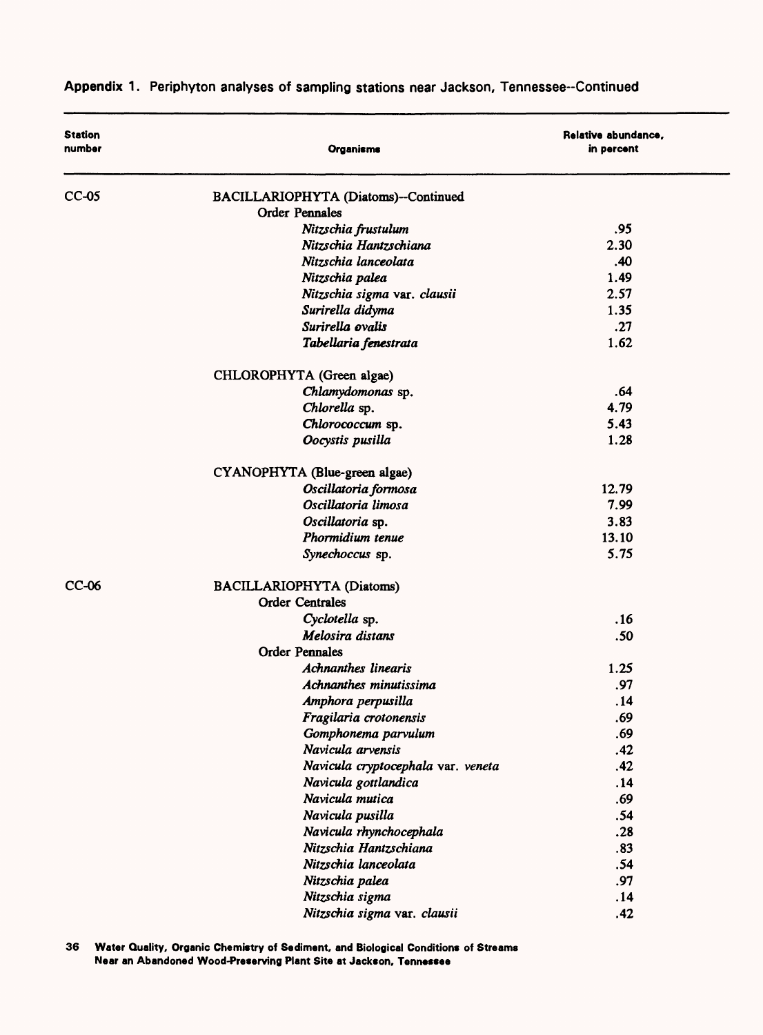**Appendix 1.** Periphyton analyses of sampling stations near Jackson, Tennessee--Continued

| Station number | Organisms | Relative abundance, in percent |
|---|---|---|
| CC-05 | BACILLARIOPHYTA (Diatoms)--Continued | |
| | Order Pennales | |
| | *Nitzschia frustulum* | .95 |
| | *Nitzschia Hantzschiana* | 2.30 |
| | *Nitzschia lanceolata* | .40 |
| | *Nitzschia palea* | 1.49 |
| | *Nitzschia sigma* var. *clausii* | 2.57 |
| | *Surirella didyma* | 1.35 |
| | *Surirella ovalis* | .27 |
| | *Tabellaria fenestrata* | 1.62 |
| | CHLOROPHYTA (Green algae) | |
| | *Chlamydomonas* sp. | .64 |
| | *Chlorella* sp. | 4.79 |
| | *Chlorococcum* sp. | 5.43 |
| | *Oocystis pusilla* | 1.28 |
| | CYANOPHYTA (Blue-green algae) | |
| | *Oscillatoria formosa* | 12.79 |
| | *Oscillatoria limosa* | 7.99 |
| | *Oscillatoria* sp. | 3.83 |
| | *Phormidium tenue* | 13.10 |
| | *Synechoccus* sp. | 5.75 |
| CC-06 | BACILLARIOPHYTA (Diatoms) | |
| | Order Centrales | |
| | *Cyclotella* sp. | .16 |
| | *Melosira distans* | .50 |
| | Order Pennales | |
| | *Achnanthes linearis* | 1.25 |
| | *Achnanthes minutissima* | .97 |
| | *Amphora perpusilla* | .14 |
| | *Fragilaria crotonensis* | .69 |
| | *Gomphonema parvulum* | .69 |
| | *Navicula arvensis* | .42 |
| | *Navicula cryptocephala* var. *veneta* | .42 |
| | *Navicula gottlandica* | .14 |
| | *Navicula mutica* | .69 |
| | *Navicula pusilla* | .54 |
| | *Navicula rhynchocephala* | .28 |
| | *Nitzschia Hantzschiana* | .83 |
| | *Nitzschia lanceolata* | .54 |
| | *Nitzschia palea* | .97 |
| | *Nitzschia sigma* | .14 |
| | *Nitzschia sigma* var. *clausii* | .42 |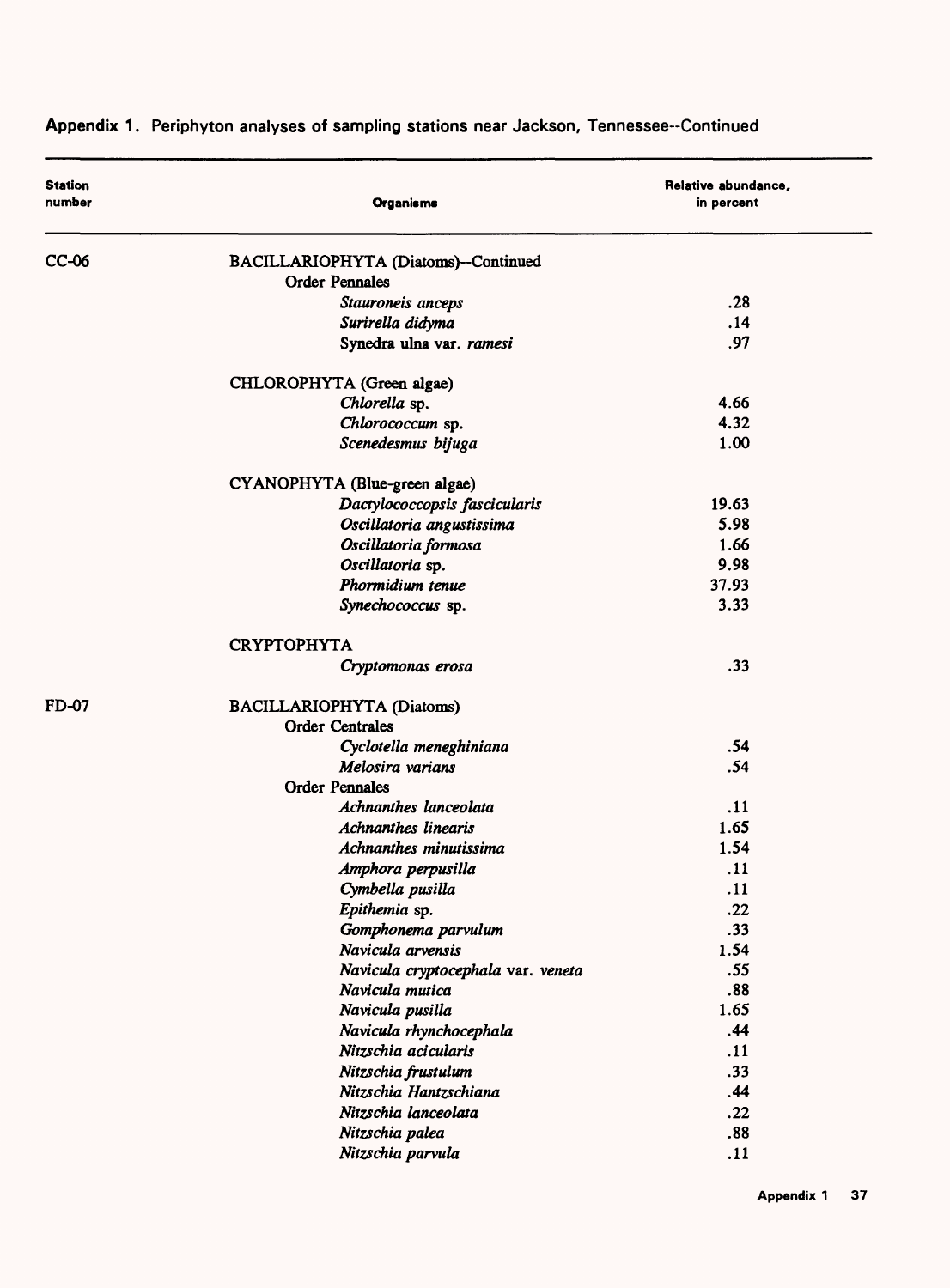**Appendix 1.** Periphyton analyses of sampling stations near Jackson, Tennessee--Continued

| Station number | Organisms | Relative abundance, in percent |
|---|---|---|
| CC-06 | BACILLARIOPHYTA (Diatoms)--Continued | |
| | Order Pennales | |
| | *Stauroneis anceps* | .28 |
| | *Surirella didyma* | .14 |
| | Synedra ulna var. *ramesi* | .97 |
| | CHLOROPHYTA (Green algae) | |
| | *Chlorella* sp. | 4.66 |
| | *Chlorococcum* sp. | 4.32 |
| | *Scenedesmus bijuga* | 1.00 |
| | CYANOPHYTA (Blue-green algae) | |
| | *Dactylococcopsis fascicularis* | 19.63 |
| | *Oscillatoria angustissima* | 5.98 |
| | *Oscillatoria formosa* | 1.66 |
| | *Oscillatoria* sp. | 9.98 |
| | *Phormidium tenue* | 37.93 |
| | *Synechococcus* sp. | 3.33 |
| | CRYPTOPHYTA | |
| | *Cryptomonas erosa* | .33 |
| FD-07 | BACILLARIOPHYTA (Diatoms) | |
| | Order Centrales | |
| | *Cyclotella meneghiniana* | .54 |
| | *Melosira varians* | .54 |
| | Order Pennales | |
| | *Achnanthes lanceolata* | .11 |
| | *Achnanthes linearis* | 1.65 |
| | *Achnanthes minutissima* | 1.54 |
| | *Amphora perpusilla* | .11 |
| | *Cymbella pusilla* | .11 |
| | *Epithemia* sp. | .22 |
| | *Gomphonema parvulum* | .33 |
| | *Navicula arvensis* | 1.54 |
| | *Navicula cryptocephala* var. *veneta* | .55 |
| | *Navicula mutica* | .88 |
| | *Navicula pusilla* | 1.65 |
| | *Navicula rhynchocephala* | .44 |
| | *Nitzschia acicularis* | .11 |
| | *Nitzschia frustulum* | .33 |
| | *Nitzschia Hantzschiana* | .44 |
| | *Nitzschia lanceolata* | .22 |
| | *Nitzschia palea* | .88 |
| | *Nitzschia parvula* | .11 |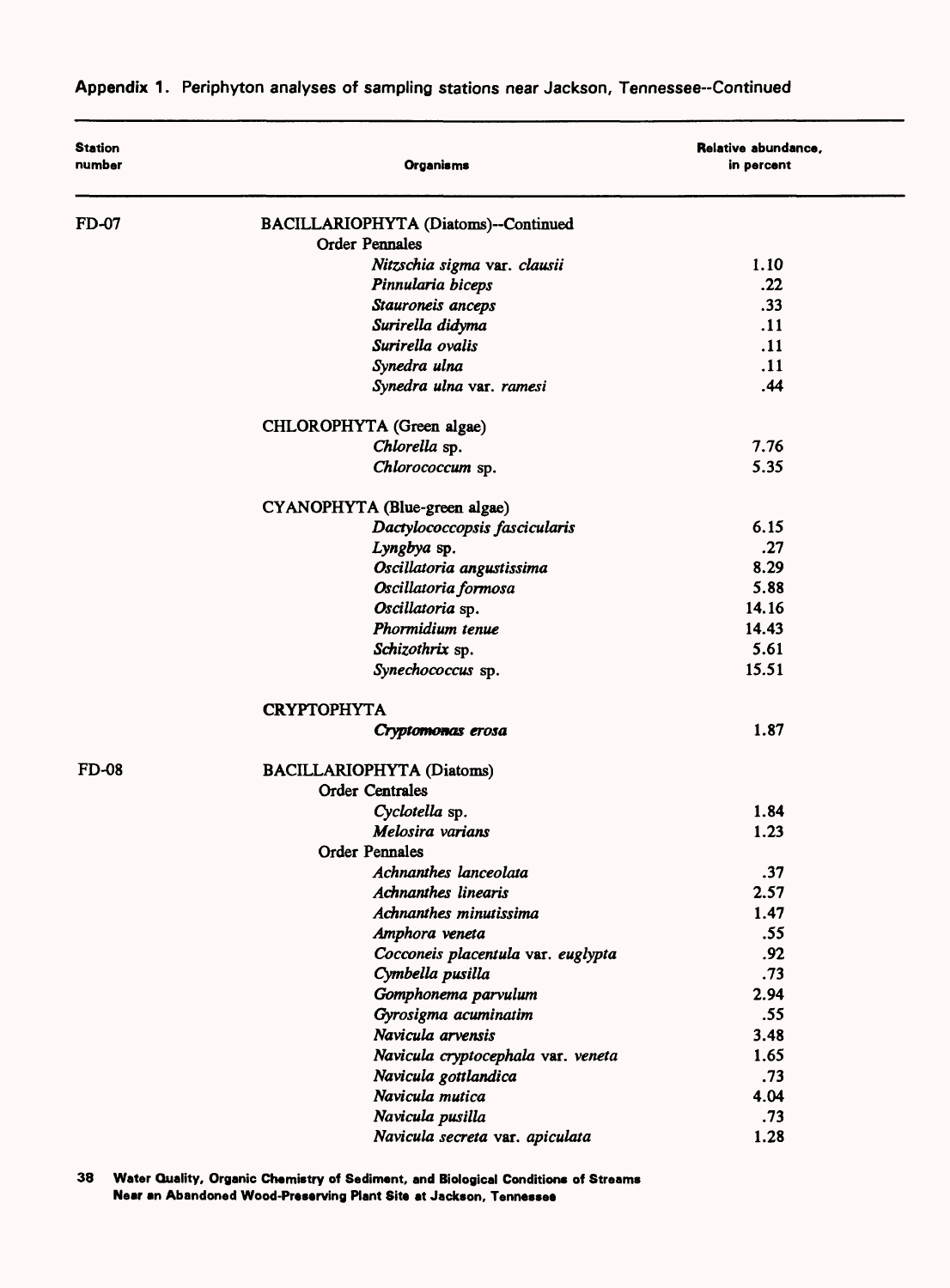**Appendix 1.** Periphyton analyses of sampling stations near Jackson, Tennessee--Continued

| Station number | Organisms | Relative abundance, in percent |
|---|---|---|
| FD-07 | BACILLARIOPHYTA (Diatoms)--Continued | |
| | Order Pennales | |
| | *Nitzschia sigma* var. *clausii* | 1.10 |
| | *Pinnularia biceps* | .22 |
| | *Stauroneis anceps* | .33 |
| | *Surirella didyma* | .11 |
| | *Surirella ovalis* | .11 |
| | *Synedra ulna* | .11 |
| | *Synedra ulna* var. *ramesi* | .44 |
| | CHLOROPHYTA (Green algae) | |
| | *Chlorella* sp. | 7.76 |
| | *Chlorococcum* sp. | 5.35 |
| | CYANOPHYTA (Blue-green algae) | |
| | *Dactylococcopsis fascicularis* | 6.15 |
| | *Lyngbya* sp. | .27 |
| | *Oscillatoria angustissima* | 8.29 |
| | *Oscillatoria formosa* | 5.88 |
| | *Oscillatoria* sp. | 14.16 |
| | *Phormidium tenue* | 14.43 |
| | *Schizothrix* sp. | 5.61 |
| | *Synechococcus* sp. | 15.51 |
| | CRYPTOPHYTA | |
| | *Cryptomonas erosa* | 1.87 |
| FD-08 | BACILLARIOPHYTA (Diatoms) | |
| | Order Centrales | |
| | *Cyclotella* sp. | 1.84 |
| | *Melosira varians* | 1.23 |
| | Order Pennales | |
| | *Achnanthes lanceolata* | .37 |
| | *Achnanthes linearis* | 2.57 |
| | *Achnanthes minutissima* | 1.47 |
| | *Amphora veneta* | .55 |
| | *Cocconeis placentula* var. *euglypta* | .92 |
| | *Cymbella pusilla* | .73 |
| | *Gomphonema parvulum* | 2.94 |
| | *Gyrosigma acuminatim* | .55 |
| | *Navicula arvensis* | 3.48 |
| | *Navicula cryptocephala* var. *veneta* | 1.65 |
| | *Navicula gottlandica* | .73 |
| | *Navicula mutica* | 4.04 |
| | *Navicula pusilla* | .73 |
| | *Navicula secreta* var. *apiculata* | 1.28 |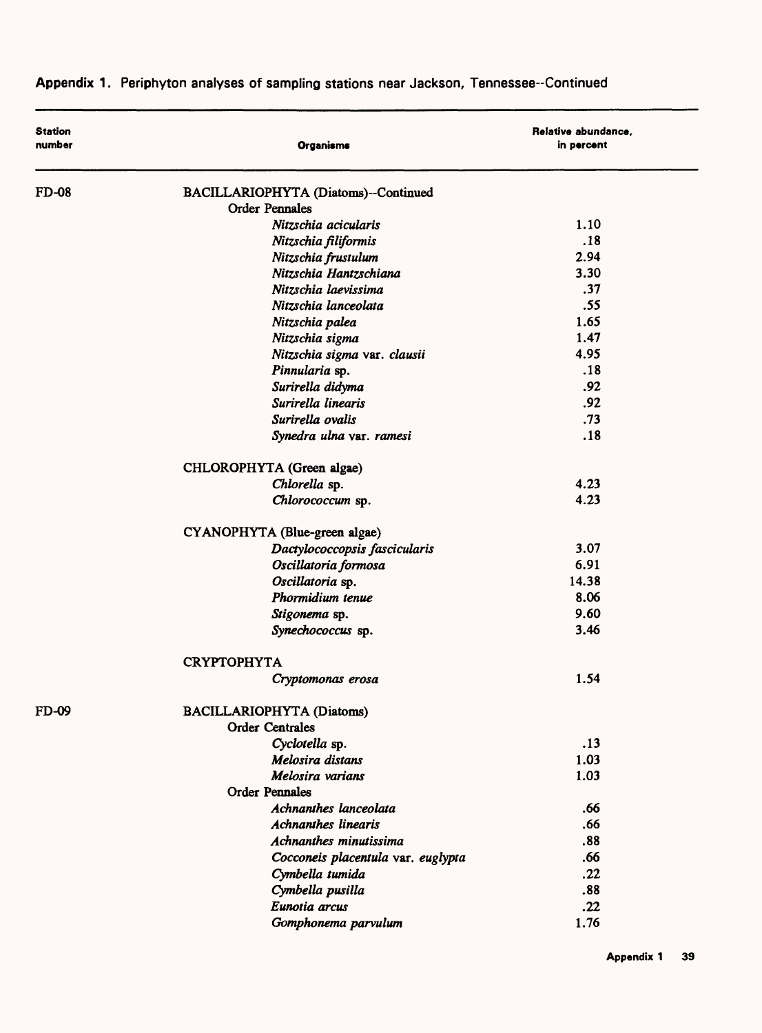**Appendix 1.** Periphyton analyses of sampling stations near Jackson, Tennessee--Continued

| Station number | Organisms | Relative abundance, in percent |
|---|---|---|
| FD-08 | BACILLARIOPHYTA (Diatoms)--Continued | |
| | Order Pennales | |
| | *Nitzschia acicularis* | 1.10 |
| | *Nitzschia filiformis* | .18 |
| | *Nitzschia frustulum* | 2.94 |
| | *Nitzschia Hantzschiana* | 3.30 |
| | *Nitzschia laevissima* | .37 |
| | *Nitzschia lanceolata* | .55 |
| | *Nitzschia palea* | 1.65 |
| | *Nitzschia sigma* | 1.47 |
| | *Nitzschia sigma* var. *clausii* | 4.95 |
| | *Pinnularia* sp. | .18 |
| | *Surirella didyma* | .92 |
| | *Surirella linearis* | .92 |
| | *Surirella ovalis* | .73 |
| | *Synedra ulna* var. *ramesi* | .18 |
| | CHLOROPHYTA (Green algae) | |
| | *Chlorella* sp. | 4.23 |
| | *Chlorococcum* sp. | 4.23 |
| | CYANOPHYTA (Blue-green algae) | |
| | *Dactylococcopsis fascicularis* | 3.07 |
| | *Oscillatoria formosa* | 6.91 |
| | *Oscillatoria* sp. | 14.38 |
| | *Phormidium tenue* | 8.06 |
| | *Stigonema* sp. | 9.60 |
| | *Synechococcus* sp. | 3.46 |
| | CRYPTOPHYTA | |
| | *Cryptomonas erosa* | 1.54 |
| FD-09 | BACILLARIOPHYTA (Diatoms) | |
| | Order Centrales | |
| | *Cyclotella* sp. | .13 |
| | *Melosira distans* | 1.03 |
| | *Melosira varians* | 1.03 |
| | Order Pennales | |
| | *Achnanthes lanceolata* | .66 |
| | *Achnanthes linearis* | .66 |
| | *Achnanthes minutissima* | .88 |
| | *Cocconeis placentula* var. *euglypta* | .66 |
| | *Cymbella tumida* | .22 |
| | *Cymbella pusilla* | .88 |
| | *Eunotia arcus* | .22 |
| | *Gomphonema parvulum* | 1.76 |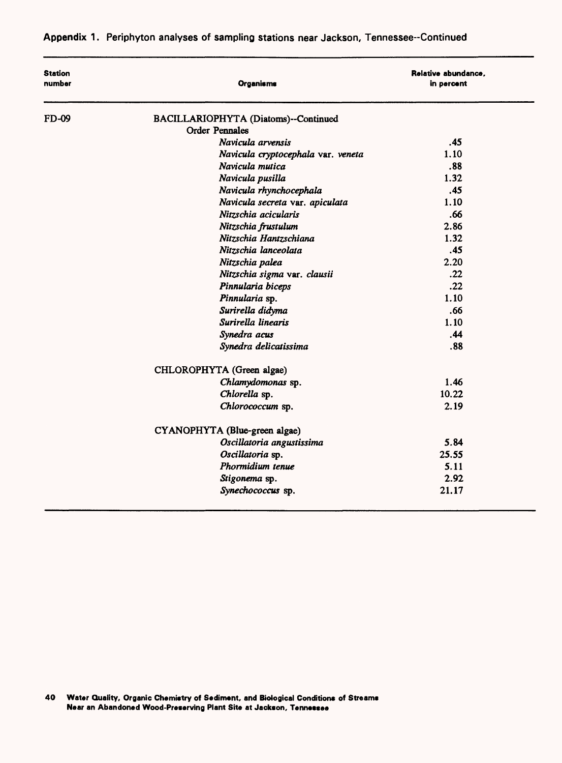**Appendix 1.** Periphyton analyses of sampling stations near Jackson, Tennessee--Continued

| Station number | Organisms | Relative abundance, in percent |
|---|---|---|
| FD-09 | BACILLARIOPHYTA (Diatoms)--Continued | |
| | Order Pennales | |
| | *Navicula arvensis* | .45 |
| | *Navicula cryptocephala* var. *veneta* | 1.10 |
| | *Navicula mutica* | .88 |
| | *Navicula pusilla* | 1.32 |
| | *Navicula rhynchocephala* | .45 |
| | *Navicula secreta* var. *apiculata* | 1.10 |
| | *Nitzschia acicularis* | .66 |
| | *Nitzschia frustulum* | 2.86 |
| | *Nitzschia Hantzschiana* | 1.32 |
| | *Nitzschia lanceolata* | .45 |
| | *Nitzschia palea* | 2.20 |
| | *Nitzschia sigma* var. *clausii* | .22 |
| | *Pinnularia biceps* | .22 |
| | *Pinnularia* sp. | 1.10 |
| | *Surirella didyma* | .66 |
| | *Surirella linearis* | 1.10 |
| | *Synedra acus* | .44 |
| | *Synedra delicatissima* | .88 |
| | CHLOROPHYTA (Green algae) | |
| | *Chlamydomonas* sp. | 1.46 |
| | *Chlorella* sp. | 10.22 |
| | *Chlorococcum* sp. | 2.19 |
| | CYANOPHYTA (Blue-green algae) | |
| | *Oscillatoria angustissima* | 5.84 |
| | *Oscillatoria* sp. | 25.55 |
| | *Phormidium tenue* | 5.11 |
| | *Stigonema* sp. | 2.92 |
| | *Synechococcus* sp. | 21.17 |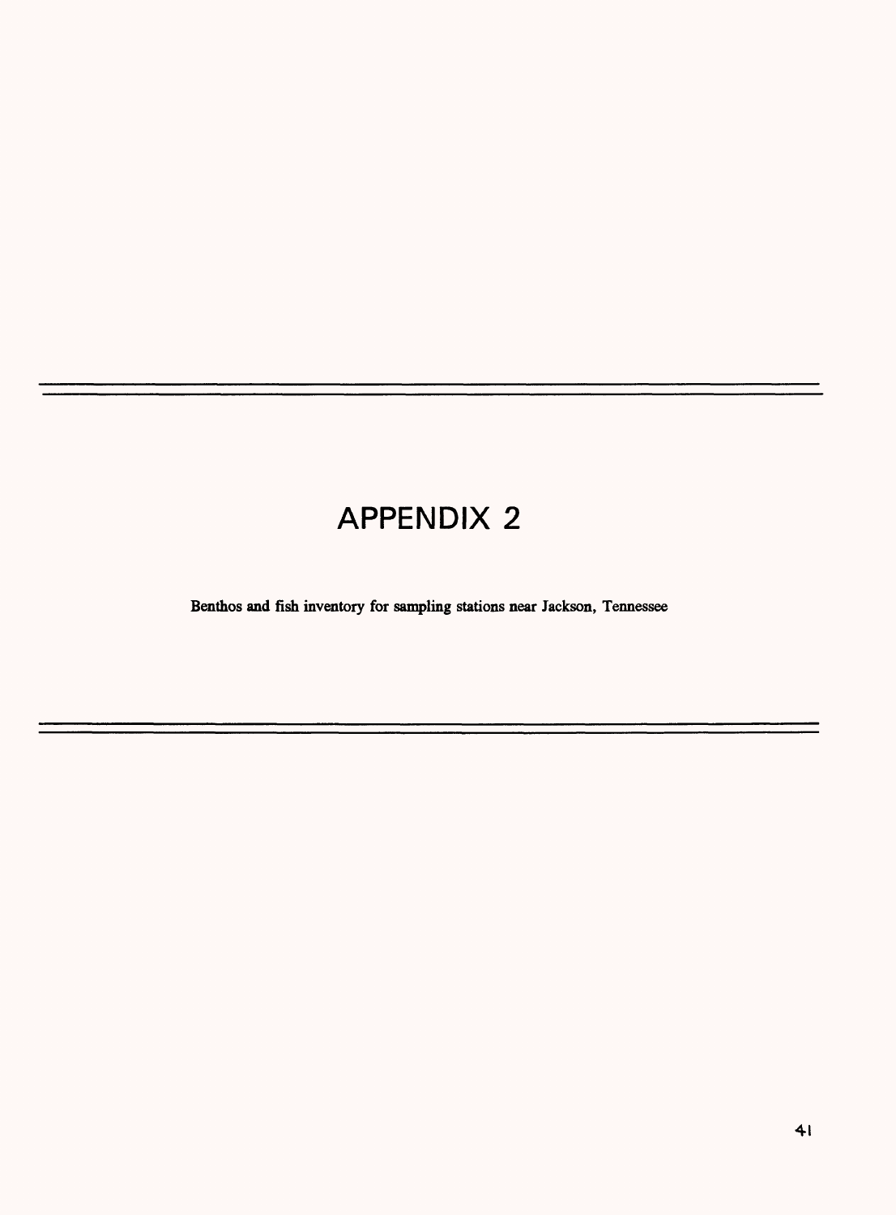# APPENDIX 2

**Benthos and fish inventory for sampling stations near Jackson, Tennessee**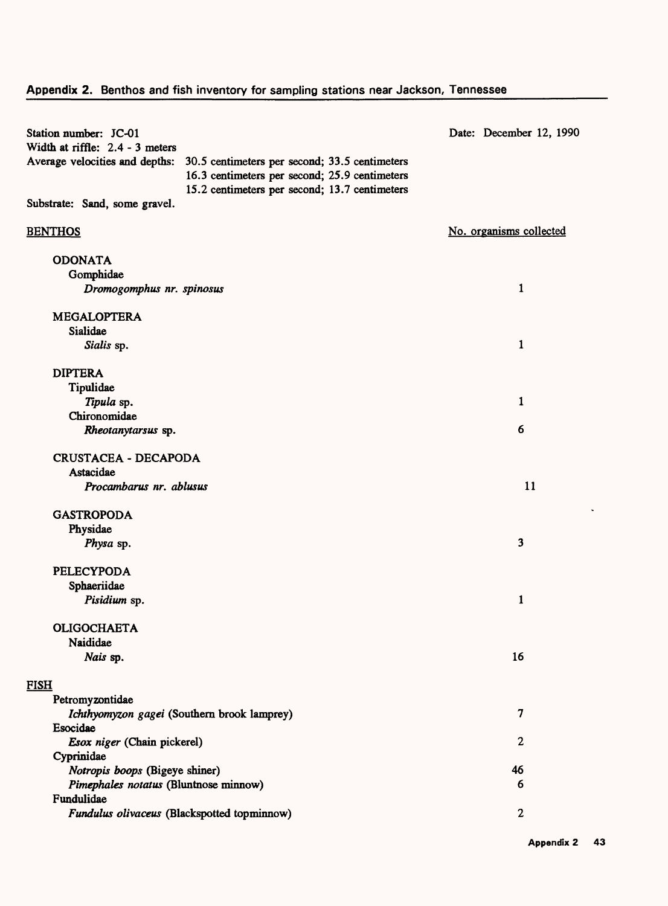## Appendix 2. Benthos and fish inventory for sampling stations near Jackson, Tennessee

Station number: JC-01

Date: December 12, 1990

Width at riffle: 2.4 - 3 meters

Average velocities and depths: 30.5 centimeters per second; 33.5 centimeters
16.3 centimeters per second; 25.9 centimeters
15.2 centimeters per second; 13.7 centimeters

Substrate: Sand, some gravel.

| BENTHOS | No. organisms collected |
|---|---|
| ODONATA | |
| Gomphidae | |
| *Dromogomphus nr. spinosus* | 1 |
| MEGALOPTERA | |
| Sialidae | |
| *Sialis* sp. | 1 |
| DIPTERA | |
| Tipulidae | |
| *Tipula* sp. | 1 |
| Chironomidae | |
| *Rheotanytarsus* sp. | 6 |
| CRUSTACEA - DECAPODA | |
| Astacidae | |
| *Procambarus nr. ablusus* | 11 |
| GASTROPODA | |
| Physidae | |
| *Physa* sp. | 3 |
| PELECYPODA | |
| Sphaeriidae | |
| *Pisidium* sp. | 1 |
| OLIGOCHAETA | |
| Naididae | |
| *Nais* sp. | 16 |

| FISH | |
|---|---|
| Petromyzontidae | |
| *Ichthyomyzon gagei* (Southern brook lamprey) | 7 |
| Esocidae | |
| *Esox niger* (Chain pickerel) | 2 |
| Cyprinidae | |
| *Notropis boops* (Bigeye shiner) | 46 |
| *Pimephales notatus* (Bluntnose minnow) | 6 |
| Fundulidae | |
| *Fundulus olivaceus* (Blackspotted topminnow) | 2 |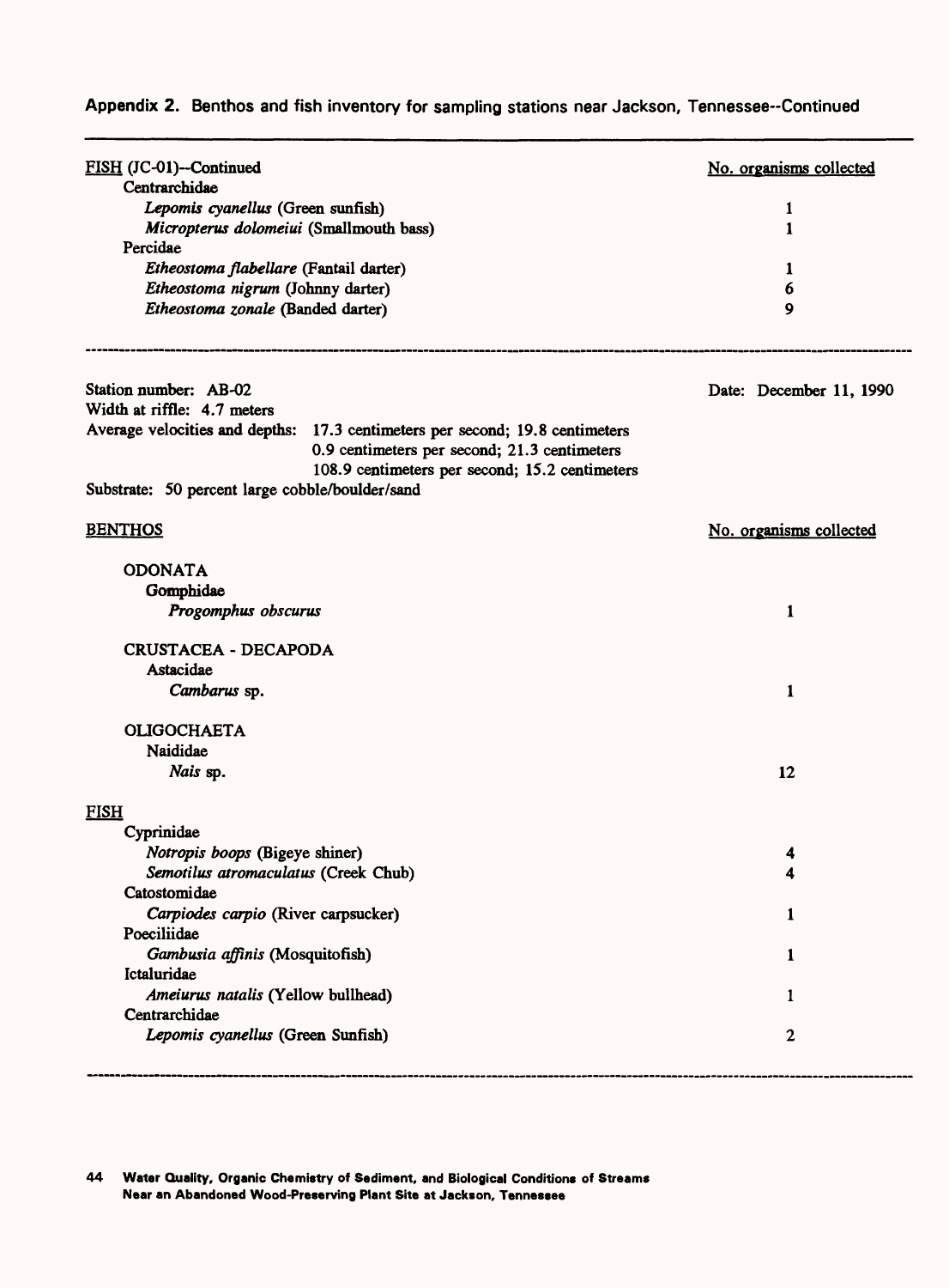**Appendix 2.** Benthos and fish inventory for sampling stations near Jackson, Tennessee--Continued

| FISH (JC-01)--Continued | No. organisms collected |
|---|---|
| Centrarchidae | |
| *Lepomis cyanellus* (Green sunfish) | 1 |
| *Micropterus dolomeiui* (Smallmouth bass) | 1 |
| Percidae | |
| *Etheostoma flabellare* (Fantail darter) | 1 |
| *Etheostoma nigrum* (Johnny darter) | 6 |
| *Etheostoma zonale* (Banded darter) | 9 |

---

Station number: AB-02 — Date: December 11, 1990

Width at riffle: 4.7 meters

Average velocities and depths: 17.3 centimeters per second; 19.8 centimeters
0.9 centimeters per second; 21.3 centimeters
108.9 centimeters per second; 15.2 centimeters

Substrate: 50 percent large cobble/boulder/sand

| BENTHOS | No. organisms collected |
|---|---|
| ODONATA | |
| Gomphidae | |
| *Progomphus obscurus* | 1 |
| CRUSTACEA - DECAPODA | |
| Astacidae | |
| *Cambarus* sp. | 1 |
| OLIGOCHAETA | |
| Naididae | |
| *Nais* sp. | 12 |
| **FISH** | |
| Cyprinidae | |
| *Notropis boops* (Bigeye shiner) | 4 |
| *Semotilus atromaculatus* (Creek Chub) | 4 |
| Catostomidae | |
| *Carpiodes carpio* (River carpsucker) | 1 |
| Poeciliidae | |
| *Gambusia affinis* (Mosquitofish) | 1 |
| Ictaluridae | |
| *Ameiurus natalis* (Yellow bullhead) | 1 |
| Centrarchidae | |
| *Lepomis cyanellus* (Green Sunfish) | 2 |

---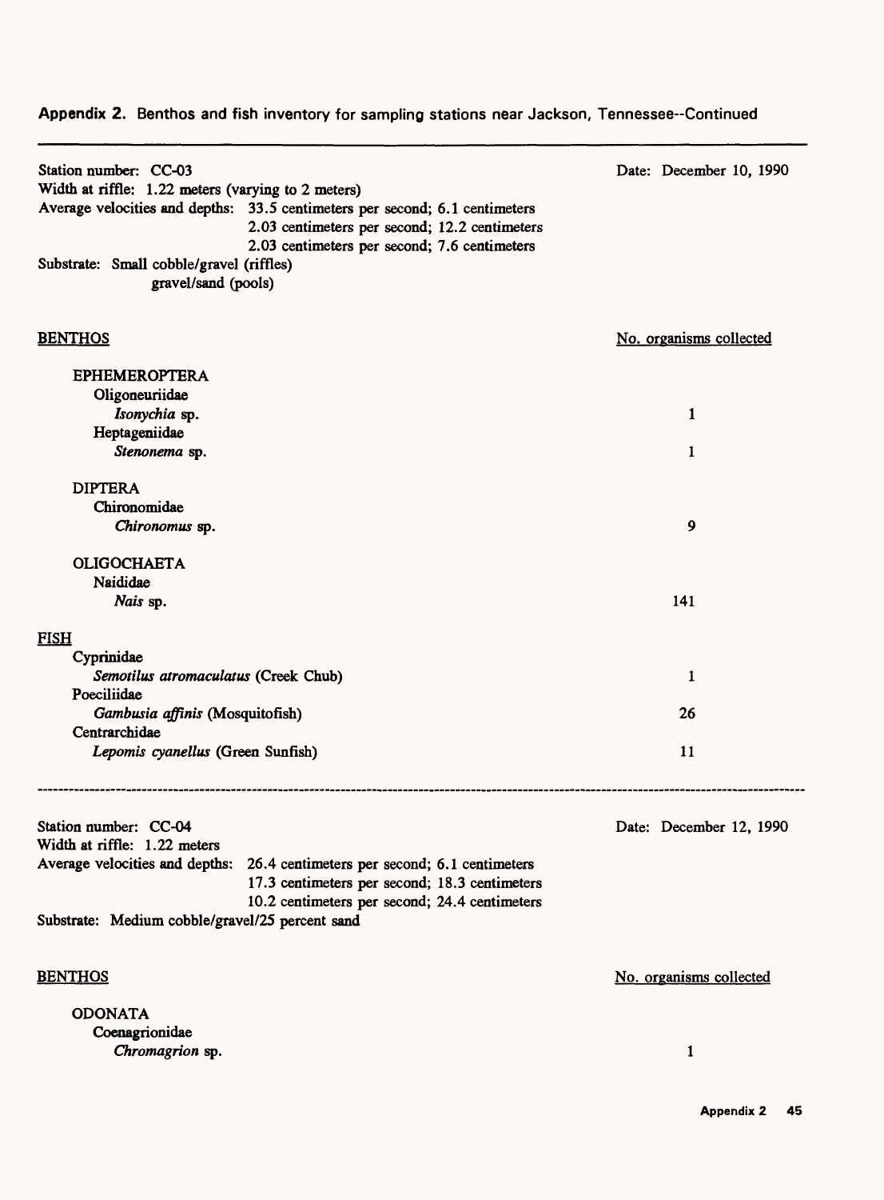**Appendix 2.** Benthos and fish inventory for sampling stations near Jackson, Tennessee--Continued

Station number: CC-03 — Date: December 10, 1990

Width at riffle: 1.22 meters (varying to 2 meters)

Average velocities and depths: 33.5 centimeters per second; 6.1 centimeters
2.03 centimeters per second; 12.2 centimeters
2.03 centimeters per second; 7.6 centimeters

Substrate: Small cobble/gravel (riffles)
gravel/sand (pools)

| BENTHOS | No. organisms collected |
|---|---|
| EPHEMEROPTERA | |
| Oligoneuriidae | |
| *Isonychia* sp. | 1 |
| Heptageniidae | |
| *Stenonema* sp. | 1 |
| DIPTERA | |
| Chironomidae | |
| *Chironomus* sp. | 9 |
| OLIGOCHAETA | |
| Naididae | |
| *Nais* sp. | 141 |
| **FISH** | |
| Cyprinidae | |
| *Semotilus atromaculatus* (Creek Chub) | 1 |
| Poeciliidae | |
| *Gambusia affinis* (Mosquitofish) | 26 |
| Centrarchidae | |
| *Lepomis cyanellus* (Green Sunfish) | 11 |

---

Station number: CC-04 — Date: December 12, 1990

Width at riffle: 1.22 meters

Average velocities and depths: 26.4 centimeters per second; 6.1 centimeters
17.3 centimeters per second; 18.3 centimeters
10.2 centimeters per second; 24.4 centimeters

Substrate: Medium cobble/gravel/25 percent sand

| BENTHOS | No. organisms collected |
|---|---|
| ODONATA | |
| Coenagrionidae | |
| *Chromagrion* sp. | 1 |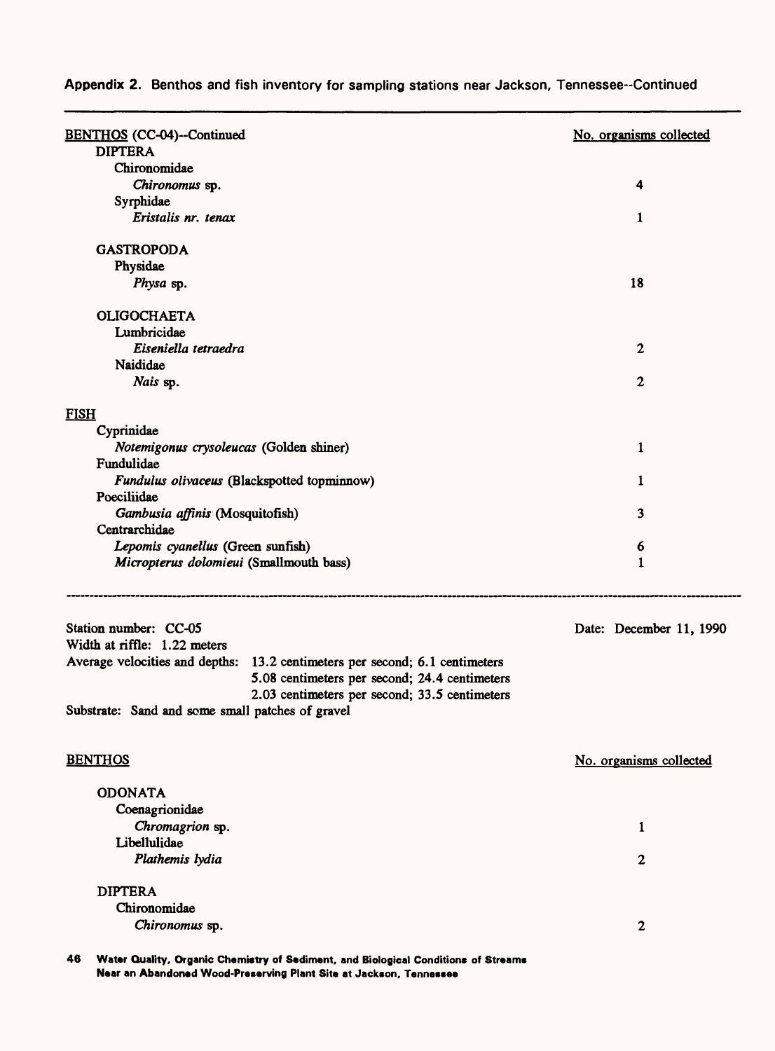**Appendix 2.** Benthos and fish inventory for sampling stations near Jackson, Tennessee--Continued

| BENTHOS (CC-04)--Continued | No. organisms collected |
|---|---|
| DIPTERA | |
| Chironomidae | |
| *Chironomus* sp. | 4 |
| Syrphidae | |
| *Eristalis nr. tenax* | 1 |
| GASTROPODA | |
| Physidae | |
| *Physa* sp. | 18 |
| OLIGOCHAETA | |
| Lumbricidae | |
| *Eiseniella tetraedra* | 2 |
| Naididae | |
| *Nais* sp. | 2 |
| FISH | |
| Cyprinidae | |
| *Notemigonus crysoleucas* (Golden shiner) | 1 |
| Fundulidae | |
| *Fundulus olivaceus* (Blackspotted topminnow) | 1 |
| Poeciliidae | |
| *Gambusia affinis* (Mosquitofish) | 3 |
| Centrarchidae | |
| *Lepomis cyanellus* (Green sunfish) | 6 |
| *Micropterus dolomieui* (Smallmouth bass) | 1 |

---

Station number: CC-05  
Date: December 11, 1990  
Width at riffle: 1.22 meters  
Average velocities and depths: 13.2 centimeters per second; 6.1 centimeters  
5.08 centimeters per second; 24.4 centimeters  
2.03 centimeters per second; 33.5 centimeters  
Substrate: Sand and some small patches of gravel

| BENTHOS | No. organisms collected |
|---|---|
| ODONATA | |
| Coenagrionidae | |
| *Chromagrion* sp. | 1 |
| Libellulidae | |
| *Plathemis lydia* | 2 |
| DIPTERA | |
| Chironomidae | |
| *Chironomus* sp. | 2 |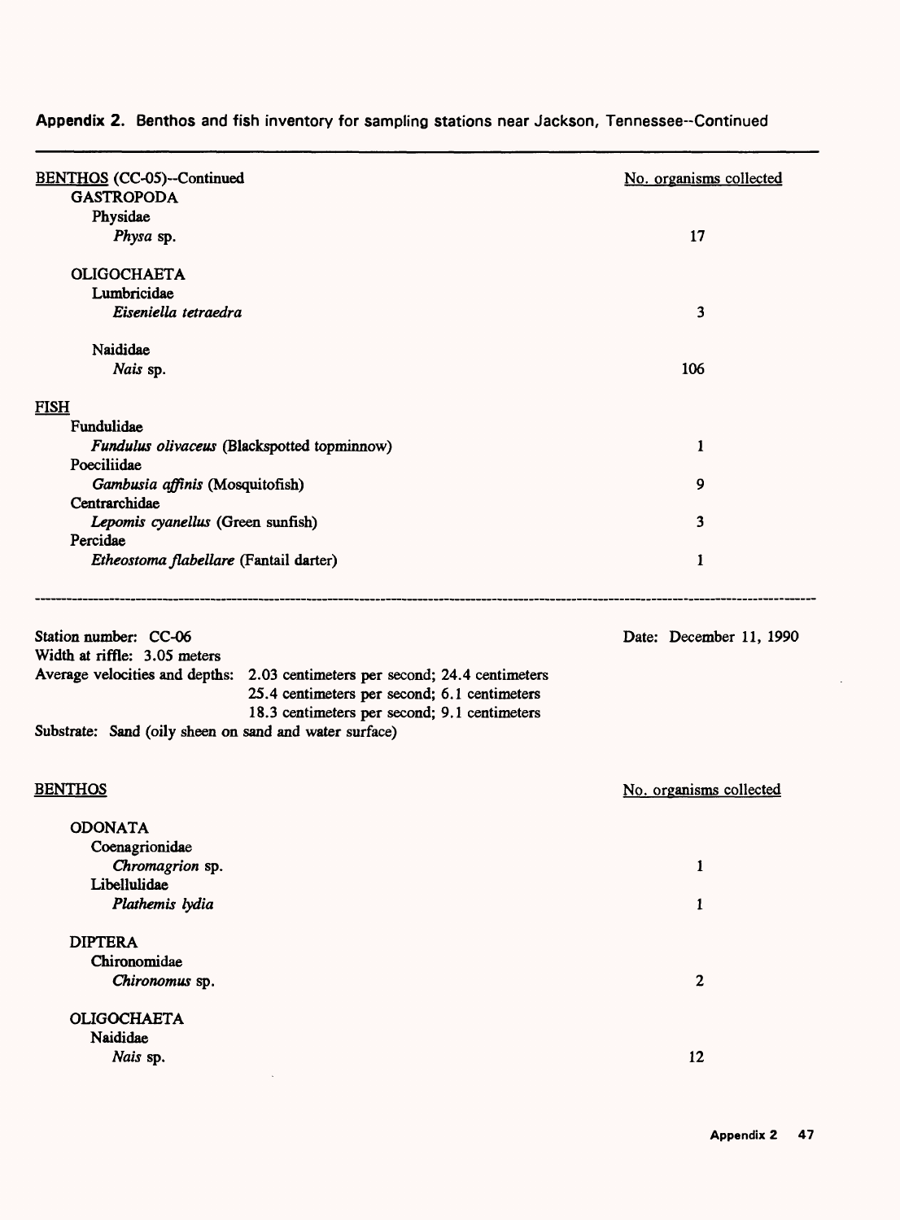**Appendix 2.** Benthos and fish inventory for sampling stations near Jackson, Tennessee--Continued

| BENTHOS (CC-05)--Continued | No. organisms collected |
|---|---|
| GASTROPODA | |
| Physidae | |
| *Physa* sp. | 17 |
| OLIGOCHAETA | |
| Lumbricidae | |
| *Eiseniella tetraedra* | 3 |
| Naididae | |
| *Nais* sp. | 106 |
| FISH | |
| Fundulidae | |
| *Fundulus olivaceus* (Blackspotted topminnow) | 1 |
| Poeciliidae | |
| *Gambusia affinis* (Mosquitofish) | 9 |
| Centrarchidae | |
| *Lepomis cyanellus* (Green sunfish) | 3 |
| Percidae | |
| *Etheostoma flabellare* (Fantail darter) | 1 |

---

Station number: CC-06 — Date: December 11, 1990

Width at riffle: 3.05 meters

Average velocities and depths: 2.03 centimeters per second; 24.4 centimeters
25.4 centimeters per second; 6.1 centimeters
18.3 centimeters per second; 9.1 centimeters

Substrate: Sand (oily sheen on sand and water surface)

| BENTHOS | No. organisms collected |
|---|---|
| ODONATA | |
| Coenagrionidae | |
| *Chromagrion* sp. | 1 |
| Libellulidae | |
| *Plathemis lydia* | 1 |
| DIPTERA | |
| Chironomidae | |
| *Chironomus* sp. | 2 |
| OLIGOCHAETA | |
| Naididae | |
| *Nais* sp. | 12 |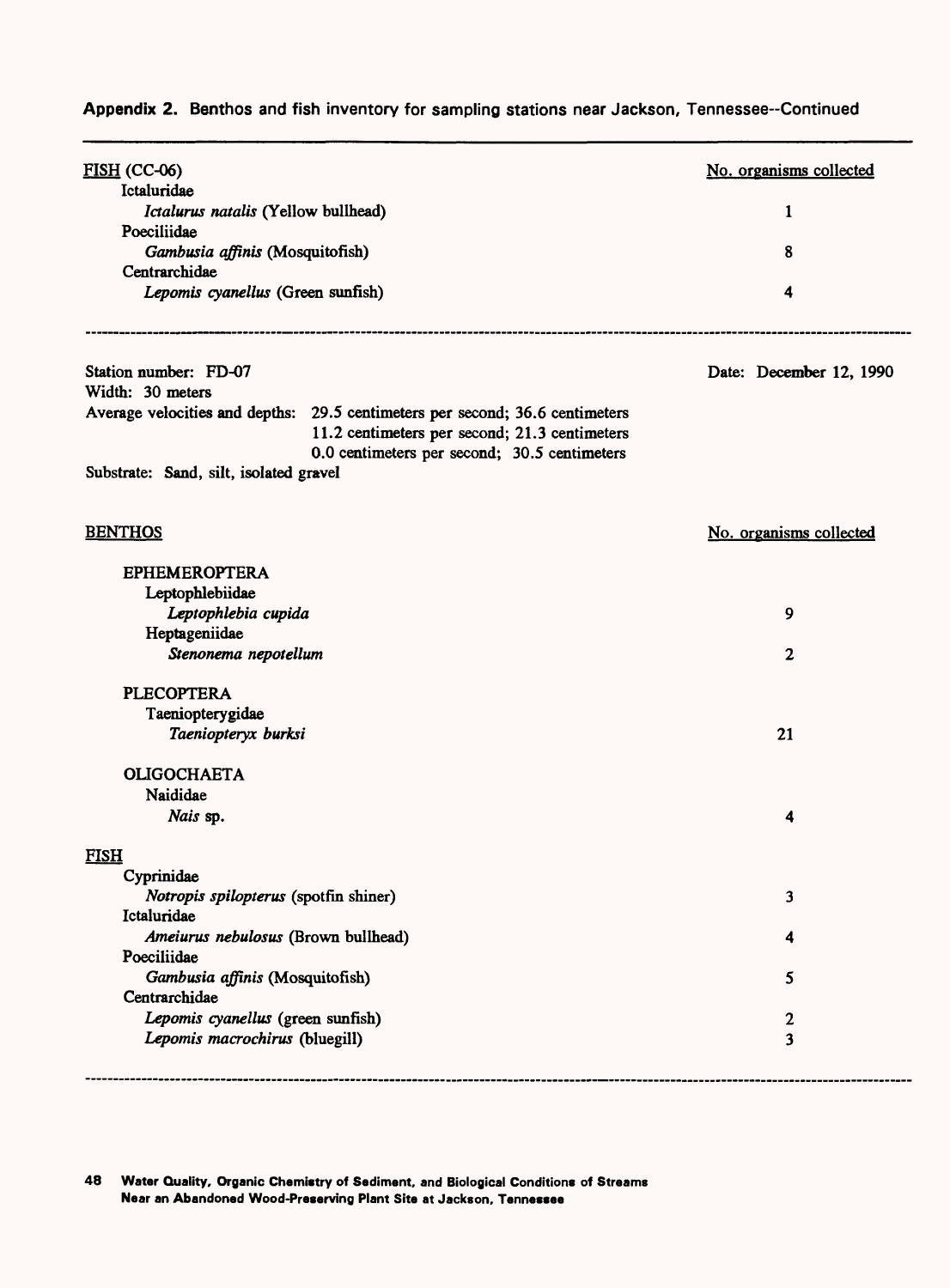**Appendix 2.** Benthos and fish inventory for sampling stations near Jackson, Tennessee--Continued

| FISH (CC-06) | No. organisms collected |
|---|---|
| Ictaluridae | |
| *Ictalurus natalis* (Yellow bullhead) | 1 |
| Poeciliidae | |
| *Gambusia affinis* (Mosquitofish) | 8 |
| Centrarchidae | |
| *Lepomis cyanellus* (Green sunfish) | 4 |

---

Station number: FD-07 — Date: December 12, 1990

Width: 30 meters

Average velocities and depths: 29.5 centimeters per second; 36.6 centimeters
11.2 centimeters per second; 21.3 centimeters
0.0 centimeters per second; 30.5 centimeters

Substrate: Sand, silt, isolated gravel

| BENTHOS | No. organisms collected |
|---|---|
| EPHEMEROPTERA | |
| Leptophlebiidae | |
| *Leptophlebia cupida* | 9 |
| Heptageniidae | |
| *Stenonema nepotellum* | 2 |
| PLECOPTERA | |
| Taeniopterygidae | |
| *Taeniopteryx burksi* | 21 |
| OLIGOCHAETA | |
| Naididae | |
| *Nais* sp. | 4 |
| **FISH** | |
| Cyprinidae | |
| *Notropis spilopterus* (spotfin shiner) | 3 |
| Ictaluridae | |
| *Ameiurus nebulosus* (Brown bullhead) | 4 |
| Poeciliidae | |
| *Gambusia affinis* (Mosquitofish) | 5 |
| Centrarchidae | |
| *Lepomis cyanellus* (green sunfish) | 2 |
| *Lepomis macrochirus* (bluegill) | 3 |

---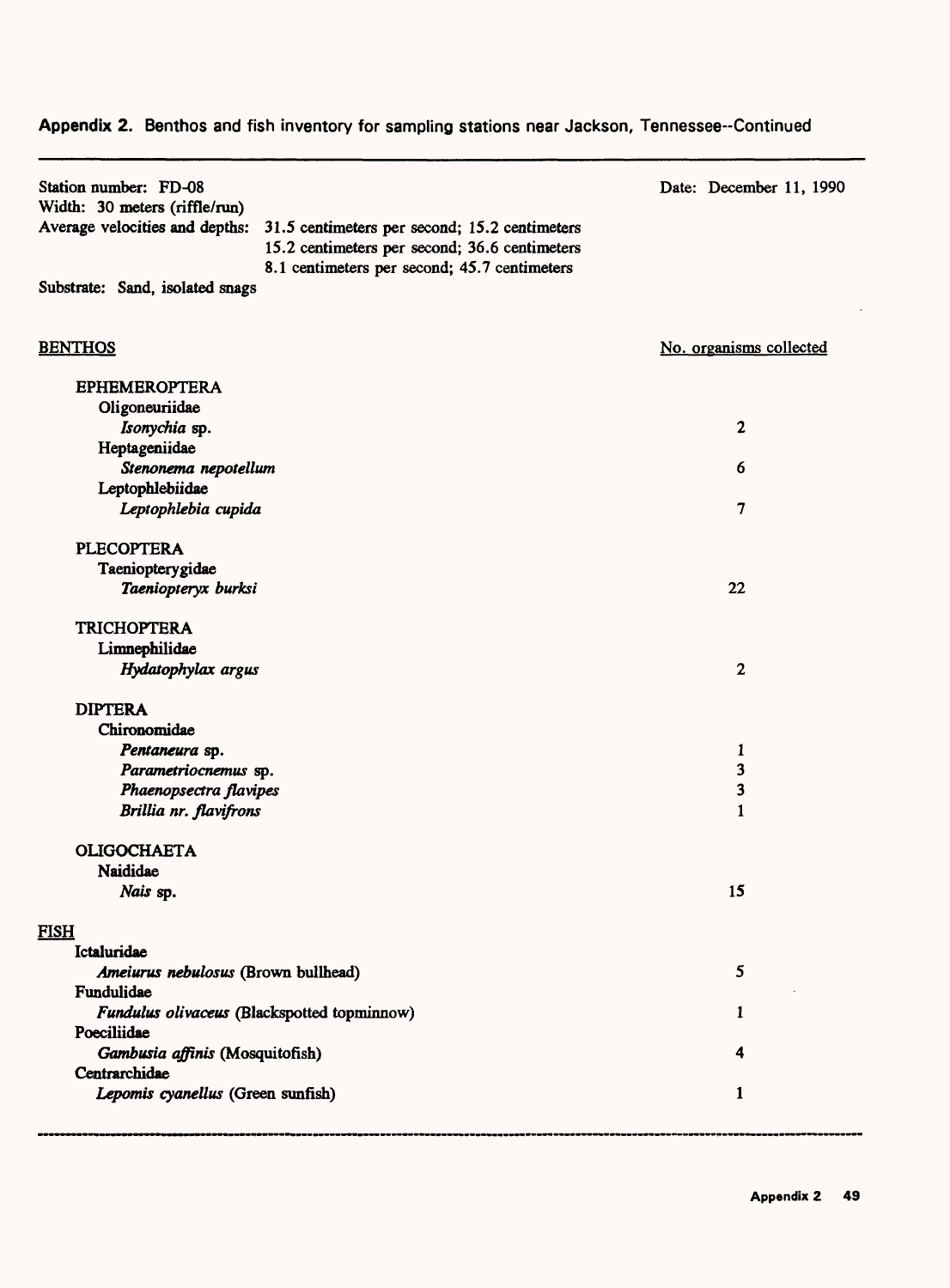**Appendix 2.** Benthos and fish inventory for sampling stations near Jackson, Tennessee--Continued

Station number: FD-08 Date: December 11, 1990
Width: 30 meters (riffle/run)
Average velocities and depths: 31.5 centimeters per second; 15.2 centimeters
15.2 centimeters per second; 36.6 centimeters
8.1 centimeters per second; 45.7 centimeters
Substrate: Sand, isolated snags

| BENTHOS | No. organisms collected |
|---|---|
| EPHEMEROPTERA | |
| Oligoneuriidae | |
| *Isonychia* sp. | 2 |
| Heptageniidae | |
| *Stenonema nepotellum* | 6 |
| Leptophlebiidae | |
| *Leptophlebia cupida* | 7 |
| PLECOPTERA | |
| Taeniopterygidae | |
| *Taeniopteryx burksi* | 22 |
| TRICHOPTERA | |
| Limnephilidae | |
| *Hydatophylax argus* | 2 |
| DIPTERA | |
| Chironomidae | |
| *Pentaneura* sp. | 1 |
| *Parametriocnemus* sp. | 3 |
| *Phaenopsectra flavipes* | 3 |
| *Brillia* nr. *flavifrons* | 1 |
| OLIGOCHAETA | |
| Naididae | |
| *Nais* sp. | 15 |
| FISH | |
| Ictaluridae | |
| *Ameiurus nebulosus* (Brown bullhead) | 5 |
| Fundulidae | |
| *Fundulus olivaceus* (Blackspotted topminnow) | 1 |
| Poeciliidae | |
| *Gambusia affinis* (Mosquitofish) | 4 |
| Centrarchidae | |
| *Lepomis cyanellus* (Green sunfish) | 1 |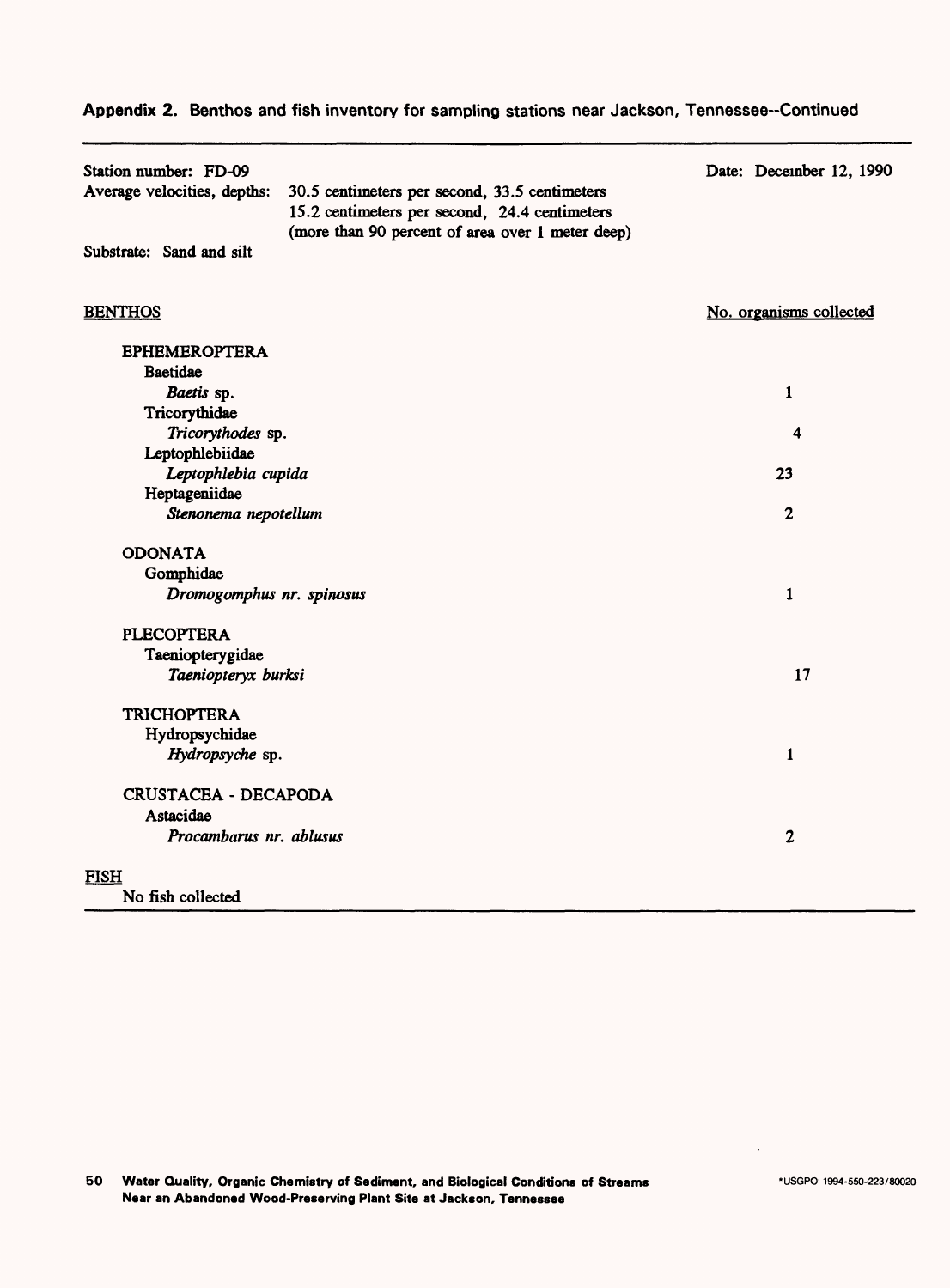**Appendix 2.** Benthos and fish inventory for sampling stations near Jackson, Tennessee--Continued

Station number: FD-09 &nbsp;&nbsp;&nbsp;&nbsp;&nbsp;&nbsp;&nbsp;&nbsp;&nbsp;&nbsp;&nbsp;&nbsp;&nbsp;&nbsp;&nbsp;&nbsp;&nbsp;&nbsp;&nbsp;&nbsp;&nbsp;&nbsp;&nbsp;&nbsp;&nbsp;&nbsp;&nbsp;&nbsp;&nbsp;&nbsp;&nbsp;&nbsp;&nbsp;&nbsp;&nbsp;&nbsp;&nbsp;&nbsp;&nbsp;&nbsp; Date: December 12, 1990

Average velocities, depths: 30.5 centimeters per second, 33.5 centimeters
15.2 centimeters per second, 24.4 centimeters
(more than 90 percent of area over 1 meter deep)

Substrate: Sand and silt

| BENTHOS | No. organisms collected |
| --- | --- |
| EPHEMEROPTERA | |
| Baetidae | |
| *Baetis* sp. | 1 |
| Tricorythidae | |
| *Tricorythodes* sp. | 4 |
| Leptophlebiidae | |
| *Leptophlebia cupida* | 23 |
| Heptageniidae | |
| *Stenonema nepotellum* | 2 |
| ODONATA | |
| Gomphidae | |
| *Dromogomphus nr. spinosus* | 1 |
| PLECOPTERA | |
| Taeniopterygidae | |
| *Taeniopteryx burksi* | 17 |
| TRICHOPTERA | |
| Hydropsychidae | |
| *Hydropsyche* sp. | 1 |
| CRUSTACEA - DECAPODA | |
| Astacidae | |
| *Procambarus nr. ablusus* | 2 |

FISH

No fish collected